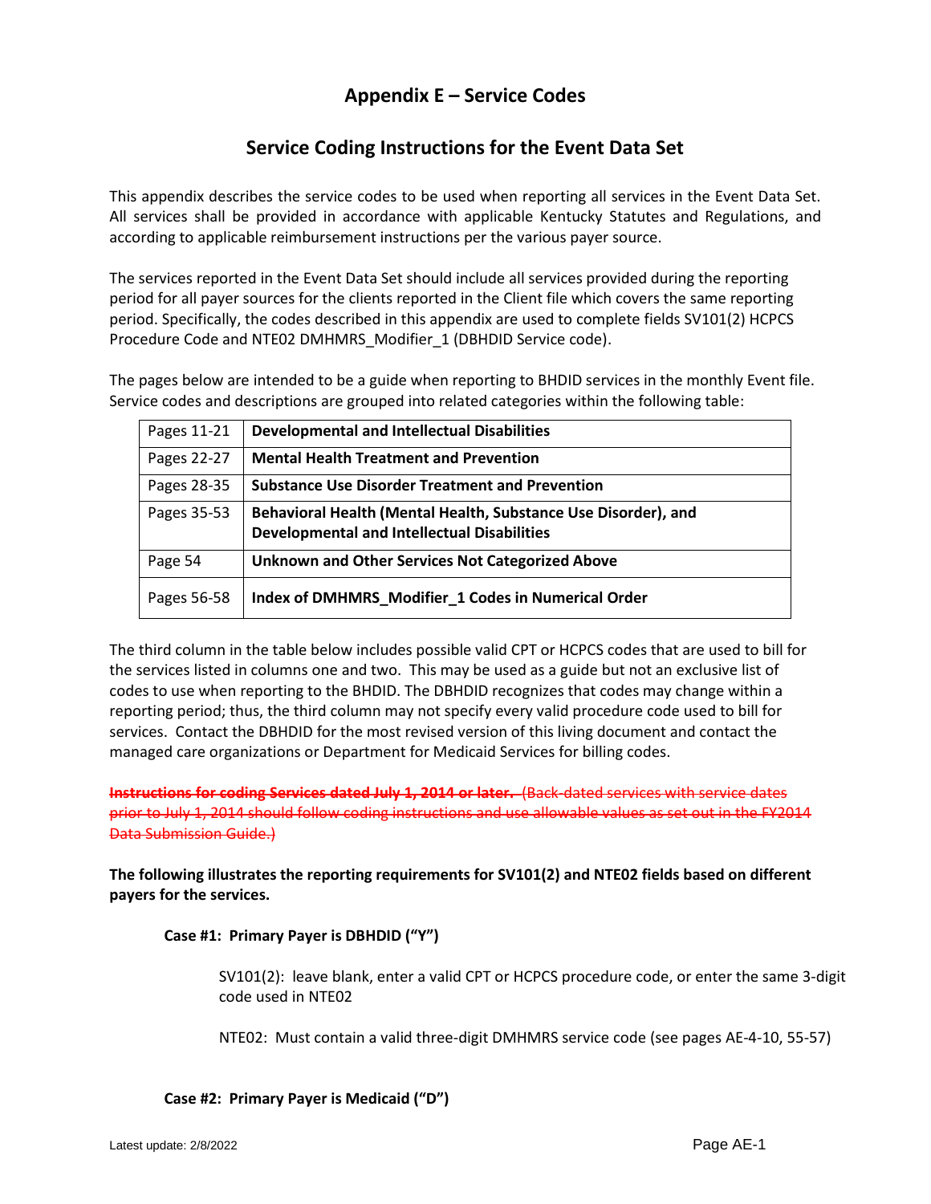# Appendix E – Service Codes

## Service Coding Instructions for the Event Data Set

This appendix describes the service codes to be used when reporting all services in the Event Data Set. All services shall be provided in accordance with applicable Kentucky Statutes and Regulations, and according to applicable reimbursement instructions per the various payer source.

The services reported in the Event Data Set should include all services provided during the reporting period for all payer sources for the clients reported in the Client file which covers the same reporting period. Specifically, the codes described in this appendix are used to complete fields SV101(2) HCPCS Procedure Code and NTE02 DMHMRS_Modifier_1 (DBHDID Service code).

The pages below are intended to be a guide when reporting to BHDID services in the monthly Event file. Service codes and descriptions are grouped into related categories within the following table:

| | |
|---|---|
| Pages 11-21 | **Developmental and Intellectual Disabilities** |
| Pages 22-27 | **Mental Health Treatment and Prevention** |
| Pages 28-35 | **Substance Use Disorder Treatment and Prevention** |
| Pages 35-53 | **Behavioral Health (Mental Health, Substance Use Disorder), and Developmental and Intellectual Disabilities** |
| Page 54 | **Unknown and Other Services Not Categorized Above** |
| Pages 56-58 | **Index of DMHMRS_Modifier_1 Codes in Numerical Order** |

The third column in the table below includes possible valid CPT or HCPCS codes that are used to bill for the services listed in columns one and two. This may be used as a guide but not an exclusive list of codes to use when reporting to the BHDID. The DBHDID recognizes that codes may change within a reporting period; thus, the third column may not specify every valid procedure code used to bill for services. Contact the DBHDID for the most revised version of this living document and contact the managed care organizations or Department for Medicaid Services for billing codes.

~~**Instructions for coding Services dated July 1, 2014 or later.** (Back-dated services with service dates prior to July 1, 2014 should follow coding instructions and use allowable values as set out in the FY2014 Data Submission Guide.)~~

**The following illustrates the reporting requirements for SV101(2) and NTE02 fields based on different payers for the services.**

**Case #1: Primary Payer is DBHDID ("Y")**

SV101(2): leave blank, enter a valid CPT or HCPCS procedure code, or enter the same 3-digit code used in NTE02

NTE02: Must contain a valid three-digit DMHMRS service code (see pages AE-4-10, 55-57)

**Case #2: Primary Payer is Medicaid ("D")**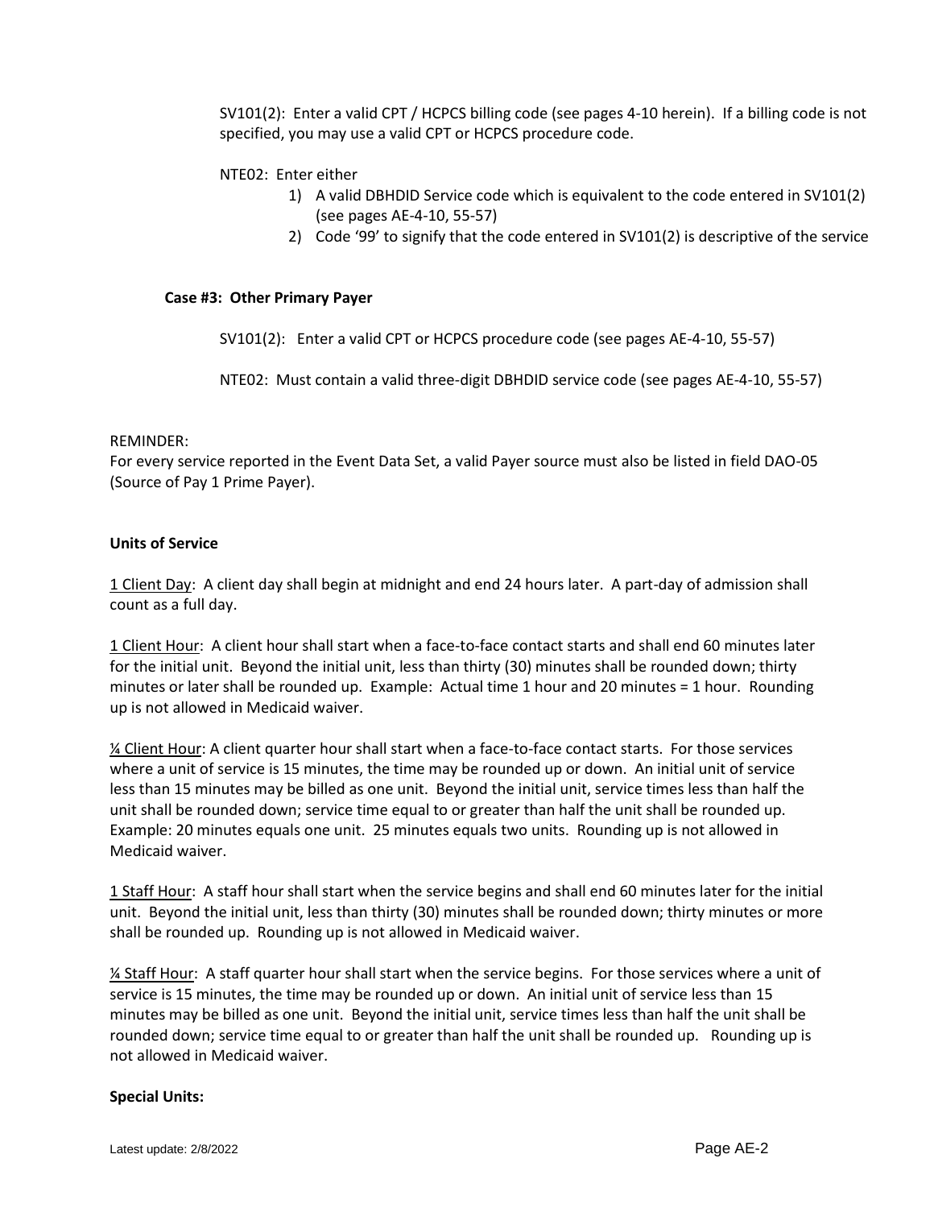SV101(2): Enter a valid CPT / HCPCS billing code (see pages 4-10 herein). If a billing code is not specified, you may use a valid CPT or HCPCS procedure code.

NTE02: Enter either

1) A valid DBHDID Service code which is equivalent to the code entered in SV101(2) (see pages AE-4-10, 55-57)
2) Code '99' to signify that the code entered in SV101(2) is descriptive of the service

**Case #3: Other Primary Payer**

SV101(2): Enter a valid CPT or HCPCS procedure code (see pages AE-4-10, 55-57)

NTE02: Must contain a valid three-digit DBHDID service code (see pages AE-4-10, 55-57)

REMINDER:
For every service reported in the Event Data Set, a valid Payer source must also be listed in field DAO-05 (Source of Pay 1 Prime Payer).

**Units of Service**

1 Client Day: A client day shall begin at midnight and end 24 hours later. A part-day of admission shall count as a full day.

1 Client Hour: A client hour shall start when a face-to-face contact starts and shall end 60 minutes later for the initial unit. Beyond the initial unit, less than thirty (30) minutes shall be rounded down; thirty minutes or later shall be rounded up. Example: Actual time 1 hour and 20 minutes = 1 hour. Rounding up is not allowed in Medicaid waiver.

¼ Client Hour: A client quarter hour shall start when a face-to-face contact starts. For those services where a unit of service is 15 minutes, the time may be rounded up or down. An initial unit of service less than 15 minutes may be billed as one unit. Beyond the initial unit, service times less than half the unit shall be rounded down; service time equal to or greater than half the unit shall be rounded up. Example: 20 minutes equals one unit. 25 minutes equals two units. Rounding up is not allowed in Medicaid waiver.

1 Staff Hour: A staff hour shall start when the service begins and shall end 60 minutes later for the initial unit. Beyond the initial unit, less than thirty (30) minutes shall be rounded down; thirty minutes or more shall be rounded up. Rounding up is not allowed in Medicaid waiver.

¼ Staff Hour: A staff quarter hour shall start when the service begins. For those services where a unit of service is 15 minutes, the time may be rounded up or down. An initial unit of service less than 15 minutes may be billed as one unit. Beyond the initial unit, service times less than half the unit shall be rounded down; service time equal to or greater than half the unit shall be rounded up. Rounding up is not allowed in Medicaid waiver.

**Special Units:**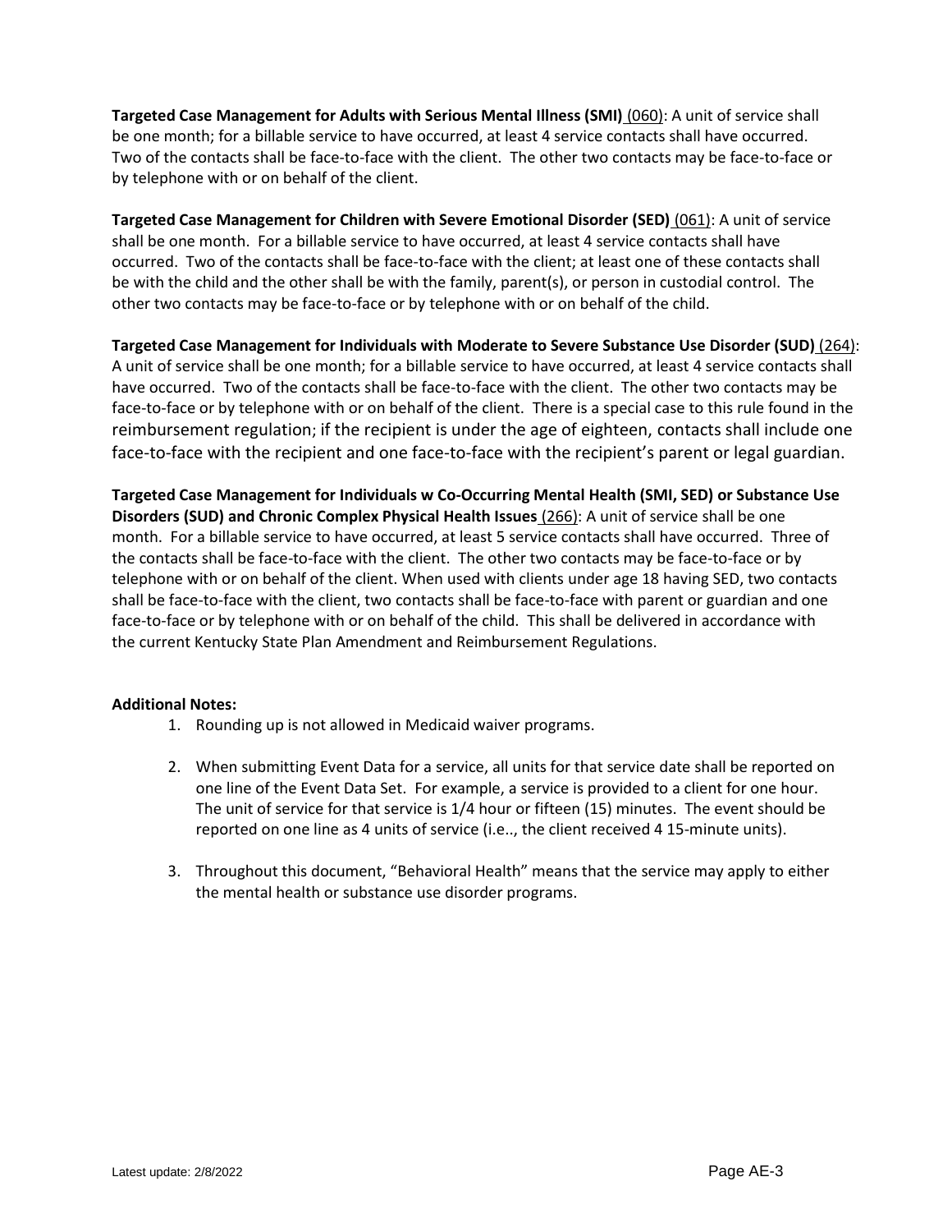**Targeted Case Management for Adults with Serious Mental Illness (SMI)** (060): A unit of service shall be one month; for a billable service to have occurred, at least 4 service contacts shall have occurred. Two of the contacts shall be face-to-face with the client. The other two contacts may be face-to-face or by telephone with or on behalf of the client.

**Targeted Case Management for Children with Severe Emotional Disorder (SED)** (061): A unit of service shall be one month. For a billable service to have occurred, at least 4 service contacts shall have occurred. Two of the contacts shall be face-to-face with the client; at least one of these contacts shall be with the child and the other shall be with the family, parent(s), or person in custodial control. The other two contacts may be face-to-face or by telephone with or on behalf of the child.

**Targeted Case Management for Individuals with Moderate to Severe Substance Use Disorder (SUD)** (264): A unit of service shall be one month; for a billable service to have occurred, at least 4 service contacts shall have occurred. Two of the contacts shall be face-to-face with the client. The other two contacts may be face-to-face or by telephone with or on behalf of the client. There is a special case to this rule found in the reimbursement regulation; if the recipient is under the age of eighteen, contacts shall include one face-to-face with the recipient and one face-to-face with the recipient's parent or legal guardian.

**Targeted Case Management for Individuals w Co-Occurring Mental Health (SMI, SED) or Substance Use Disorders (SUD) and Chronic Complex Physical Health Issues** (266): A unit of service shall be one month. For a billable service to have occurred, at least 5 service contacts shall have occurred. Three of the contacts shall be face-to-face with the client. The other two contacts may be face-to-face or by telephone with or on behalf of the client. When used with clients under age 18 having SED, two contacts shall be face-to-face with the client, two contacts shall be face-to-face with parent or guardian and one face-to-face or by telephone with or on behalf of the child. This shall be delivered in accordance with the current Kentucky State Plan Amendment and Reimbursement Regulations.

**Additional Notes:**

1. Rounding up is not allowed in Medicaid waiver programs.

2. When submitting Event Data for a service, all units for that service date shall be reported on one line of the Event Data Set. For example, a service is provided to a client for one hour. The unit of service for that service is 1/4 hour or fifteen (15) minutes. The event should be reported on one line as 4 units of service (i.e.., the client received 4 15-minute units).

3. Throughout this document, "Behavioral Health" means that the service may apply to either the mental health or substance use disorder programs.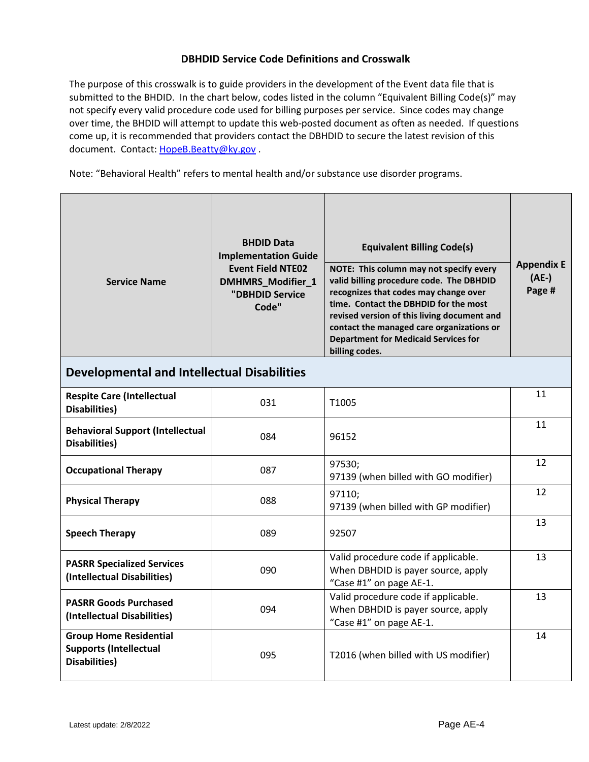### DBHDID Service Code Definitions and Crosswalk

The purpose of this crosswalk is to guide providers in the development of the Event data file that is submitted to the BHDID. In the chart below, codes listed in the column "Equivalent Billing Code(s)" may not specify every valid procedure code used for billing purposes per service. Since codes may change over time, the BHDID will attempt to update this web-posted document as often as needed. If questions come up, it is recommended that providers contact the DBHDID to secure the latest revision of this document. Contact: [HopeB.Beatty@ky.gov](mailto:HopeB.Beatty@ky.gov) .

Note: "Behavioral Health" refers to mental health and/or substance use disorder programs.

| Service Name | BHDID Data Implementation Guide Event Field NTE02 DMHMRS_Modifier_1 "DBHDID Service Code" | Equivalent Billing Code(s) NOTE: This column may not specify every valid billing procedure code. The DBHDID recognizes that codes may change over time. Contact the DBHDID for the most revised version of this living document and contact the managed care organizations or Department for Medicaid Services for billing codes. | Appendix E (AE-) Page # |
|---|---|---|---|
| **Developmental and Intellectual Disabilities** | | | |
| **Respite Care (Intellectual Disabilities)** | 031 | T1005 | 11 |
| **Behavioral Support (Intellectual Disabilities)** | 084 | 96152 | 11 |
| **Occupational Therapy** | 087 | 97530; 97139 (when billed with GO modifier) | 12 |
| **Physical Therapy** | 088 | 97110; 97139 (when billed with GP modifier) | 12 |
| **Speech Therapy** | 089 | 92507 | 13 |
| **PASRR Specialized Services (Intellectual Disabilities)** | 090 | Valid procedure code if applicable. When DBHDID is payer source, apply "Case #1" on page AE-1. | 13 |
| **PASRR Goods Purchased (Intellectual Disabilities)** | 094 | Valid procedure code if applicable. When DBHDID is payer source, apply "Case #1" on page AE-1. | 13 |
| **Group Home Residential Supports (Intellectual Disabilities)** | 095 | T2016 (when billed with US modifier) | 14 |

Latest update: 2/8/2022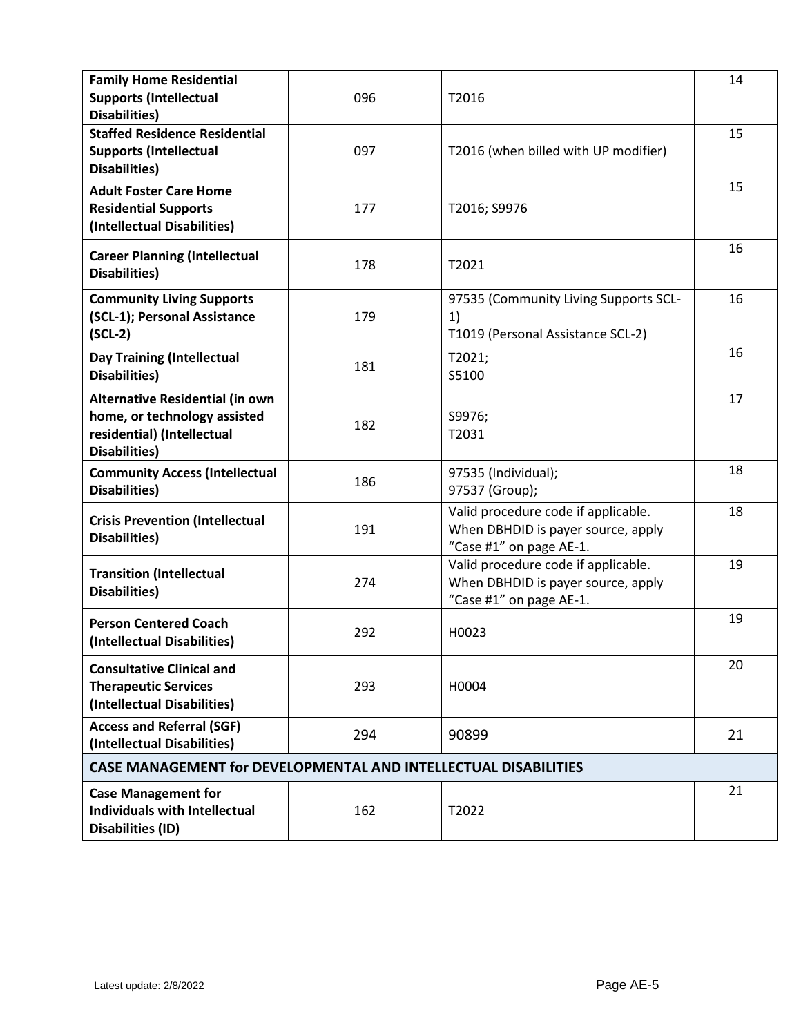| | | | |
|---|---|---|---|
| **Family Home Residential Supports (Intellectual Disabilities)** | 096 | T2016 | 14 |
| **Staffed Residence Residential Supports (Intellectual Disabilities)** | 097 | T2016 (when billed with UP modifier) | 15 |
| **Adult Foster Care Home Residential Supports (Intellectual Disabilities)** | 177 | T2016; S9976 | 15 |
| **Career Planning (Intellectual Disabilities)** | 178 | T2021 | 16 |
| **Community Living Supports (SCL-1); Personal Assistance (SCL-2)** | 179 | 97535 (Community Living Supports SCL-1)<br>T1019 (Personal Assistance SCL-2) | 16 |
| **Day Training (Intellectual Disabilities)** | 181 | T2021;<br>S5100 | 16 |
| **Alternative Residential (in own home, or technology assisted residential) (Intellectual Disabilities)** | 182 | S9976;<br>T2031 | 17 |
| **Community Access (Intellectual Disabilities)** | 186 | 97535 (Individual);<br>97537 (Group); | 18 |
| **Crisis Prevention (Intellectual Disabilities)** | 191 | Valid procedure code if applicable. When DBHDID is payer source, apply "Case #1" on page AE-1. | 18 |
| **Transition (Intellectual Disabilities)** | 274 | Valid procedure code if applicable. When DBHDID is payer source, apply "Case #1" on page AE-1. | 19 |
| **Person Centered Coach (Intellectual Disabilities)** | 292 | H0023 | 19 |
| **Consultative Clinical and Therapeutic Services (Intellectual Disabilities)** | 293 | H0004 | 20 |
| **Access and Referral (SGF) (Intellectual Disabilities)** | 294 | 90899 | 21 |
| **CASE MANAGEMENT for DEVELOPMENTAL AND INTELLECTUAL DISABILITIES** | | | |
| **Case Management for Individuals with Intellectual Disabilities (ID)** | 162 | T2022 | 21 |

Latest update: 2/8/2022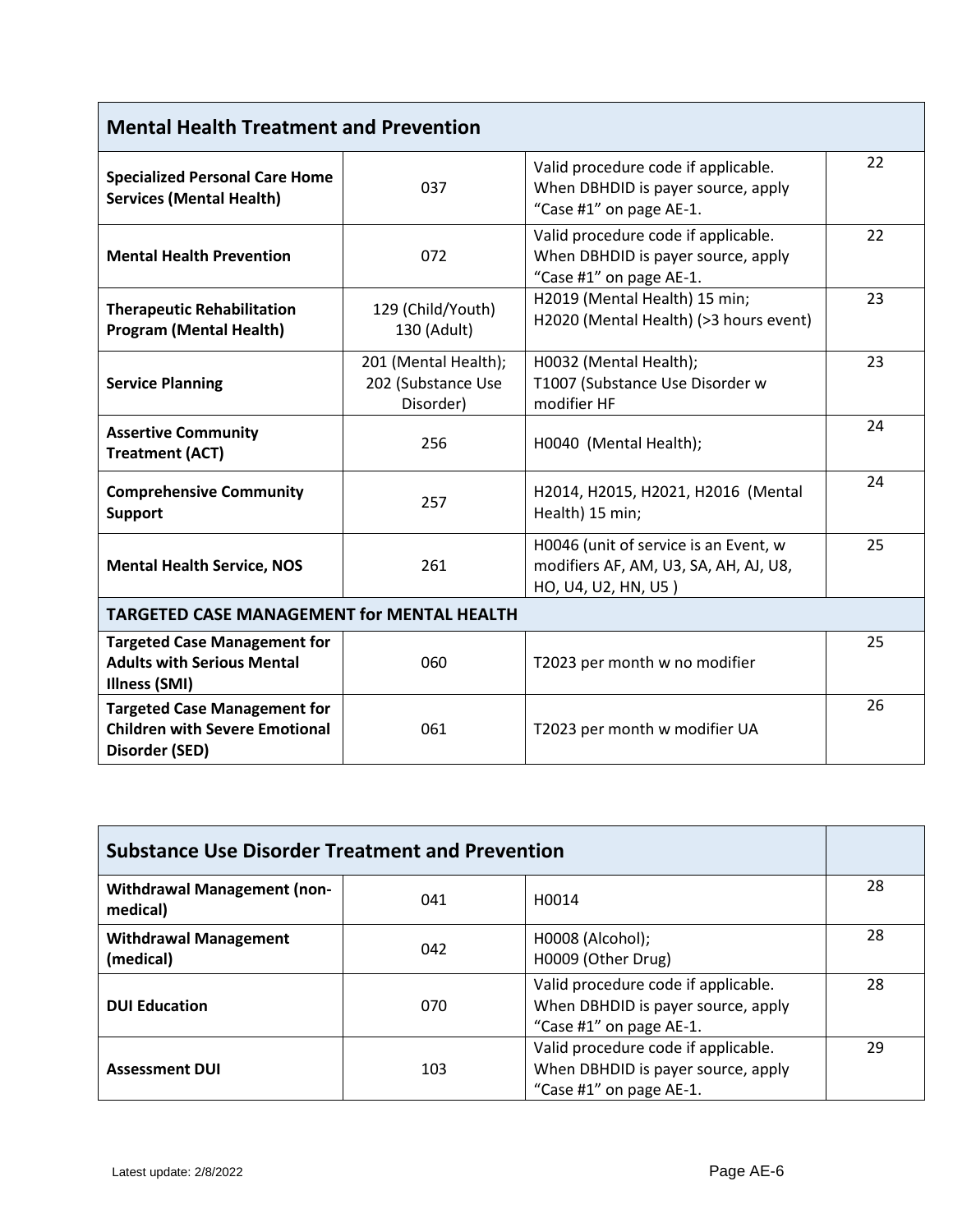| Mental Health Treatment and Prevention | | | |
|---|---|---|---|
| **Specialized Personal Care Home Services (Mental Health)** | 037 | Valid procedure code if applicable. When DBHDID is payer source, apply "Case #1" on page AE-1. | 22 |
| **Mental Health Prevention** | 072 | Valid procedure code if applicable. When DBHDID is payer source, apply "Case #1" on page AE-1. | 22 |
| **Therapeutic Rehabilitation Program (Mental Health)** | 129 (Child/Youth)<br>130 (Adult) | H2019 (Mental Health) 15 min;<br>H2020 (Mental Health) (>3 hours event) | 23 |
| **Service Planning** | 201 (Mental Health);<br>202 (Substance Use Disorder) | H0032 (Mental Health);<br>T1007 (Substance Use Disorder w modifier HF | 23 |
| **Assertive Community Treatment (ACT)** | 256 | H0040 (Mental Health); | 24 |
| **Comprehensive Community Support** | 257 | H2014, H2015, H2021, H2016 (Mental Health) 15 min; | 24 |
| **Mental Health Service, NOS** | 261 | H0046 (unit of service is an Event, w modifiers AF, AM, U3, SA, AH, AJ, U8, HO, U4, U2, HN, U5 ) | 25 |
| **TARGETED CASE MANAGEMENT for MENTAL HEALTH** | | | |
| **Targeted Case Management for Adults with Serious Mental Illness (SMI)** | 060 | T2023 per month w no modifier | 25 |
| **Targeted Case Management for Children with Severe Emotional Disorder (SED)** | 061 | T2023 per month w modifier UA | 26 |

| Substance Use Disorder Treatment and Prevention | | | |
|---|---|---|---|
| **Withdrawal Management (non-medical)** | 041 | H0014 | 28 |
| **Withdrawal Management (medical)** | 042 | H0008 (Alcohol);<br>H0009 (Other Drug) | 28 |
| **DUI Education** | 070 | Valid procedure code if applicable. When DBHDID is payer source, apply "Case #1" on page AE-1. | 28 |
| **Assessment DUI** | 103 | Valid procedure code if applicable. When DBHDID is payer source, apply "Case #1" on page AE-1. | 29 |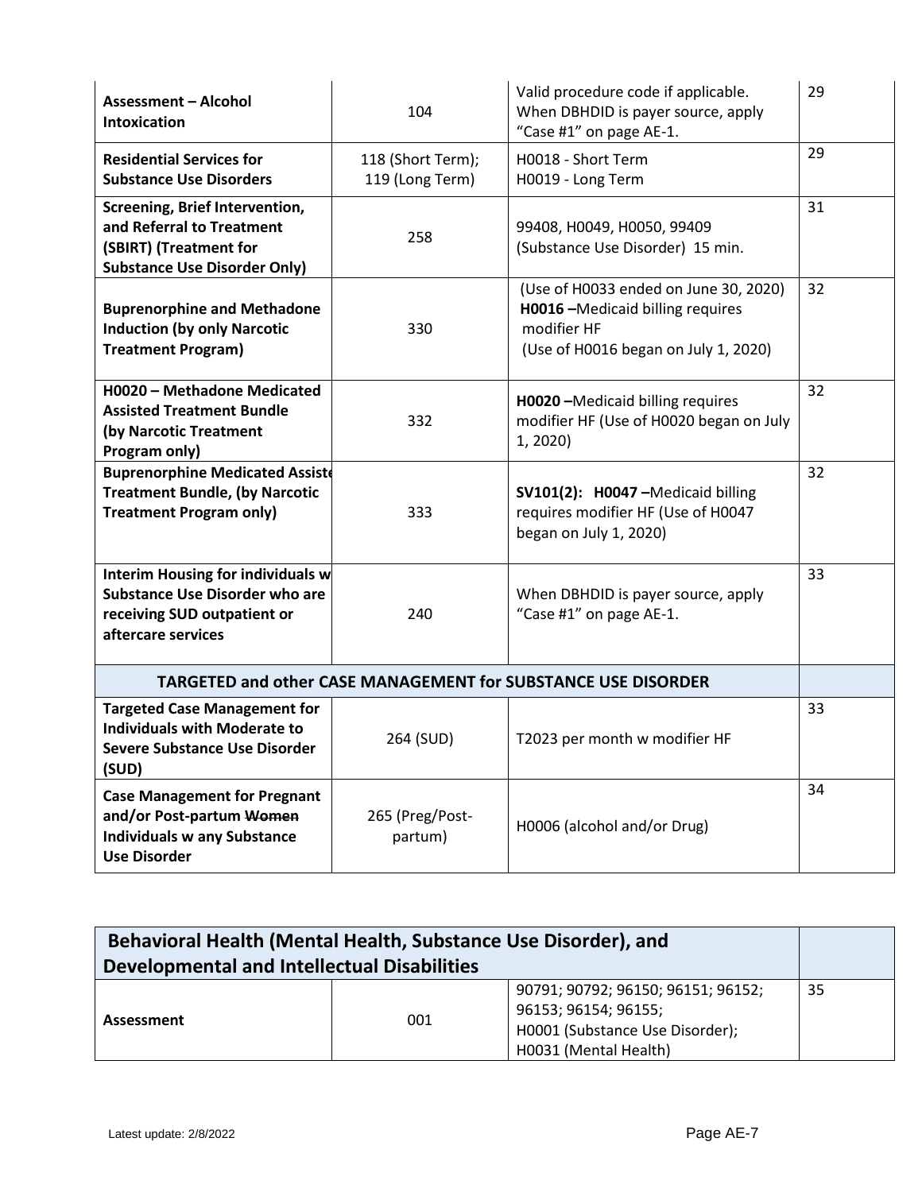| | | | |
|---|---|---|---|
| **Assessment – Alcohol Intoxication** | 104 | Valid procedure code if applicable. When DBHDID is payer source, apply "Case #1" on page AE-1. | 29 |
| **Residential Services for Substance Use Disorders** | 118 (Short Term); 119 (Long Term) | H0018 - Short Term<br>H0019 - Long Term | 29 |
| **Screening, Brief Intervention, and Referral to Treatment (SBIRT) (Treatment for Substance Use Disorder Only)** | 258 | 99408, H0049, H0050, 99409 (Substance Use Disorder) 15 min. | 31 |
| **Buprenorphine and Methadone Induction (by only Narcotic Treatment Program)** | 330 | (Use of H0033 ended on June 30, 2020)<br>**H0016** –Medicaid billing requires modifier HF<br>(Use of H0016 began on July 1, 2020) | 32 |
| **H0020 – Methadone Medicated Assisted Treatment Bundle (by Narcotic Treatment Program only)** | 332 | **H0020** –Medicaid billing requires modifier HF (Use of H0020 began on July 1, 2020) | 32 |
| **Buprenorphine Medicated Assisted Treatment Bundle, (by Narcotic Treatment Program only)** | 333 | **SV101(2): H0047** –Medicaid billing requires modifier HF (Use of H0047 began on July 1, 2020) | 32 |
| **Interim Housing for individuals w Substance Use Disorder who are receiving SUD outpatient or aftercare services** | 240 | When DBHDID is payer source, apply "Case #1" on page AE-1. | 33 |
| **TARGETED and other CASE MANAGEMENT for SUBSTANCE USE DISORDER** | | | |
| **Targeted Case Management for Individuals with Moderate to Severe Substance Use Disorder (SUD)** | 264 (SUD) | T2023 per month w modifier HF | 33 |
| **Case Management for Pregnant and/or Post-partum ~~Women~~ Individuals w any Substance Use Disorder** | 265 (Preg/Post-partum) | H0006 (alcohol and/or Drug) | 34 |

| **Behavioral Health (Mental Health, Substance Use Disorder), and Developmental and Intellectual Disabilities** | | | |
|---|---|---|---|
| **Assessment** | 001 | 90791; 90792; 96150; 96151; 96152; 96153; 96154; 96155;<br>H0001 (Substance Use Disorder);<br>H0031 (Mental Health) | 35 |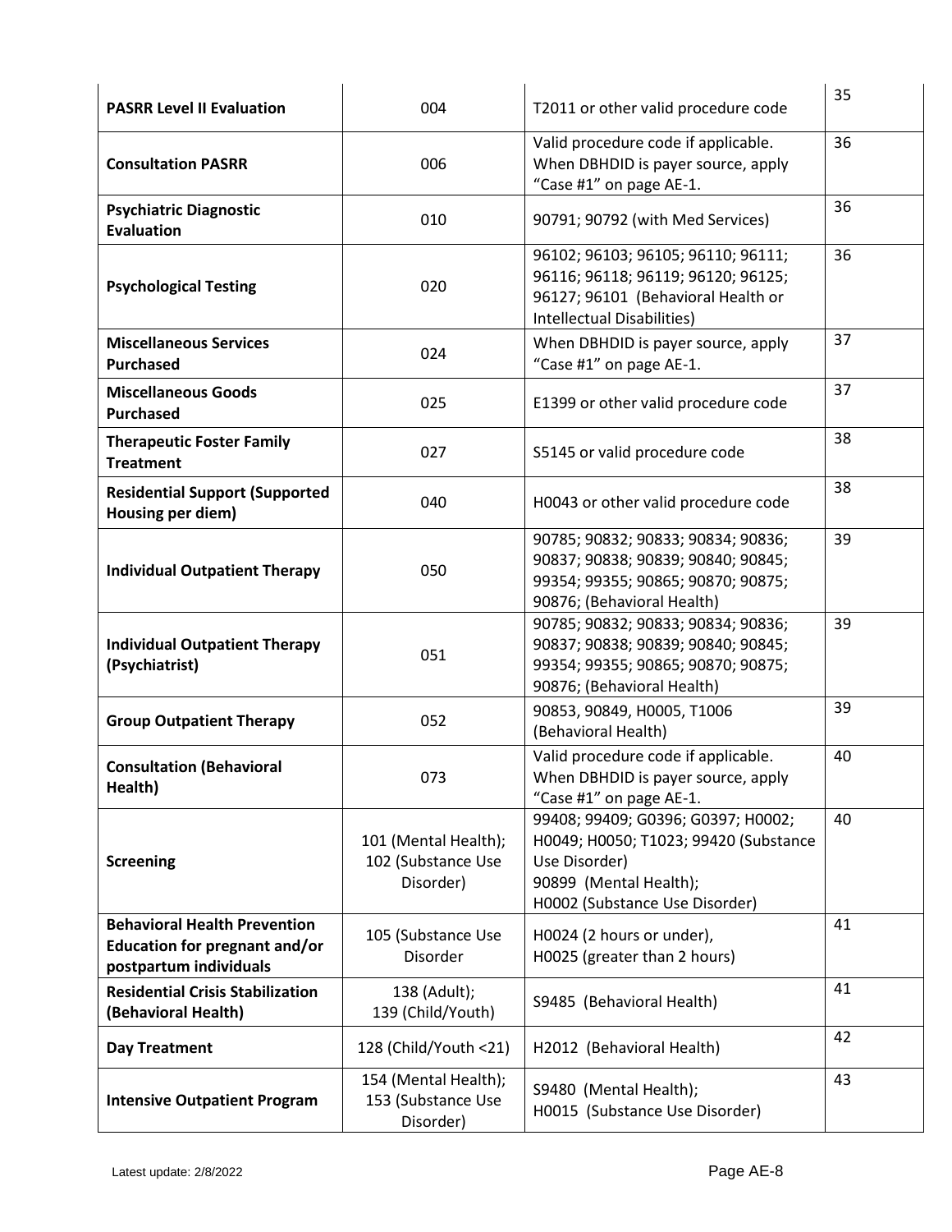| **PASRR Level II Evaluation** | 004 | T2011 or other valid procedure code | 35 |
|---|---|---|---|
| **Consultation PASRR** | 006 | Valid procedure code if applicable. When DBHDID is payer source, apply "Case #1" on page AE-1. | 36 |
| **Psychiatric Diagnostic Evaluation** | 010 | 90791; 90792 (with Med Services) | 36 |
| **Psychological Testing** | 020 | 96102; 96103; 96105; 96110; 96111; 96116; 96118; 96119; 96120; 96125; 96127; 96101 (Behavioral Health or Intellectual Disabilities) | 36 |
| **Miscellaneous Services Purchased** | 024 | When DBHDID is payer source, apply "Case #1" on page AE-1. | 37 |
| **Miscellaneous Goods Purchased** | 025 | E1399 or other valid procedure code | 37 |
| **Therapeutic Foster Family Treatment** | 027 | S5145 or valid procedure code | 38 |
| **Residential Support (Supported Housing per diem)** | 040 | H0043 or other valid procedure code | 38 |
| **Individual Outpatient Therapy** | 050 | 90785; 90832; 90833; 90834; 90836; 90837; 90838; 90839; 90840; 90845; 99354; 99355; 90865; 90870; 90875; 90876; (Behavioral Health) | 39 |
| **Individual Outpatient Therapy (Psychiatrist)** | 051 | 90785; 90832; 90833; 90834; 90836; 90837; 90838; 90839; 90840; 90845; 99354; 99355; 90865; 90870; 90875; 90876; (Behavioral Health) | 39 |
| **Group Outpatient Therapy** | 052 | 90853, 90849, H0005, T1006 (Behavioral Health) | 39 |
| **Consultation (Behavioral Health)** | 073 | Valid procedure code if applicable. When DBHDID is payer source, apply "Case #1" on page AE-1. | 40 |
| **Screening** | 101 (Mental Health); 102 (Substance Use Disorder) | 99408; 99409; G0396; G0397; H0002; H0049; H0050; T1023; 99420 (Substance Use Disorder) 90899 (Mental Health); H0002 (Substance Use Disorder) | 40 |
| **Behavioral Health Prevention Education for pregnant and/or postpartum individuals** | 105 (Substance Use Disorder | H0024 (2 hours or under), H0025 (greater than 2 hours) | 41 |
| **Residential Crisis Stabilization (Behavioral Health)** | 138 (Adult); 139 (Child/Youth) | S9485 (Behavioral Health) | 41 |
| **Day Treatment** | 128 (Child/Youth <21) | H2012 (Behavioral Health) | 42 |
| **Intensive Outpatient Program** | 154 (Mental Health); 153 (Substance Use Disorder) | S9480 (Mental Health); H0015 (Substance Use Disorder) | 43 |

Latest update: 2/8/2022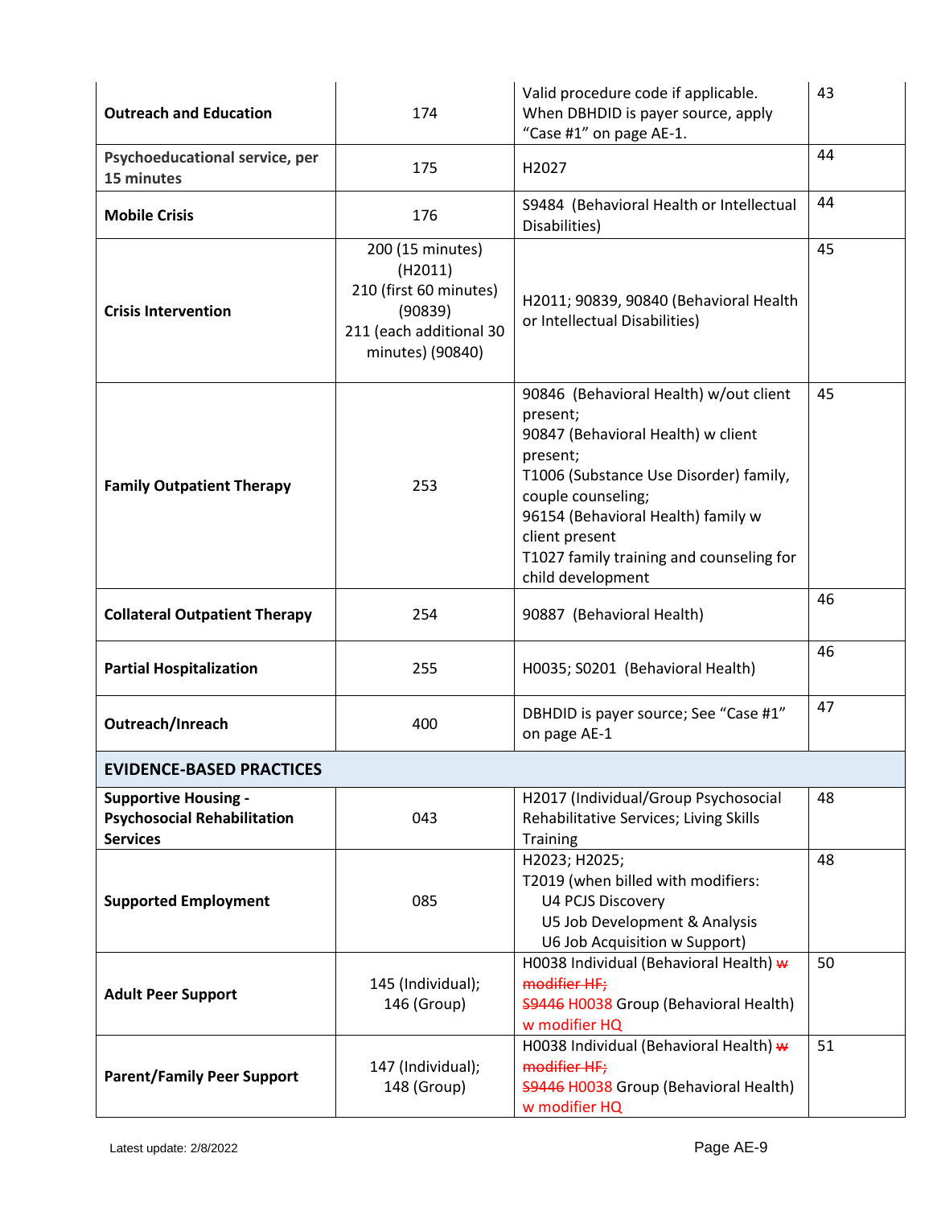| | | | |
|---|---|---|---|
| **Outreach and Education** | 174 | Valid procedure code if applicable. When DBHDID is payer source, apply "Case #1" on page AE-1. | 43 |
| **Psychoeducational service, per 15 minutes** | 175 | H2027 | 44 |
| **Mobile Crisis** | 176 | S9484 (Behavioral Health or Intellectual Disabilities) | 44 |
| **Crisis Intervention** | 200 (15 minutes) (H2011)<br>210 (first 60 minutes) (90839)<br>211 (each additional 30 minutes) (90840) | H2011; 90839, 90840 (Behavioral Health or Intellectual Disabilities) | 45 |
| **Family Outpatient Therapy** | 253 | 90846 (Behavioral Health) w/out client present;<br>90847 (Behavioral Health) w client present;<br>T1006 (Substance Use Disorder) family, couple counseling;<br>96154 (Behavioral Health) family w client present<br>T1027 family training and counseling for child development | 45 |
| **Collateral Outpatient Therapy** | 254 | 90887 (Behavioral Health) | 46 |
| **Partial Hospitalization** | 255 | H0035; S0201 (Behavioral Health) | 46 |
| **Outreach/Inreach** | 400 | DBHDID is payer source; See "Case #1" on page AE-1 | 47 |
| **EVIDENCE-BASED PRACTICES** | | | |
| **Supportive Housing - Psychosocial Rehabilitation Services** | 043 | H2017 (Individual/Group Psychosocial Rehabilitative Services; Living Skills Training | 48 |
| **Supported Employment** | 085 | H2023; H2025;<br>T2019 (when billed with modifiers:<br>U4 PCJS Discovery<br>U5 Job Development & Analysis<br>U6 Job Acquisition w Support) | 48 |
| **Adult Peer Support** | 145 (Individual);<br>146 (Group) | H0038 Individual (Behavioral Health) ~~w modifier HF;~~<br>~~S9446~~ H0038 Group (Behavioral Health) w modifier HQ | 50 |
| **Parent/Family Peer Support** | 147 (Individual);<br>148 (Group) | H0038 Individual (Behavioral Health) ~~w modifier HF;~~<br>~~S9446~~ H0038 Group (Behavioral Health) w modifier HQ | 51 |

Latest update: 2/8/2022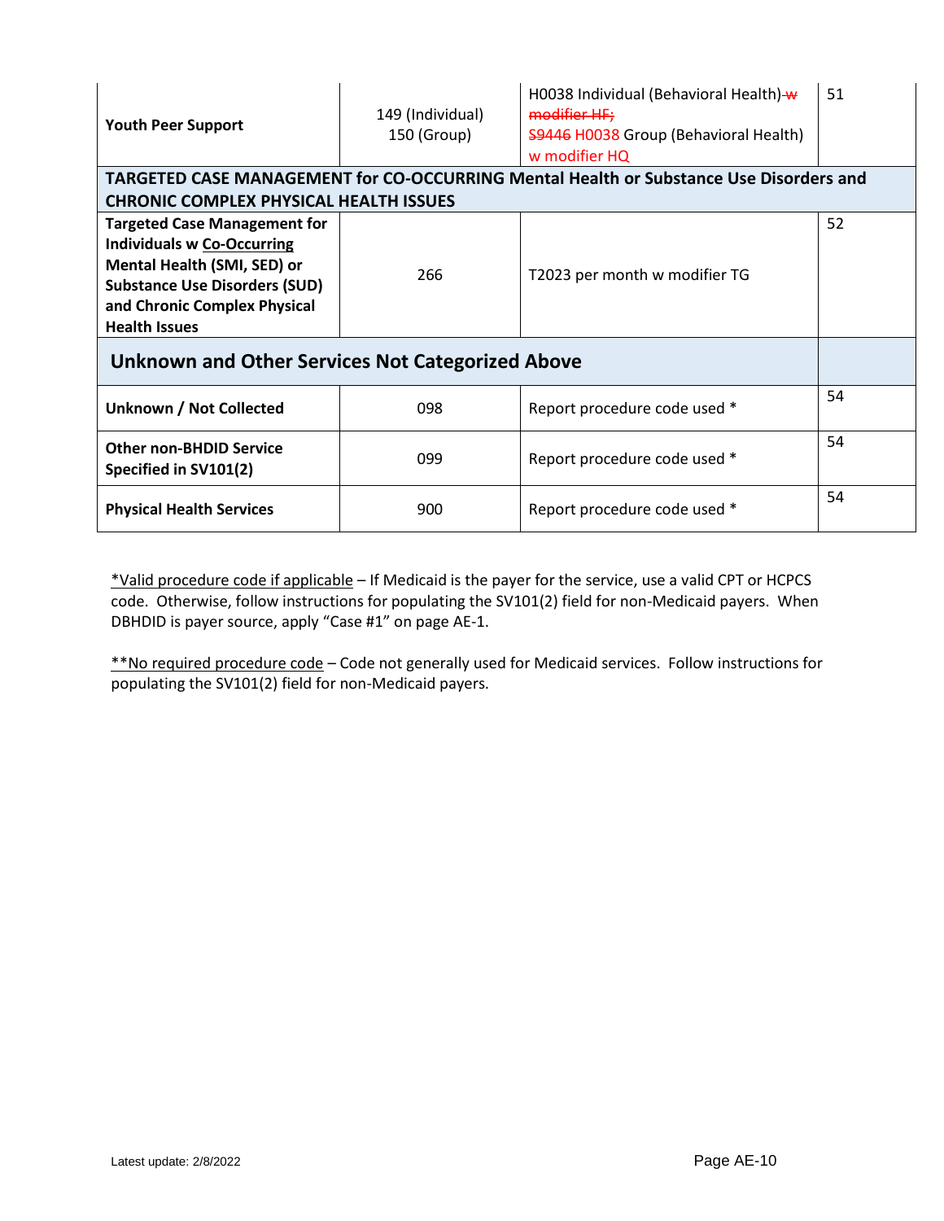| | | | |
|---|---|---|---|
| **Youth Peer Support** | 149 (Individual)<br>150 (Group) | H0038 Individual (Behavioral Health) ~~w modifier HF;~~<br>~~S9446~~ H0038 Group (Behavioral Health) w modifier HQ | 51 |
| **TARGETED CASE MANAGEMENT for CO-OCCURRING Mental Health or Substance Use Disorders and CHRONIC COMPLEX PHYSICAL HEALTH ISSUES** | | | |
| **Targeted Case Management for Individuals w Co-Occurring Mental Health (SMI, SED) or Substance Use Disorders (SUD) and Chronic Complex Physical Health Issues** | 266 | T2023 per month w modifier TG | 52 |
| **Unknown and Other Services Not Categorized Above** | | | |
| **Unknown / Not Collected** | 098 | Report procedure code used * | 54 |
| **Other non-BHDID Service Specified in SV101(2)** | 099 | Report procedure code used * | 54 |
| **Physical Health Services** | 900 | Report procedure code used * | 54 |

*Valid procedure code if applicable – If Medicaid is the payer for the service, use a valid CPT or HCPCS code. Otherwise, follow instructions for populating the SV101(2) field for non-Medicaid payers. When DBHDID is payer source, apply "Case #1" on page AE-1.

**No required procedure code – Code not generally used for Medicaid services. Follow instructions for populating the SV101(2) field for non-Medicaid payers.

Latest update: 2/8/2022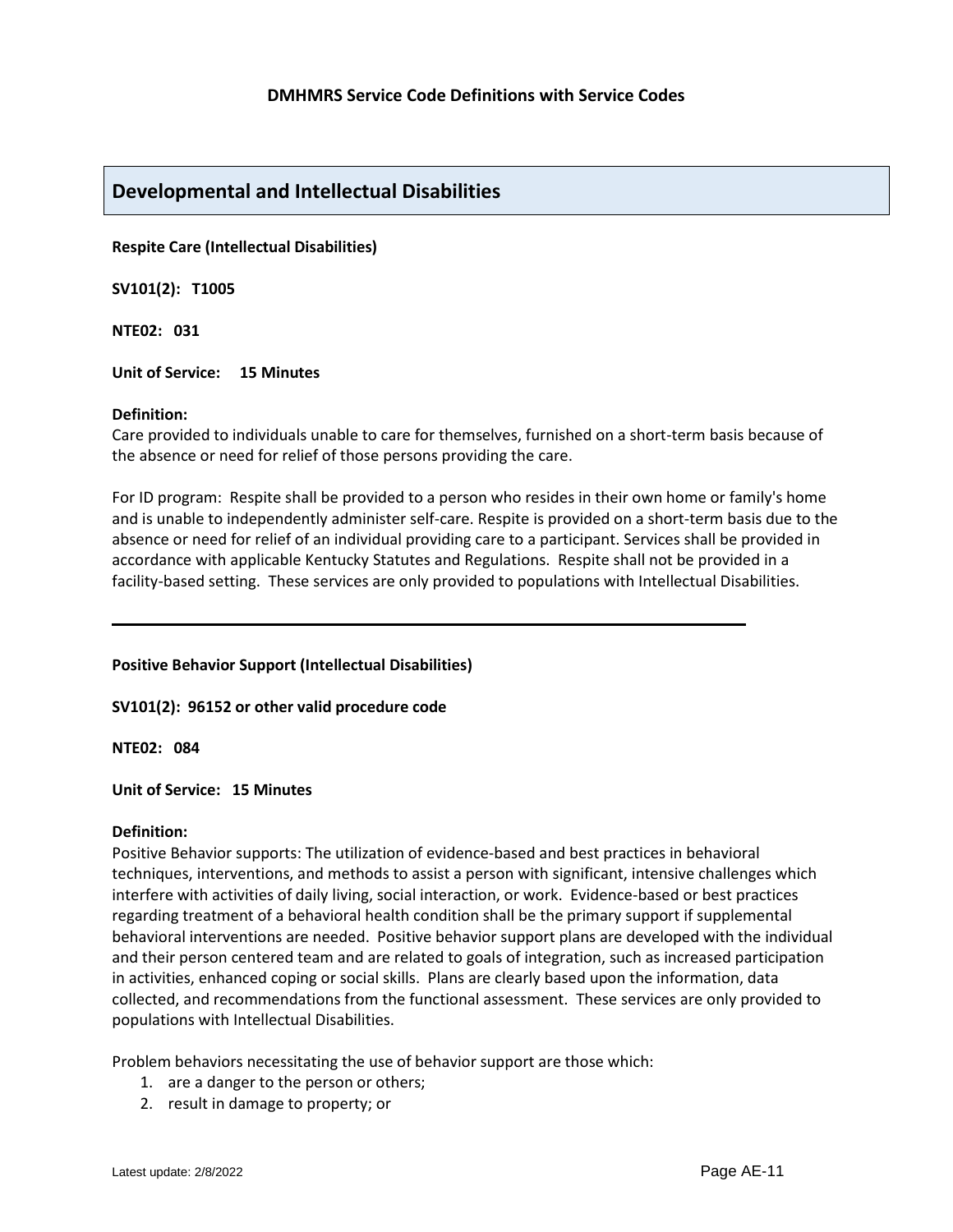## Developmental and Intellectual Disabilities

**Respite Care (Intellectual Disabilities)**

**SV101(2): T1005**

**NTE02: 031**

**Unit of Service: 15 Minutes**

**Definition:**
Care provided to individuals unable to care for themselves, furnished on a short-term basis because of the absence or need for relief of those persons providing the care.

For ID program: Respite shall be provided to a person who resides in their own home or family's home and is unable to independently administer self-care. Respite is provided on a short-term basis due to the absence or need for relief of an individual providing care to a participant. Services shall be provided in accordance with applicable Kentucky Statutes and Regulations. Respite shall not be provided in a facility-based setting. These services are only provided to populations with Intellectual Disabilities.

---

**Positive Behavior Support (Intellectual Disabilities)**

**SV101(2): 96152 or other valid procedure code**

**NTE02: 084**

**Unit of Service: 15 Minutes**

**Definition:**
Positive Behavior supports: The utilization of evidence-based and best practices in behavioral techniques, interventions, and methods to assist a person with significant, intensive challenges which interfere with activities of daily living, social interaction, or work. Evidence-based or best practices regarding treatment of a behavioral health condition shall be the primary support if supplemental behavioral interventions are needed. Positive behavior support plans are developed with the individual and their person centered team and are related to goals of integration, such as increased participation in activities, enhanced coping or social skills. Plans are clearly based upon the information, data collected, and recommendations from the functional assessment. These services are only provided to populations with Intellectual Disabilities.

Problem behaviors necessitating the use of behavior support are those which:

1. are a danger to the person or others;
2. result in damage to property; or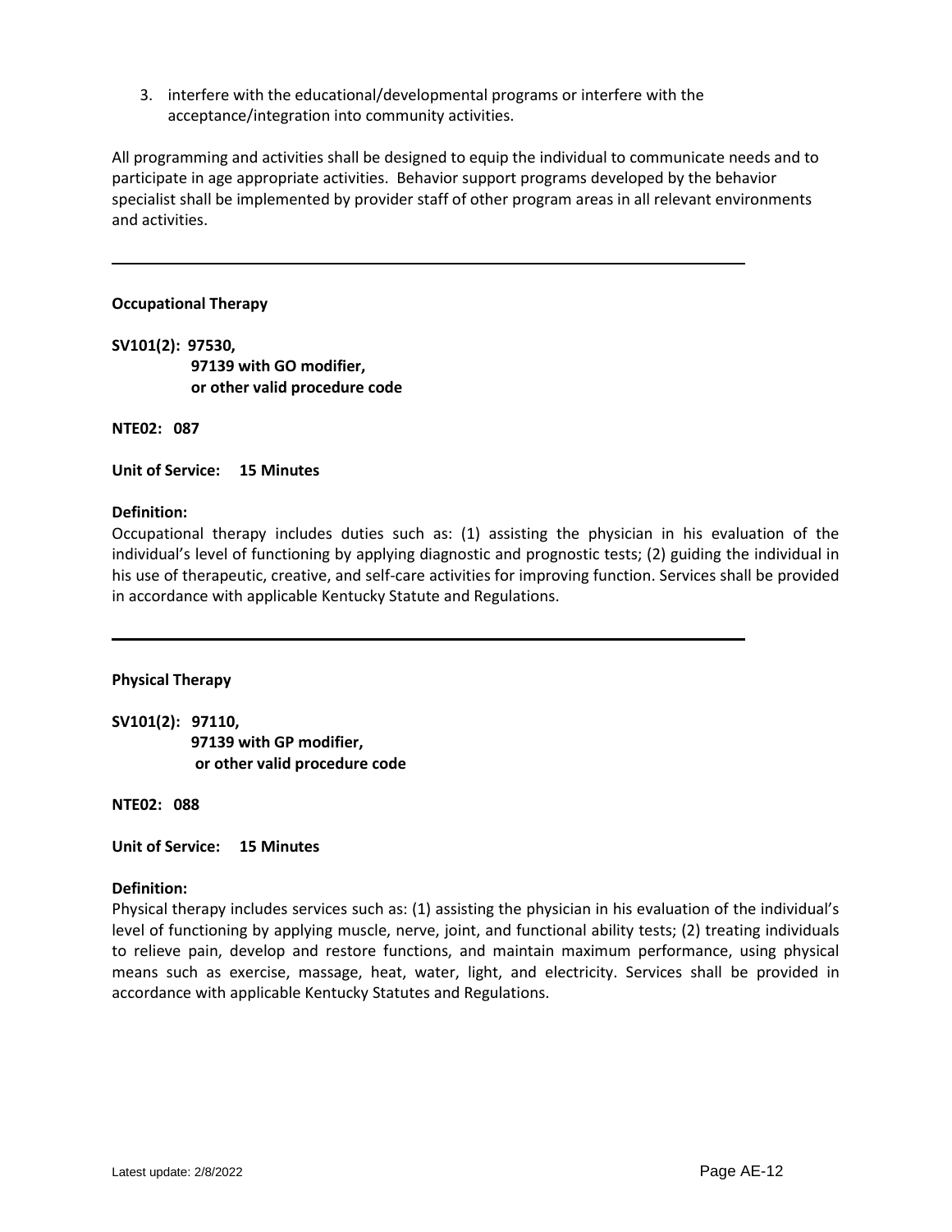3. interfere with the educational/developmental programs or interfere with the acceptance/integration into community activities.

All programming and activities shall be designed to equip the individual to communicate needs and to participate in age appropriate activities. Behavior support programs developed by the behavior specialist shall be implemented by provider staff of other program areas in all relevant environments and activities.

---

**Occupational Therapy**

**SV101(2): 97530,**
**97139 with GO modifier,**
**or other valid procedure code**

**NTE02: 087**

**Unit of Service: 15 Minutes**

**Definition:**
Occupational therapy includes duties such as: (1) assisting the physician in his evaluation of the individual's level of functioning by applying diagnostic and prognostic tests; (2) guiding the individual in his use of therapeutic, creative, and self-care activities for improving function. Services shall be provided in accordance with applicable Kentucky Statute and Regulations.

---

**Physical Therapy**

**SV101(2): 97110,**
**97139 with GP modifier,**
**or other valid procedure code**

**NTE02: 088**

**Unit of Service: 15 Minutes**

**Definition:**
Physical therapy includes services such as: (1) assisting the physician in his evaluation of the individual's level of functioning by applying muscle, nerve, joint, and functional ability tests; (2) treating individuals to relieve pain, develop and restore functions, and maintain maximum performance, using physical means such as exercise, massage, heat, water, light, and electricity. Services shall be provided in accordance with applicable Kentucky Statutes and Regulations.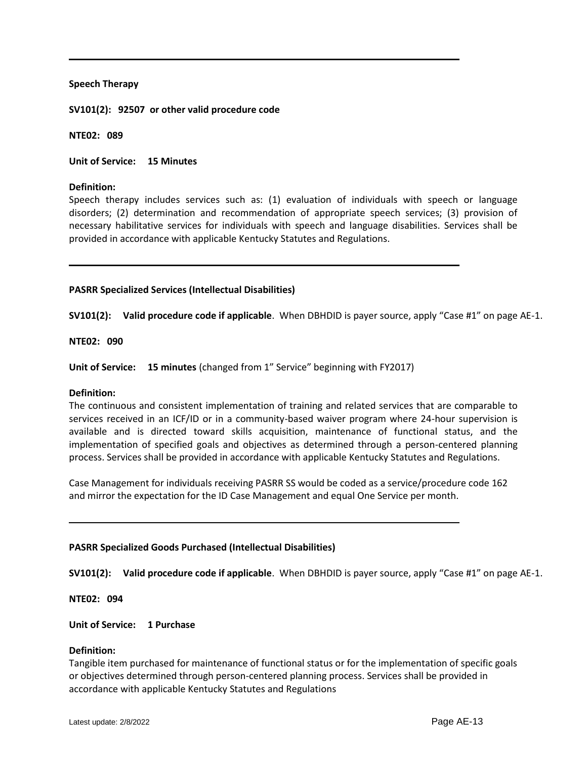---

**Speech Therapy**

**SV101(2): 92507 or other valid procedure code**

**NTE02: 089**

**Unit of Service: 15 Minutes**

**Definition:**
Speech therapy includes services such as: (1) evaluation of individuals with speech or language disorders; (2) determination and recommendation of appropriate speech services; (3) provision of necessary habilitative services for individuals with speech and language disabilities. Services shall be provided in accordance with applicable Kentucky Statutes and Regulations.

---

**PASRR Specialized Services (Intellectual Disabilities)**

**SV101(2): Valid procedure code if applicable**. When DBHDID is payer source, apply "Case #1" on page AE-1.

**NTE02: 090**

**Unit of Service: 15 minutes** (changed from 1" Service" beginning with FY2017)

**Definition:**
The continuous and consistent implementation of training and related services that are comparable to services received in an ICF/ID or in a community-based waiver program where 24-hour supervision is available and is directed toward skills acquisition, maintenance of functional status, and the implementation of specified goals and objectives as determined through a person-centered planning process. Services shall be provided in accordance with applicable Kentucky Statutes and Regulations.

Case Management for individuals receiving PASRR SS would be coded as a service/procedure code 162 and mirror the expectation for the ID Case Management and equal One Service per month.

---

**PASRR Specialized Goods Purchased (Intellectual Disabilities)**

**SV101(2): Valid procedure code if applicable**. When DBHDID is payer source, apply "Case #1" on page AE-1.

**NTE02: 094**

**Unit of Service: 1 Purchase**

**Definition:**
Tangible item purchased for maintenance of functional status or for the implementation of specific goals or objectives determined through person-centered planning process. Services shall be provided in accordance with applicable Kentucky Statutes and Regulations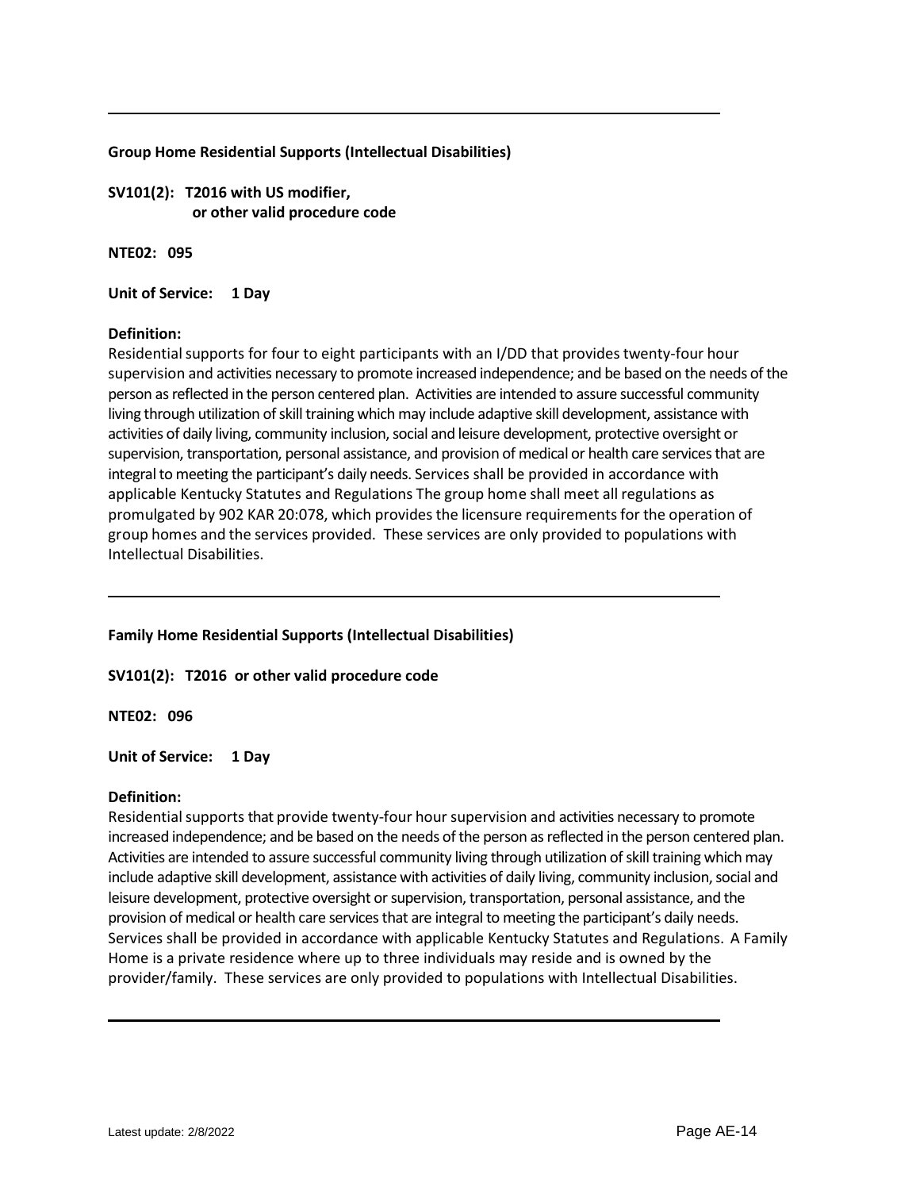---

**Group Home Residential Supports (Intellectual Disabilities)**

**SV101(2): T2016 with US modifier,
or other valid procedure code**

**NTE02: 095**

**Unit of Service: 1 Day**

**Definition:**
Residential supports for four to eight participants with an I/DD that provides twenty-four hour supervision and activities necessary to promote increased independence; and be based on the needs of the person as reflected in the person centered plan. Activities are intended to assure successful community living through utilization of skill training which may include adaptive skill development, assistance with activities of daily living, community inclusion, social and leisure development, protective oversight or supervision, transportation, personal assistance, and provision of medical or health care services that are integral to meeting the participant's daily needs. Services shall be provided in accordance with applicable Kentucky Statutes and Regulations The group home shall meet all regulations as promulgated by 902 KAR 20:078, which provides the licensure requirements for the operation of group homes and the services provided. These services are only provided to populations with Intellectual Disabilities.

---

**Family Home Residential Supports (Intellectual Disabilities)**

**SV101(2): T2016 or other valid procedure code**

**NTE02: 096**

**Unit of Service: 1 Day**

**Definition:**
Residential supports that provide twenty-four hour supervision and activities necessary to promote increased independence; and be based on the needs of the person as reflected in the person centered plan. Activities are intended to assure successful community living through utilization of skill training which may include adaptive skill development, assistance with activities of daily living, community inclusion, social and leisure development, protective oversight or supervision, transportation, personal assistance, and the provision of medical or health care services that are integral to meeting the participant's daily needs. Services shall be provided in accordance with applicable Kentucky Statutes and Regulations. A Family Home is a private residence where up to three individuals may reside and is owned by the provider/family. These services are only provided to populations with Intellectual Disabilities.

---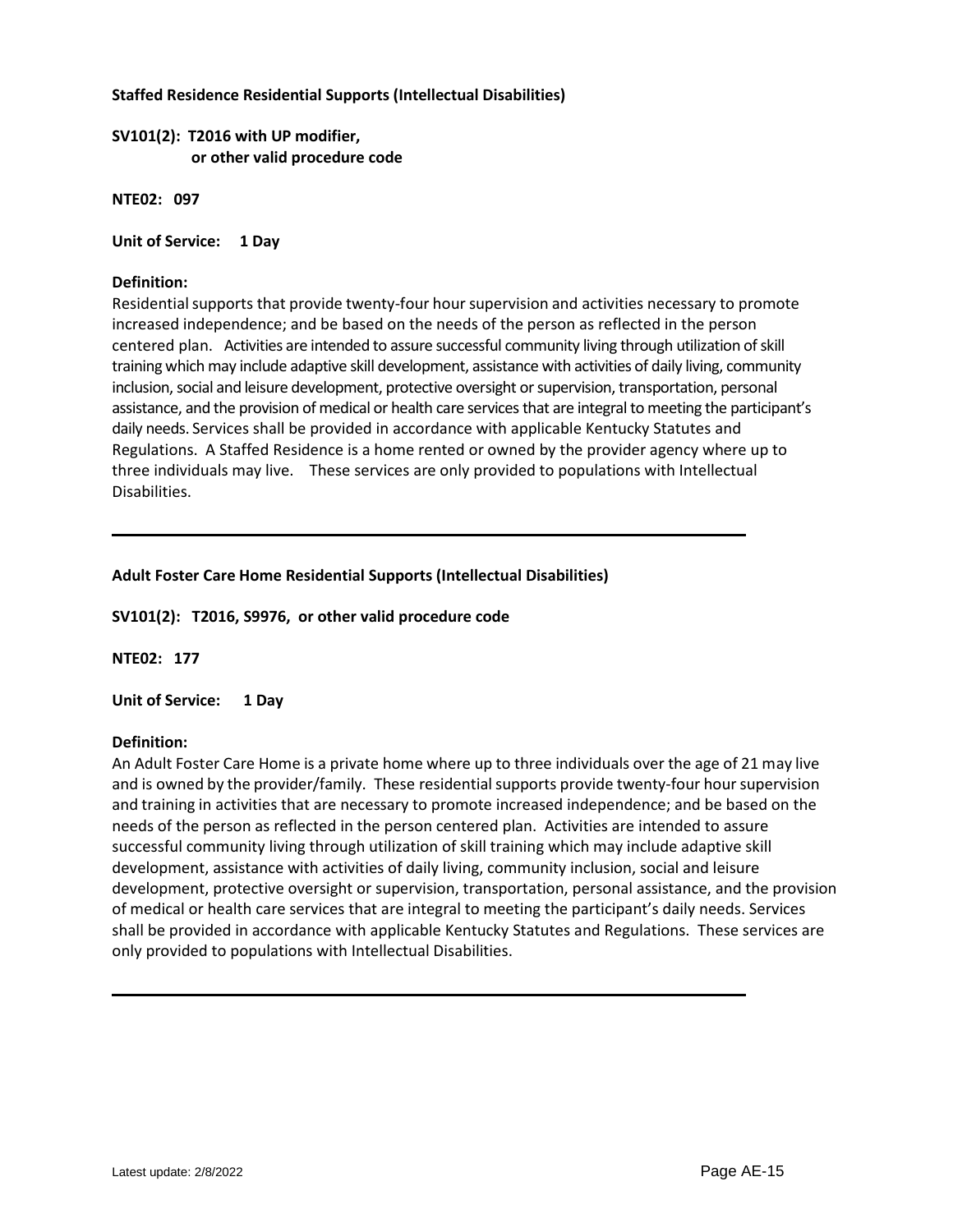**Staffed Residence Residential Supports (Intellectual Disabilities)**

**SV101(2): T2016 with UP modifier,
or other valid procedure code**

**NTE02: 097**

**Unit of Service: 1 Day**

**Definition:**
Residential supports that provide twenty-four hour supervision and activities necessary to promote increased independence; and be based on the needs of the person as reflected in the person centered plan. Activities are intended to assure successful community living through utilization of skill training which may include adaptive skill development, assistance with activities of daily living, community inclusion, social and leisure development, protective oversight or supervision, transportation, personal assistance, and the provision of medical or health care services that are integral to meeting the participant's daily needs. Services shall be provided in accordance with applicable Kentucky Statutes and Regulations. A Staffed Residence is a home rented or owned by the provider agency where up to three individuals may live. These services are only provided to populations with Intellectual Disabilities.

---

**Adult Foster Care Home Residential Supports (Intellectual Disabilities)**

**SV101(2): T2016, S9976, or other valid procedure code**

**NTE02: 177**

**Unit of Service: 1 Day**

**Definition:**
An Adult Foster Care Home is a private home where up to three individuals over the age of 21 may live and is owned by the provider/family. These residential supports provide twenty-four hour supervision and training in activities that are necessary to promote increased independence; and be based on the needs of the person as reflected in the person centered plan. Activities are intended to assure successful community living through utilization of skill training which may include adaptive skill development, assistance with activities of daily living, community inclusion, social and leisure development, protective oversight or supervision, transportation, personal assistance, and the provision of medical or health care services that are integral to meeting the participant's daily needs. Services shall be provided in accordance with applicable Kentucky Statutes and Regulations. These services are only provided to populations with Intellectual Disabilities.

---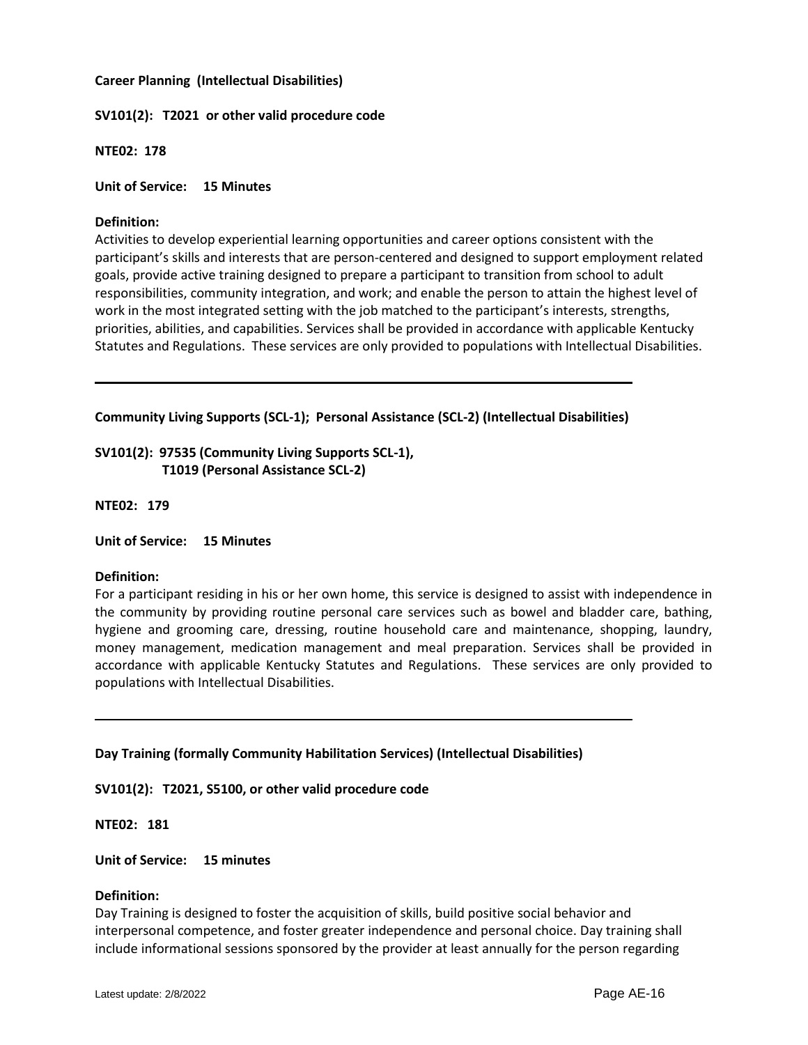**Career Planning (Intellectual Disabilities)**

**SV101(2): T2021 or other valid procedure code**

**NTE02: 178**

**Unit of Service: 15 Minutes**

**Definition:**
Activities to develop experiential learning opportunities and career options consistent with the participant's skills and interests that are person-centered and designed to support employment related goals, provide active training designed to prepare a participant to transition from school to adult responsibilities, community integration, and work; and enable the person to attain the highest level of work in the most integrated setting with the job matched to the participant's interests, strengths, priorities, abilities, and capabilities. Services shall be provided in accordance with applicable Kentucky Statutes and Regulations. These services are only provided to populations with Intellectual Disabilities.

---

**Community Living Supports (SCL-1); Personal Assistance (SCL-2) (Intellectual Disabilities)**

**SV101(2): 97535 (Community Living Supports SCL-1), T1019 (Personal Assistance SCL-2)**

**NTE02: 179**

**Unit of Service: 15 Minutes**

**Definition:**
For a participant residing in his or her own home, this service is designed to assist with independence in the community by providing routine personal care services such as bowel and bladder care, bathing, hygiene and grooming care, dressing, routine household care and maintenance, shopping, laundry, money management, medication management and meal preparation. Services shall be provided in accordance with applicable Kentucky Statutes and Regulations. These services are only provided to populations with Intellectual Disabilities.

---

**Day Training (formally Community Habilitation Services) (Intellectual Disabilities)**

**SV101(2): T2021, S5100, or other valid procedure code**

**NTE02: 181**

**Unit of Service: 15 minutes**

**Definition:**
Day Training is designed to foster the acquisition of skills, build positive social behavior and interpersonal competence, and foster greater independence and personal choice. Day training shall include informational sessions sponsored by the provider at least annually for the person regarding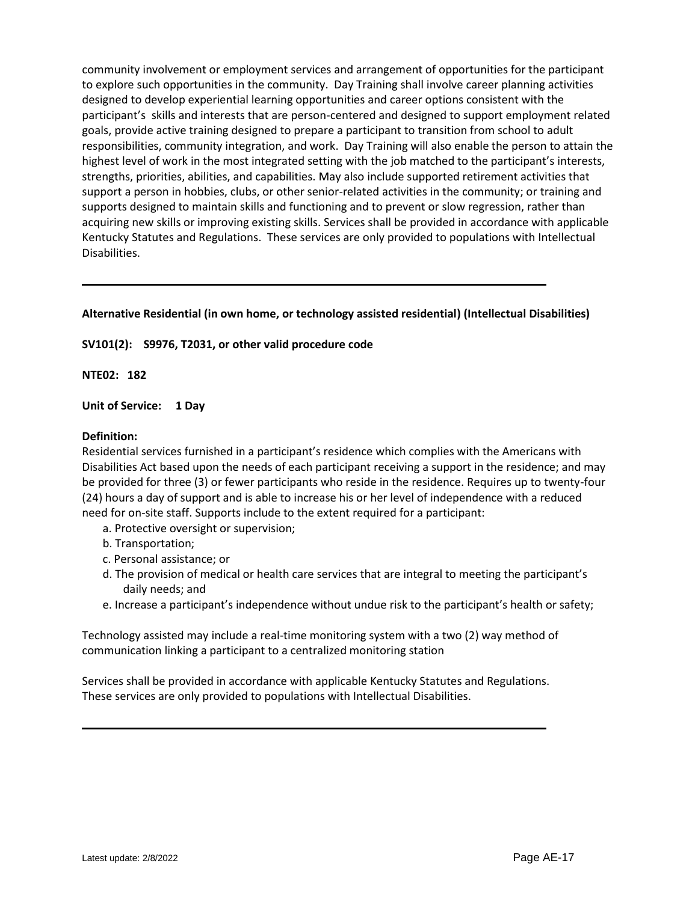community involvement or employment services and arrangement of opportunities for the participant to explore such opportunities in the community. Day Training shall involve career planning activities designed to develop experiential learning opportunities and career options consistent with the participant's skills and interests that are person-centered and designed to support employment related goals, provide active training designed to prepare a participant to transition from school to adult responsibilities, community integration, and work. Day Training will also enable the person to attain the highest level of work in the most integrated setting with the job matched to the participant's interests, strengths, priorities, abilities, and capabilities. May also include supported retirement activities that support a person in hobbies, clubs, or other senior-related activities in the community; or training and supports designed to maintain skills and functioning and to prevent or slow regression, rather than acquiring new skills or improving existing skills. Services shall be provided in accordance with applicable Kentucky Statutes and Regulations. These services are only provided to populations with Intellectual Disabilities.

---

**Alternative Residential (in own home, or technology assisted residential) (Intellectual Disabilities)**

**SV101(2): S9976, T2031, or other valid procedure code**

**NTE02: 182**

**Unit of Service: 1 Day**

**Definition:**
Residential services furnished in a participant's residence which complies with the Americans with Disabilities Act based upon the needs of each participant receiving a support in the residence; and may be provided for three (3) or fewer participants who reside in the residence. Requires up to twenty-four (24) hours a day of support and is able to increase his or her level of independence with a reduced need for on-site staff. Supports include to the extent required for a participant:

a. Protective oversight or supervision;
b. Transportation;
c. Personal assistance; or
d. The provision of medical or health care services that are integral to meeting the participant's daily needs; and
e. Increase a participant's independence without undue risk to the participant's health or safety;

Technology assisted may include a real-time monitoring system with a two (2) way method of communication linking a participant to a centralized monitoring station

Services shall be provided in accordance with applicable Kentucky Statutes and Regulations. These services are only provided to populations with Intellectual Disabilities.

---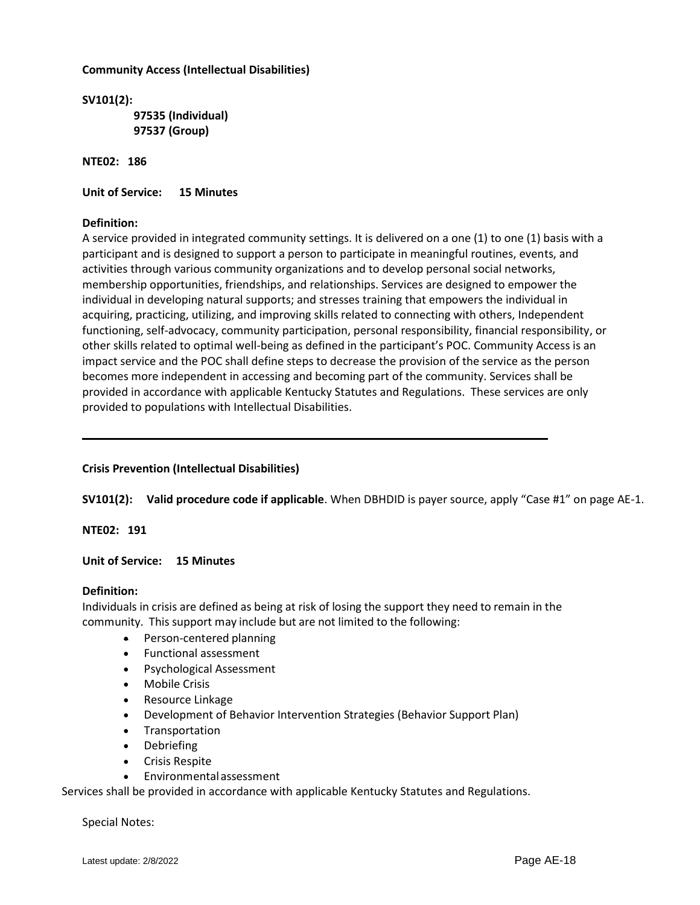**Community Access (Intellectual Disabilities)**

**SV101(2):**

**97535 (Individual)**
**97537 (Group)**

**NTE02: 186**

**Unit of Service: 15 Minutes**

**Definition:**
A service provided in integrated community settings. It is delivered on a one (1) to one (1) basis with a participant and is designed to support a person to participate in meaningful routines, events, and activities through various community organizations and to develop personal social networks, membership opportunities, friendships, and relationships. Services are designed to empower the individual in developing natural supports; and stresses training that empowers the individual in acquiring, practicing, utilizing, and improving skills related to connecting with others, Independent functioning, self-advocacy, community participation, personal responsibility, financial responsibility, or other skills related to optimal well-being as defined in the participant's POC. Community Access is an impact service and the POC shall define steps to decrease the provision of the service as the person becomes more independent in accessing and becoming part of the community. Services shall be provided in accordance with applicable Kentucky Statutes and Regulations. These services are only provided to populations with Intellectual Disabilities.

---

**Crisis Prevention (Intellectual Disabilities)**

**SV101(2): Valid procedure code if applicable**. When DBHDID is payer source, apply "Case #1" on page AE-1.

**NTE02: 191**

**Unit of Service: 15 Minutes**

**Definition:**
Individuals in crisis are defined as being at risk of losing the support they need to remain in the community. This support may include but are not limited to the following:

- Person-centered planning
- Functional assessment
- Psychological Assessment
- Mobile Crisis
- Resource Linkage
- Development of Behavior Intervention Strategies (Behavior Support Plan)
- Transportation
- Debriefing
- Crisis Respite
- Environmental assessment

Services shall be provided in accordance with applicable Kentucky Statutes and Regulations.

Special Notes: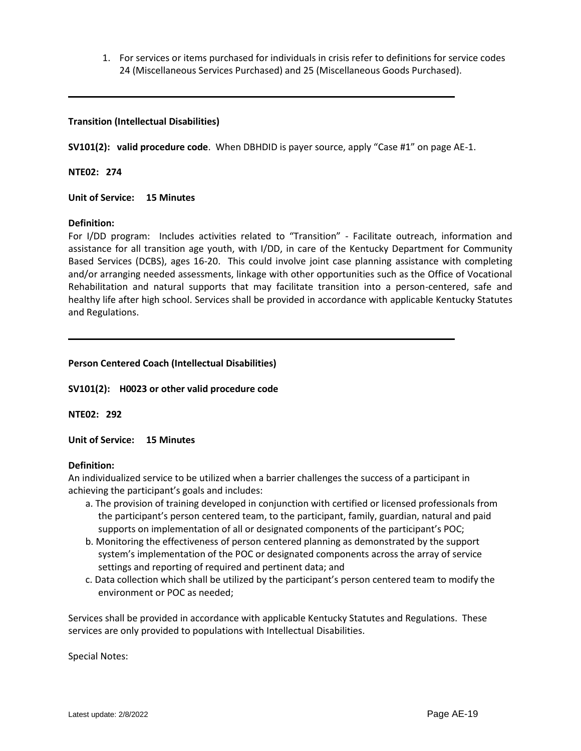1. For services or items purchased for individuals in crisis refer to definitions for service codes 24 (Miscellaneous Services Purchased) and 25 (Miscellaneous Goods Purchased).

---

**Transition (Intellectual Disabilities)**

**SV101(2): valid procedure code**. When DBHDID is payer source, apply "Case #1" on page AE-1.

**NTE02: 274**

**Unit of Service: 15 Minutes**

**Definition:**
For I/DD program: Includes activities related to "Transition" - Facilitate outreach, information and assistance for all transition age youth, with I/DD, in care of the Kentucky Department for Community Based Services (DCBS), ages 16-20. This could involve joint case planning assistance with completing and/or arranging needed assessments, linkage with other opportunities such as the Office of Vocational Rehabilitation and natural supports that may facilitate transition into a person-centered, safe and healthy life after high school. Services shall be provided in accordance with applicable Kentucky Statutes and Regulations.

---

**Person Centered Coach (Intellectual Disabilities)**

**SV101(2): H0023 or other valid procedure code**

**NTE02: 292**

**Unit of Service: 15 Minutes**

**Definition:**
An individualized service to be utilized when a barrier challenges the success of a participant in achieving the participant's goals and includes:

a. The provision of training developed in conjunction with certified or licensed professionals from the participant's person centered team, to the participant, family, guardian, natural and paid supports on implementation of all or designated components of the participant's POC;
b. Monitoring the effectiveness of person centered planning as demonstrated by the support system's implementation of the POC or designated components across the array of service settings and reporting of required and pertinent data; and
c. Data collection which shall be utilized by the participant's person centered team to modify the environment or POC as needed;

Services shall be provided in accordance with applicable Kentucky Statutes and Regulations. These services are only provided to populations with Intellectual Disabilities.

Special Notes: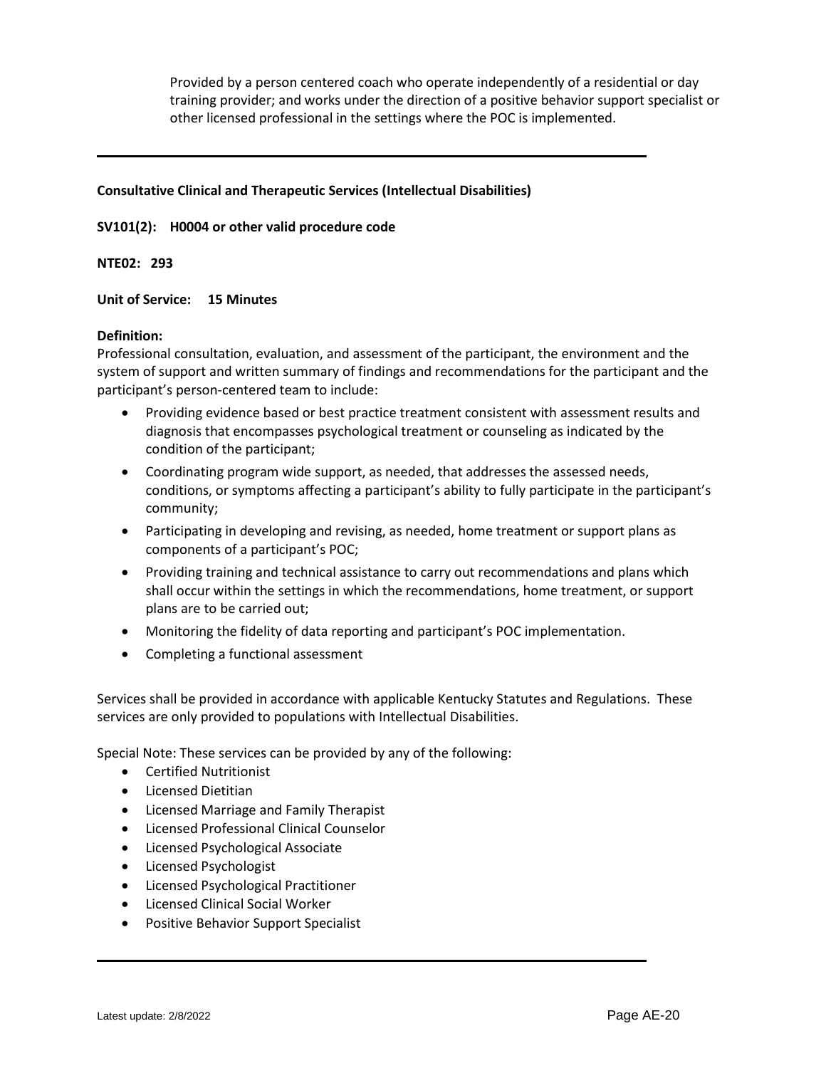Provided by a person centered coach who operate independently of a residential or day training provider; and works under the direction of a positive behavior support specialist or other licensed professional in the settings where the POC is implemented.

---

**Consultative Clinical and Therapeutic Services (Intellectual Disabilities)**

**SV101(2): H0004 or other valid procedure code**

**NTE02: 293**

**Unit of Service: 15 Minutes**

**Definition:**
Professional consultation, evaluation, and assessment of the participant, the environment and the system of support and written summary of findings and recommendations for the participant and the participant's person-centered team to include:

- Providing evidence based or best practice treatment consistent with assessment results and diagnosis that encompasses psychological treatment or counseling as indicated by the condition of the participant;
- Coordinating program wide support, as needed, that addresses the assessed needs, conditions, or symptoms affecting a participant's ability to fully participate in the participant's community;
- Participating in developing and revising, as needed, home treatment or support plans as components of a participant's POC;
- Providing training and technical assistance to carry out recommendations and plans which shall occur within the settings in which the recommendations, home treatment, or support plans are to be carried out;
- Monitoring the fidelity of data reporting and participant's POC implementation.
- Completing a functional assessment

Services shall be provided in accordance with applicable Kentucky Statutes and Regulations. These services are only provided to populations with Intellectual Disabilities.

Special Note: These services can be provided by any of the following:

- Certified Nutritionist
- Licensed Dietitian
- Licensed Marriage and Family Therapist
- Licensed Professional Clinical Counselor
- Licensed Psychological Associate
- Licensed Psychologist
- Licensed Psychological Practitioner
- Licensed Clinical Social Worker
- Positive Behavior Support Specialist

---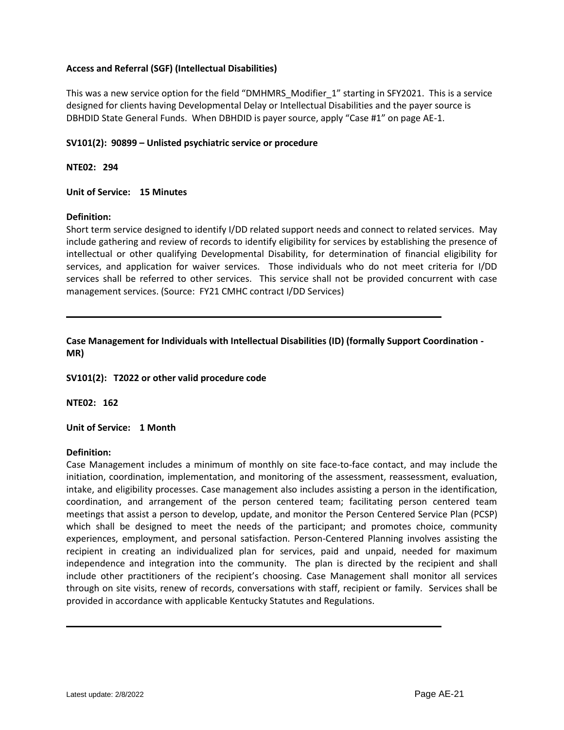**Access and Referral (SGF) (Intellectual Disabilities)**

This was a new service option for the field "DMHMRS_Modifier_1" starting in SFY2021. This is a service designed for clients having Developmental Delay or Intellectual Disabilities and the payer source is DBHDID State General Funds. When DBHDID is payer source, apply "Case #1" on page AE-1.

**SV101(2): 90899 – Unlisted psychiatric service or procedure**

**NTE02: 294**

**Unit of Service: 15 Minutes**

**Definition:**
Short term service designed to identify I/DD related support needs and connect to related services. May include gathering and review of records to identify eligibility for services by establishing the presence of intellectual or other qualifying Developmental Disability, for determination of financial eligibility for services, and application for waiver services. Those individuals who do not meet criteria for I/DD services shall be referred to other services. This service shall not be provided concurrent with case management services. (Source: FY21 CMHC contract I/DD Services)

---

**Case Management for Individuals with Intellectual Disabilities (ID) (formally Support Coordination - MR)**

**SV101(2): T2022 or other valid procedure code**

**NTE02: 162**

**Unit of Service: 1 Month**

**Definition:**
Case Management includes a minimum of monthly on site face-to-face contact, and may include the initiation, coordination, implementation, and monitoring of the assessment, reassessment, evaluation, intake, and eligibility processes. Case management also includes assisting a person in the identification, coordination, and arrangement of the person centered team; facilitating person centered team meetings that assist a person to develop, update, and monitor the Person Centered Service Plan (PCSP) which shall be designed to meet the needs of the participant; and promotes choice, community experiences, employment, and personal satisfaction. Person-Centered Planning involves assisting the recipient in creating an individualized plan for services, paid and unpaid, needed for maximum independence and integration into the community. The plan is directed by the recipient and shall include other practitioners of the recipient's choosing. Case Management shall monitor all services through on site visits, renew of records, conversations with staff, recipient or family. Services shall be provided in accordance with applicable Kentucky Statutes and Regulations.

---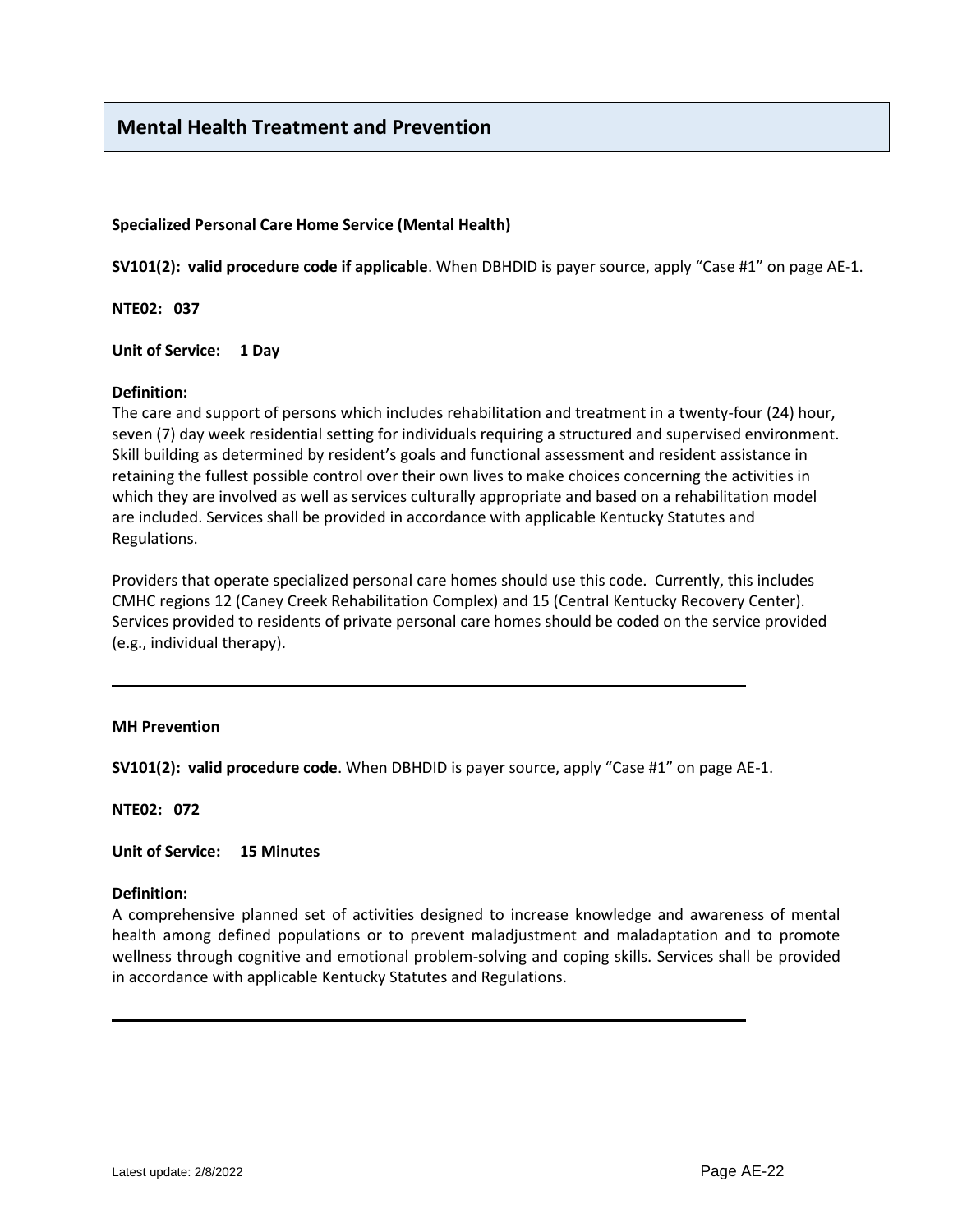## Mental Health Treatment and Prevention

**Specialized Personal Care Home Service (Mental Health)**

**SV101(2): valid procedure code if applicable**. When DBHDID is payer source, apply "Case #1" on page AE-1.

**NTE02: 037**

**Unit of Service: 1 Day**

**Definition:**
The care and support of persons which includes rehabilitation and treatment in a twenty-four (24) hour, seven (7) day week residential setting for individuals requiring a structured and supervised environment. Skill building as determined by resident's goals and functional assessment and resident assistance in retaining the fullest possible control over their own lives to make choices concerning the activities in which they are involved as well as services culturally appropriate and based on a rehabilitation model are included. Services shall be provided in accordance with applicable Kentucky Statutes and Regulations.

Providers that operate specialized personal care homes should use this code. Currently, this includes CMHC regions 12 (Caney Creek Rehabilitation Complex) and 15 (Central Kentucky Recovery Center). Services provided to residents of private personal care homes should be coded on the service provided (e.g., individual therapy).

---

**MH Prevention**

**SV101(2): valid procedure code**. When DBHDID is payer source, apply "Case #1" on page AE-1.

**NTE02: 072**

**Unit of Service: 15 Minutes**

**Definition:**
A comprehensive planned set of activities designed to increase knowledge and awareness of mental health among defined populations or to prevent maladjustment and maladaptation and to promote wellness through cognitive and emotional problem-solving and coping skills. Services shall be provided in accordance with applicable Kentucky Statutes and Regulations.

---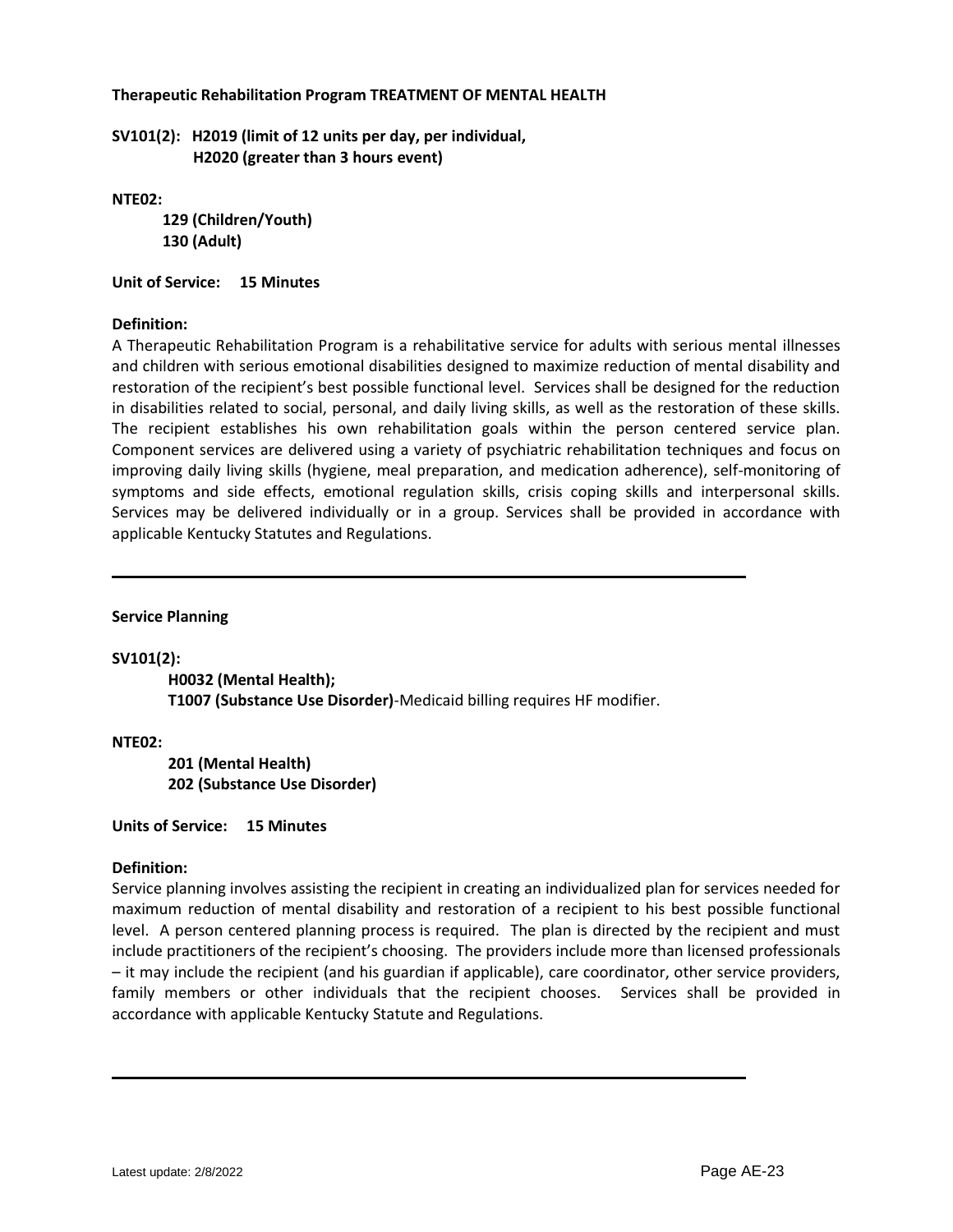**Therapeutic Rehabilitation Program TREATMENT OF MENTAL HEALTH**

**SV101(2): H2019 (limit of 12 units per day, per individual,
H2020 (greater than 3 hours event)**

**NTE02:**

**129 (Children/Youth)**
**130 (Adult)**

**Unit of Service: 15 Minutes**

**Definition:**
A Therapeutic Rehabilitation Program is a rehabilitative service for adults with serious mental illnesses and children with serious emotional disabilities designed to maximize reduction of mental disability and restoration of the recipient's best possible functional level. Services shall be designed for the reduction in disabilities related to social, personal, and daily living skills, as well as the restoration of these skills. The recipient establishes his own rehabilitation goals within the person centered service plan. Component services are delivered using a variety of psychiatric rehabilitation techniques and focus on improving daily living skills (hygiene, meal preparation, and medication adherence), self-monitoring of symptoms and side effects, emotional regulation skills, crisis coping skills and interpersonal skills. Services may be delivered individually or in a group. Services shall be provided in accordance with applicable Kentucky Statutes and Regulations.

---

**Service Planning**

**SV101(2):**

**H0032 (Mental Health);**
**T1007 (Substance Use Disorder)**-Medicaid billing requires HF modifier.

**NTE02:**

**201 (Mental Health)**
**202 (Substance Use Disorder)**

**Units of Service: 15 Minutes**

**Definition:**
Service planning involves assisting the recipient in creating an individualized plan for services needed for maximum reduction of mental disability and restoration of a recipient to his best possible functional level. A person centered planning process is required. The plan is directed by the recipient and must include practitioners of the recipient's choosing. The providers include more than licensed professionals – it may include the recipient (and his guardian if applicable), care coordinator, other service providers, family members or other individuals that the recipient chooses. Services shall be provided in accordance with applicable Kentucky Statute and Regulations.

---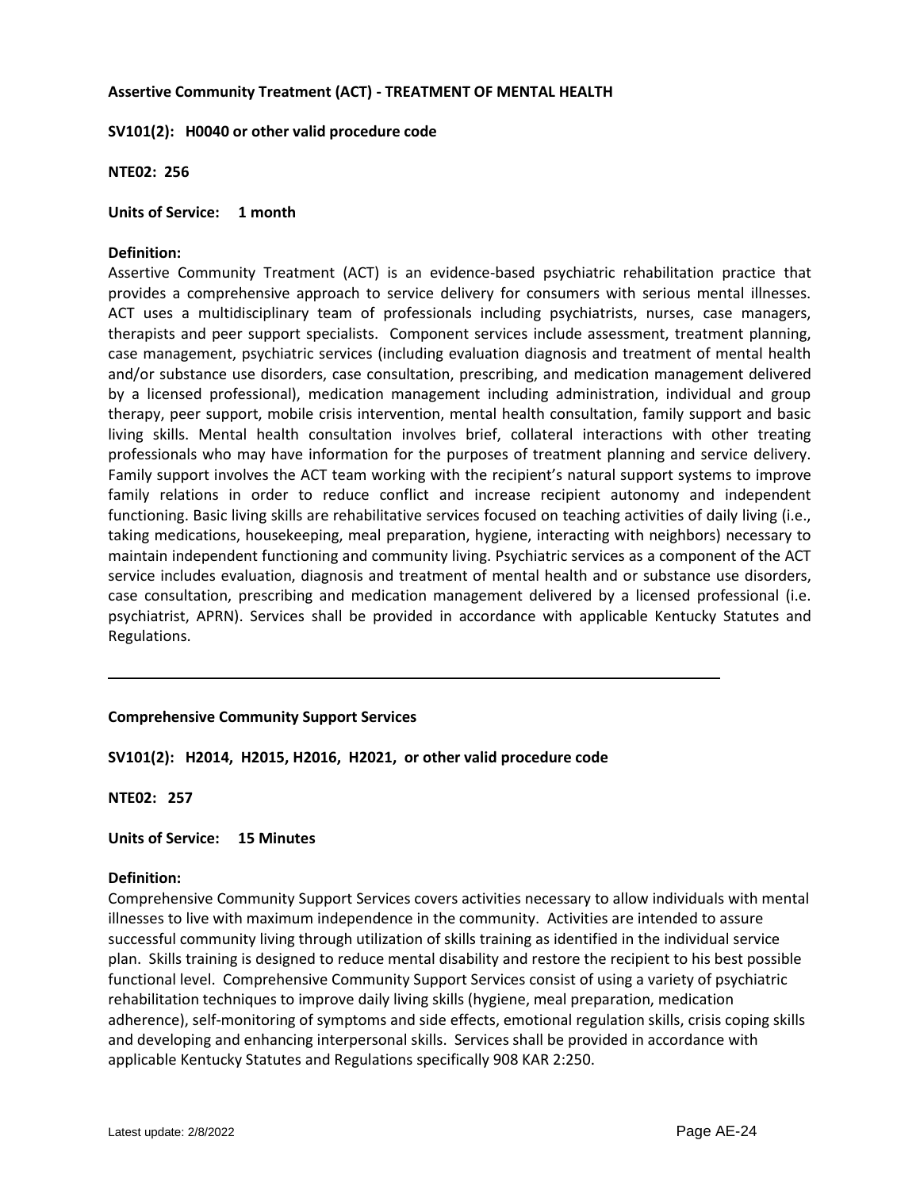**Assertive Community Treatment (ACT) - TREATMENT OF MENTAL HEALTH**

**SV101(2): H0040 or other valid procedure code**

**NTE02: 256**

**Units of Service: 1 month**

**Definition:**

Assertive Community Treatment (ACT) is an evidence-based psychiatric rehabilitation practice that provides a comprehensive approach to service delivery for consumers with serious mental illnesses. ACT uses a multidisciplinary team of professionals including psychiatrists, nurses, case managers, therapists and peer support specialists. Component services include assessment, treatment planning, case management, psychiatric services (including evaluation diagnosis and treatment of mental health and/or substance use disorders, case consultation, prescribing, and medication management delivered by a licensed professional), medication management including administration, individual and group therapy, peer support, mobile crisis intervention, mental health consultation, family support and basic living skills. Mental health consultation involves brief, collateral interactions with other treating professionals who may have information for the purposes of treatment planning and service delivery. Family support involves the ACT team working with the recipient's natural support systems to improve family relations in order to reduce conflict and increase recipient autonomy and independent functioning. Basic living skills are rehabilitative services focused on teaching activities of daily living (i.e., taking medications, housekeeping, meal preparation, hygiene, interacting with neighbors) necessary to maintain independent functioning and community living. Psychiatric services as a component of the ACT service includes evaluation, diagnosis and treatment of mental health and or substance use disorders, case consultation, prescribing and medication management delivered by a licensed professional (i.e. psychiatrist, APRN). Services shall be provided in accordance with applicable Kentucky Statutes and Regulations.

---

**Comprehensive Community Support Services**

**SV101(2): H2014, H2015, H2016, H2021, or other valid procedure code**

**NTE02: 257**

**Units of Service: 15 Minutes**

**Definition:**

Comprehensive Community Support Services covers activities necessary to allow individuals with mental illnesses to live with maximum independence in the community. Activities are intended to assure successful community living through utilization of skills training as identified in the individual service plan. Skills training is designed to reduce mental disability and restore the recipient to his best possible functional level. Comprehensive Community Support Services consist of using a variety of psychiatric rehabilitation techniques to improve daily living skills (hygiene, meal preparation, medication adherence), self-monitoring of symptoms and side effects, emotional regulation skills, crisis coping skills and developing and enhancing interpersonal skills. Services shall be provided in accordance with applicable Kentucky Statutes and Regulations specifically 908 KAR 2:250.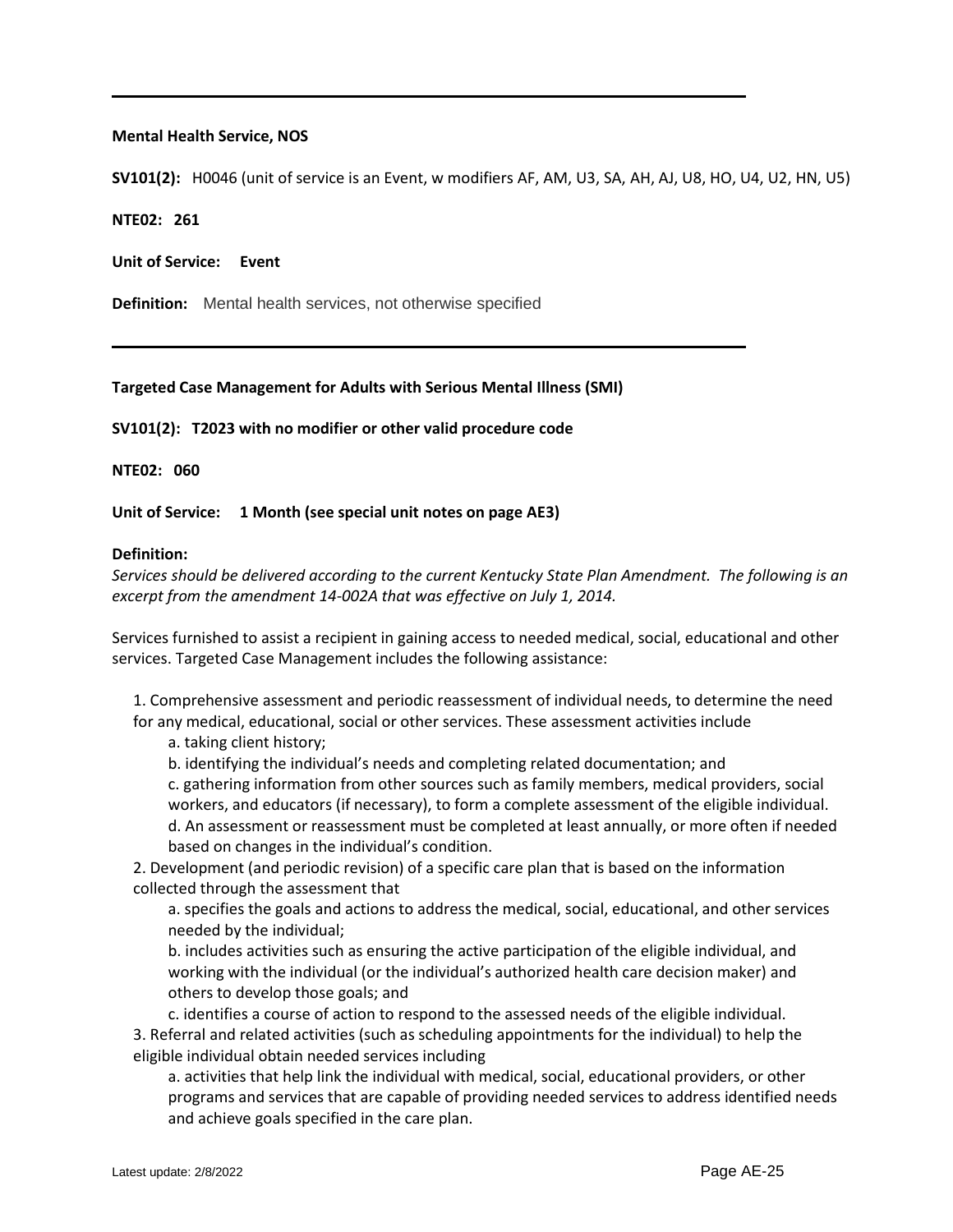---

**Mental Health Service, NOS**

**SV101(2):** H0046 (unit of service is an Event, w modifiers AF, AM, U3, SA, AH, AJ, U8, HO, U4, U2, HN, U5)

**NTE02: 261**

**Unit of Service: Event**

**Definition:** Mental health services, not otherwise specified

---

**Targeted Case Management for Adults with Serious Mental Illness (SMI)**

**SV101(2): T2023 with no modifier or other valid procedure code**

**NTE02: 060**

**Unit of Service: 1 Month (see special unit notes on page AE3)**

**Definition:**

*Services should be delivered according to the current Kentucky State Plan Amendment. The following is an excerpt from the amendment 14-002A that was effective on July 1, 2014.*

Services furnished to assist a recipient in gaining access to needed medical, social, educational and other services. Targeted Case Management includes the following assistance:

1. Comprehensive assessment and periodic reassessment of individual needs, to determine the need for any medical, educational, social or other services. These assessment activities include
   a. taking client history;
   b. identifying the individual's needs and completing related documentation; and
   c. gathering information from other sources such as family members, medical providers, social workers, and educators (if necessary), to form a complete assessment of the eligible individual.
   d. An assessment or reassessment must be completed at least annually, or more often if needed based on changes in the individual's condition.
2. Development (and periodic revision) of a specific care plan that is based on the information collected through the assessment that
   a. specifies the goals and actions to address the medical, social, educational, and other services needed by the individual;
   b. includes activities such as ensuring the active participation of the eligible individual, and working with the individual (or the individual's authorized health care decision maker) and others to develop those goals; and
   c. identifies a course of action to respond to the assessed needs of the eligible individual.
3. Referral and related activities (such as scheduling appointments for the individual) to help the eligible individual obtain needed services including
   a. activities that help link the individual with medical, social, educational providers, or other programs and services that are capable of providing needed services to address identified needs and achieve goals specified in the care plan.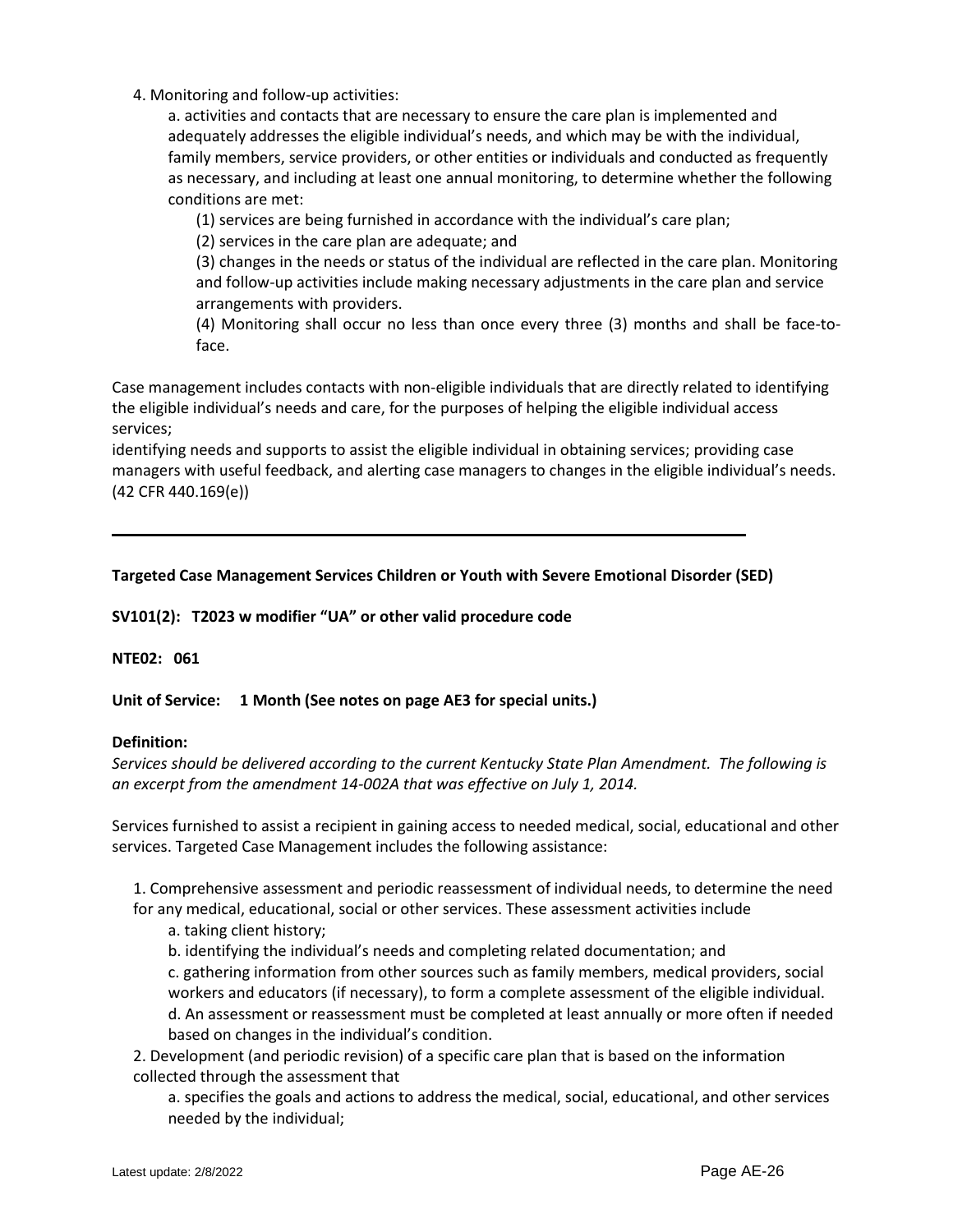4. Monitoring and follow-up activities:

   a. activities and contacts that are necessary to ensure the care plan is implemented and adequately addresses the eligible individual's needs, and which may be with the individual, family members, service providers, or other entities or individuals and conducted as frequently as necessary, and including at least one annual monitoring, to determine whether the following conditions are met:

      (1) services are being furnished in accordance with the individual's care plan;

      (2) services in the care plan are adequate; and

      (3) changes in the needs or status of the individual are reflected in the care plan. Monitoring and follow-up activities include making necessary adjustments in the care plan and service arrangements with providers.

      (4) Monitoring shall occur no less than once every three (3) months and shall be face-to-face.

Case management includes contacts with non-eligible individuals that are directly related to identifying the eligible individual's needs and care, for the purposes of helping the eligible individual access services;
identifying needs and supports to assist the eligible individual in obtaining services; providing case managers with useful feedback, and alerting case managers to changes in the eligible individual's needs. (42 CFR 440.169(e))

---

**Targeted Case Management Services Children or Youth with Severe Emotional Disorder (SED)**

**SV101(2): T2023 w modifier "UA" or other valid procedure code**

**NTE02: 061**

**Unit of Service: 1 Month (See notes on page AE3 for special units.)**

**Definition:**

*Services should be delivered according to the current Kentucky State Plan Amendment. The following is an excerpt from the amendment 14-002A that was effective on July 1, 2014.*

Services furnished to assist a recipient in gaining access to needed medical, social, educational and other services. Targeted Case Management includes the following assistance:

1. Comprehensive assessment and periodic reassessment of individual needs, to determine the need for any medical, educational, social or other services. These assessment activities include

   a. taking client history;

   b. identifying the individual's needs and completing related documentation; and

   c. gathering information from other sources such as family members, medical providers, social workers and educators (if necessary), to form a complete assessment of the eligible individual.

   d. An assessment or reassessment must be completed at least annually or more often if needed based on changes in the individual's condition.

2. Development (and periodic revision) of a specific care plan that is based on the information collected through the assessment that

   a. specifies the goals and actions to address the medical, social, educational, and other services needed by the individual;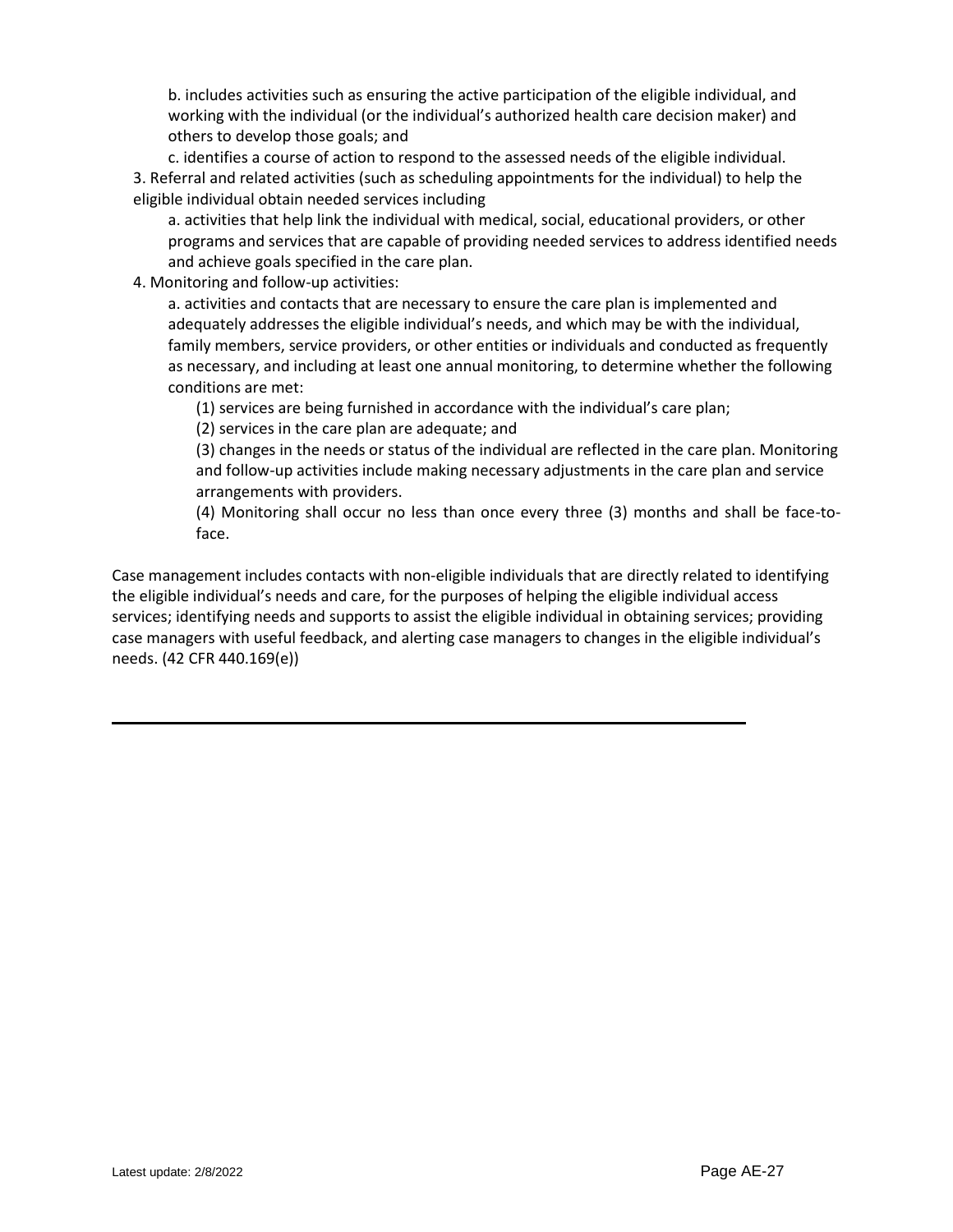b. includes activities such as ensuring the active participation of the eligible individual, and working with the individual (or the individual's authorized health care decision maker) and others to develop those goals; and

   c. identifies a course of action to respond to the assessed needs of the eligible individual.

3. Referral and related activities (such as scheduling appointments for the individual) to help the eligible individual obtain needed services including

   a. activities that help link the individual with medical, social, educational providers, or other programs and services that are capable of providing needed services to address identified needs and achieve goals specified in the care plan.

4. Monitoring and follow-up activities:

   a. activities and contacts that are necessary to ensure the care plan is implemented and adequately addresses the eligible individual's needs, and which may be with the individual, family members, service providers, or other entities or individuals and conducted as frequently as necessary, and including at least one annual monitoring, to determine whether the following conditions are met:

      (1) services are being furnished in accordance with the individual's care plan;

      (2) services in the care plan are adequate; and

      (3) changes in the needs or status of the individual are reflected in the care plan. Monitoring and follow-up activities include making necessary adjustments in the care plan and service arrangements with providers.

      (4) Monitoring shall occur no less than once every three (3) months and shall be face-to-face.

Case management includes contacts with non-eligible individuals that are directly related to identifying the eligible individual's needs and care, for the purposes of helping the eligible individual access services; identifying needs and supports to assist the eligible individual in obtaining services; providing case managers with useful feedback, and alerting case managers to changes in the eligible individual's needs. (42 CFR 440.169(e))

---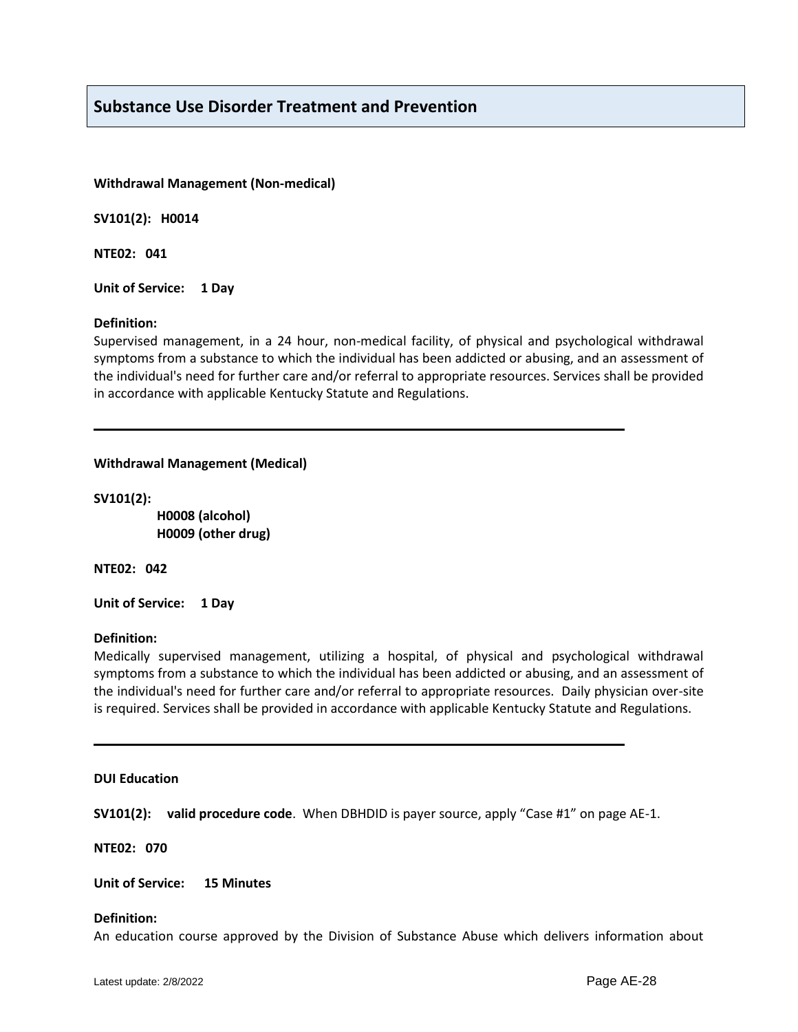## Substance Use Disorder Treatment and Prevention

**Withdrawal Management (Non-medical)**

**SV101(2): H0014**

**NTE02: 041**

**Unit of Service: 1 Day**

**Definition:**
Supervised management, in a 24 hour, non-medical facility, of physical and psychological withdrawal symptoms from a substance to which the individual has been addicted or abusing, and an assessment of the individual's need for further care and/or referral to appropriate resources. Services shall be provided in accordance with applicable Kentucky Statute and Regulations.

---

**Withdrawal Management (Medical)**

**SV101(2):**
**H0008 (alcohol)**
**H0009 (other drug)**

**NTE02: 042**

**Unit of Service: 1 Day**

**Definition:**
Medically supervised management, utilizing a hospital, of physical and psychological withdrawal symptoms from a substance to which the individual has been addicted or abusing, and an assessment of the individual's need for further care and/or referral to appropriate resources. Daily physician over-site is required. Services shall be provided in accordance with applicable Kentucky Statute and Regulations.

---

**DUI Education**

**SV101(2): valid procedure code**. When DBHDID is payer source, apply "Case #1" on page AE-1.

**NTE02: 070**

**Unit of Service: 15 Minutes**

**Definition:**
An education course approved by the Division of Substance Abuse which delivers information about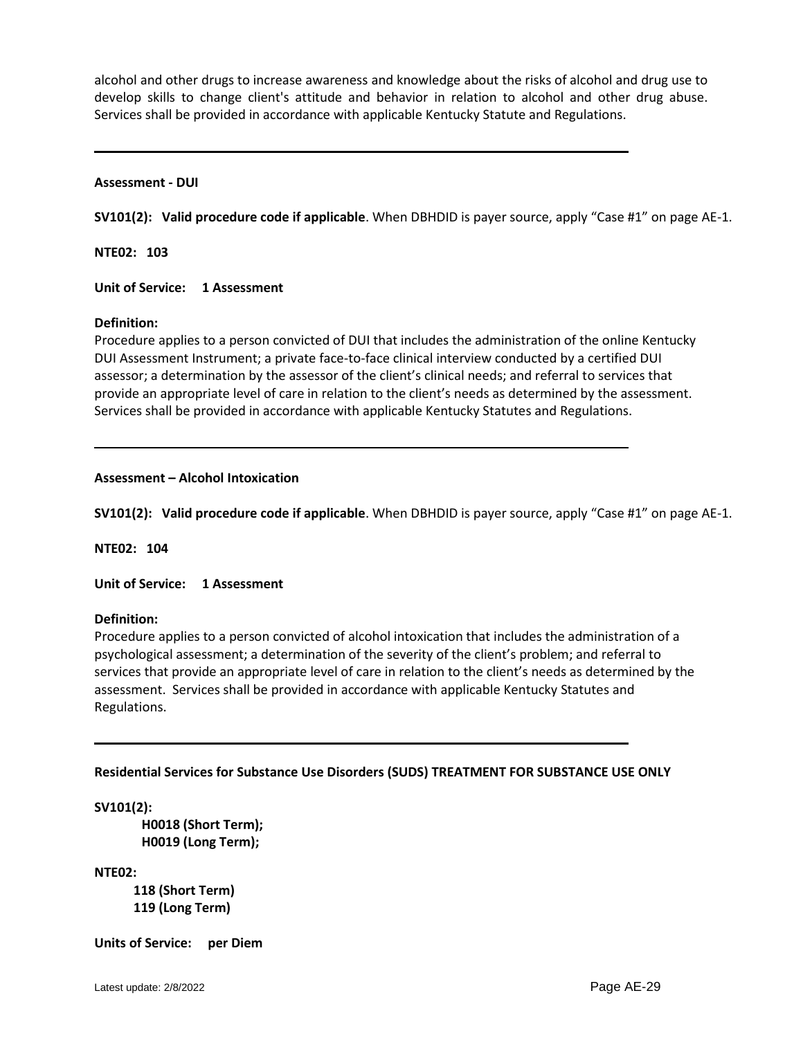alcohol and other drugs to increase awareness and knowledge about the risks of alcohol and drug use to develop skills to change client's attitude and behavior in relation to alcohol and other drug abuse. Services shall be provided in accordance with applicable Kentucky Statute and Regulations.

---

**Assessment - DUI**

**SV101(2): Valid procedure code if applicable**. When DBHDID is payer source, apply "Case #1" on page AE-1.

**NTE02: 103**

**Unit of Service: 1 Assessment**

**Definition:**
Procedure applies to a person convicted of DUI that includes the administration of the online Kentucky DUI Assessment Instrument; a private face-to-face clinical interview conducted by a certified DUI assessor; a determination by the assessor of the client's clinical needs; and referral to services that provide an appropriate level of care in relation to the client's needs as determined by the assessment. Services shall be provided in accordance with applicable Kentucky Statutes and Regulations.

---

**Assessment – Alcohol Intoxication**

**SV101(2): Valid procedure code if applicable**. When DBHDID is payer source, apply "Case #1" on page AE-1.

**NTE02: 104**

**Unit of Service: 1 Assessment**

**Definition:**
Procedure applies to a person convicted of alcohol intoxication that includes the administration of a psychological assessment; a determination of the severity of the client's problem; and referral to services that provide an appropriate level of care in relation to the client's needs as determined by the assessment. Services shall be provided in accordance with applicable Kentucky Statutes and Regulations.

---

**Residential Services for Substance Use Disorders (SUDS) TREATMENT FOR SUBSTANCE USE ONLY**

**SV101(2):**
**H0018 (Short Term);**
**H0019 (Long Term);**

**NTE02:**
**118 (Short Term)**
**119 (Long Term)**

**Units of Service: per Diem**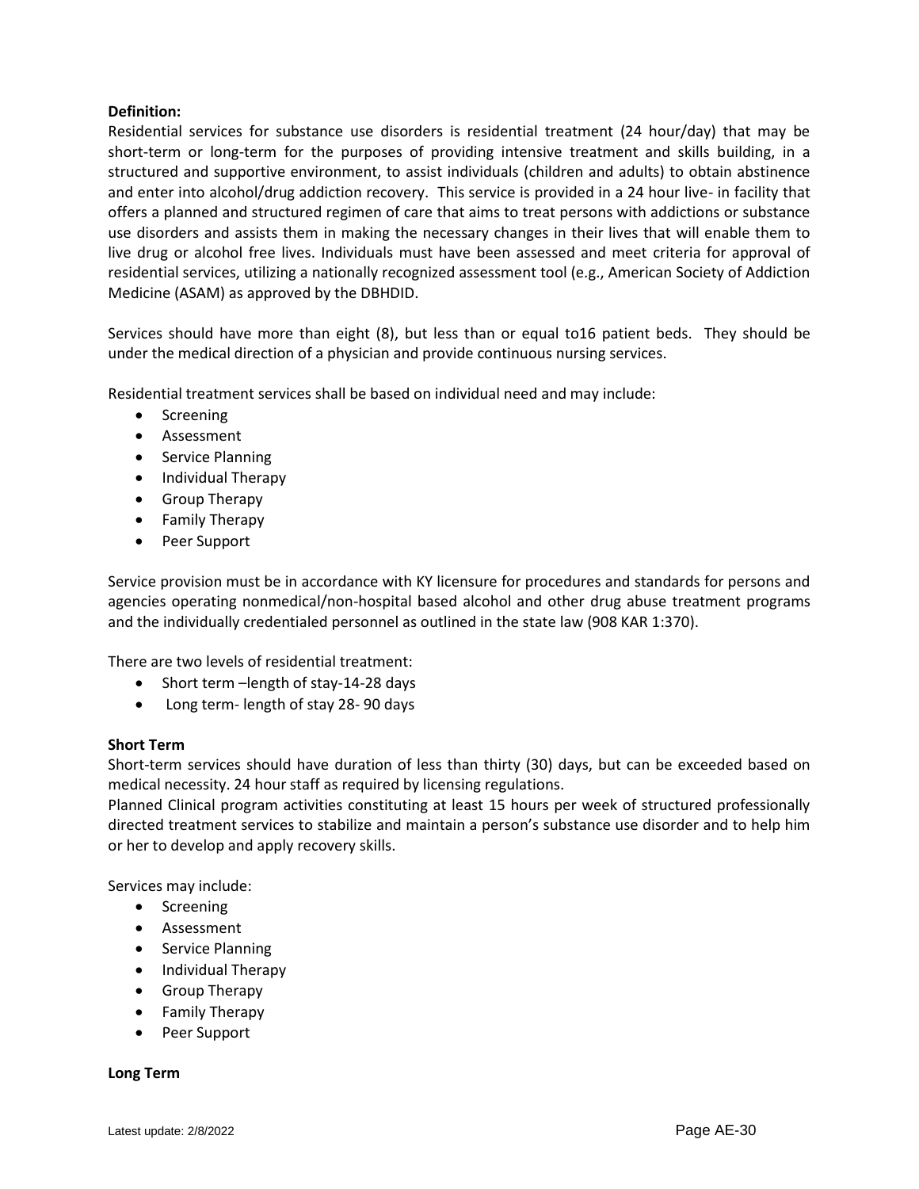**Definition:**

Residential services for substance use disorders is residential treatment (24 hour/day) that may be short-term or long-term for the purposes of providing intensive treatment and skills building, in a structured and supportive environment, to assist individuals (children and adults) to obtain abstinence and enter into alcohol/drug addiction recovery. This service is provided in a 24 hour live- in facility that offers a planned and structured regimen of care that aims to treat persons with addictions or substance use disorders and assists them in making the necessary changes in their lives that will enable them to live drug or alcohol free lives. Individuals must have been assessed and meet criteria for approval of residential services, utilizing a nationally recognized assessment tool (e.g., American Society of Addiction Medicine (ASAM) as approved by the DBHDID.

Services should have more than eight (8), but less than or equal to16 patient beds. They should be under the medical direction of a physician and provide continuous nursing services.

Residential treatment services shall be based on individual need and may include:

- Screening
- Assessment
- Service Planning
- Individual Therapy
- Group Therapy
- Family Therapy
- Peer Support

Service provision must be in accordance with KY licensure for procedures and standards for persons and agencies operating nonmedical/non-hospital based alcohol and other drug abuse treatment programs and the individually credentialed personnel as outlined in the state law (908 KAR 1:370).

There are two levels of residential treatment:

- Short term –length of stay-14-28 days
- Long term- length of stay 28- 90 days

**Short Term**

Short-term services should have duration of less than thirty (30) days, but can be exceeded based on medical necessity. 24 hour staff as required by licensing regulations.

Planned Clinical program activities constituting at least 15 hours per week of structured professionally directed treatment services to stabilize and maintain a person's substance use disorder and to help him or her to develop and apply recovery skills.

Services may include:

- Screening
- Assessment
- Service Planning
- Individual Therapy
- Group Therapy
- Family Therapy
- Peer Support

**Long Term**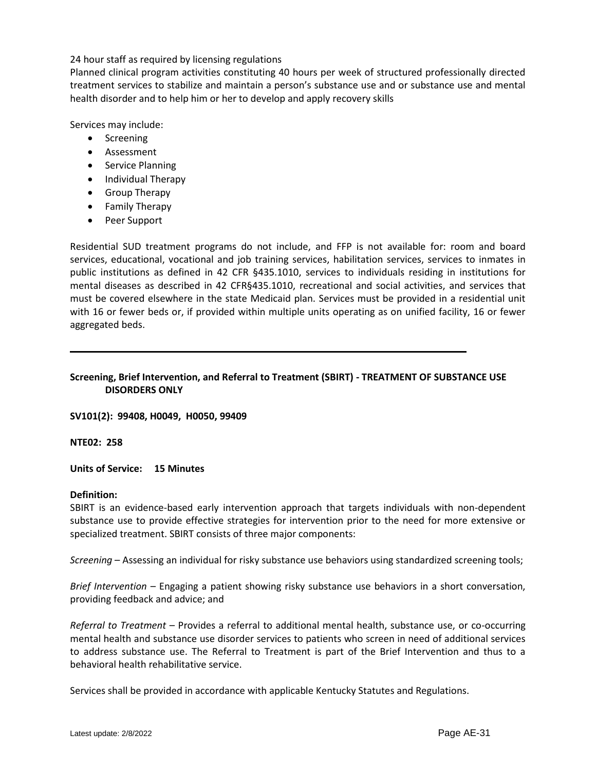24 hour staff as required by licensing regulations
Planned clinical program activities constituting 40 hours per week of structured professionally directed treatment services to stabilize and maintain a person's substance use and or substance use and mental health disorder and to help him or her to develop and apply recovery skills

Services may include:

- Screening
- Assessment
- Service Planning
- Individual Therapy
- Group Therapy
- Family Therapy
- Peer Support

Residential SUD treatment programs do not include, and FFP is not available for: room and board services, educational, vocational and job training services, habilitation services, services to inmates in public institutions as defined in 42 CFR §435.1010, services to individuals residing in institutions for mental diseases as described in 42 CFR§435.1010, recreational and social activities, and services that must be covered elsewhere in the state Medicaid plan. Services must be provided in a residential unit with 16 or fewer beds or, if provided within multiple units operating as on unified facility, 16 or fewer aggregated beds.

---

**Screening, Brief Intervention, and Referral to Treatment (SBIRT) - TREATMENT OF SUBSTANCE USE DISORDERS ONLY**

**SV101(2): 99408, H0049, H0050, 99409**

**NTE02: 258**

**Units of Service: 15 Minutes**

**Definition:**
SBIRT is an evidence-based early intervention approach that targets individuals with non-dependent substance use to provide effective strategies for intervention prior to the need for more extensive or specialized treatment. SBIRT consists of three major components:

*Screening* – Assessing an individual for risky substance use behaviors using standardized screening tools;

*Brief Intervention* – Engaging a patient showing risky substance use behaviors in a short conversation, providing feedback and advice; and

*Referral to Treatment* – Provides a referral to additional mental health, substance use, or co-occurring mental health and substance use disorder services to patients who screen in need of additional services to address substance use. The Referral to Treatment is part of the Brief Intervention and thus to a behavioral health rehabilitative service.

Services shall be provided in accordance with applicable Kentucky Statutes and Regulations.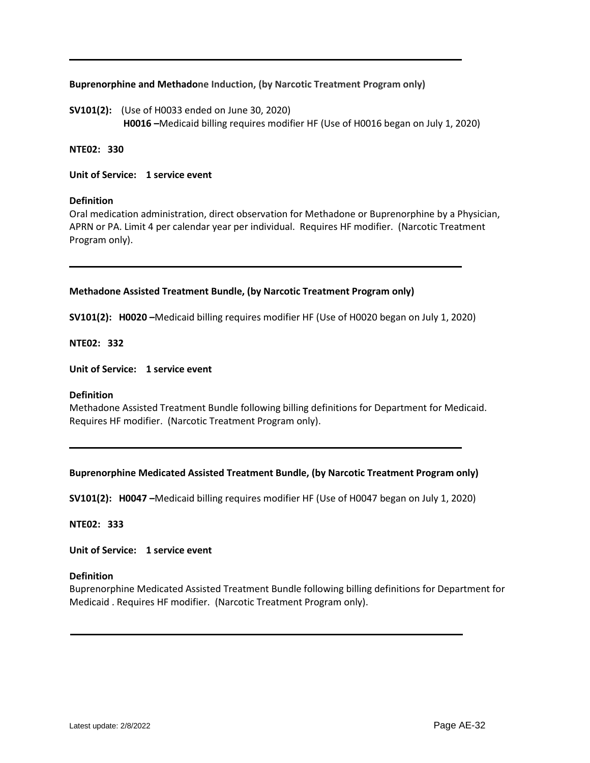---

**Buprenorphine and Methadone Induction, (by Narcotic Treatment Program only)**

**SV101(2):** (Use of H0033 ended on June 30, 2020)
**H0016 –**Medicaid billing requires modifier HF (Use of H0016 began on July 1, 2020)

**NTE02: 330**

**Unit of Service: 1 service event**

**Definition**
Oral medication administration, direct observation for Methadone or Buprenorphine by a Physician, APRN or PA. Limit 4 per calendar year per individual. Requires HF modifier. (Narcotic Treatment Program only).

---

**Methadone Assisted Treatment Bundle, (by Narcotic Treatment Program only)**

**SV101(2): H0020 –**Medicaid billing requires modifier HF (Use of H0020 began on July 1, 2020)

**NTE02: 332**

**Unit of Service: 1 service event**

**Definition**
Methadone Assisted Treatment Bundle following billing definitions for Department for Medicaid. Requires HF modifier. (Narcotic Treatment Program only).

---

**Buprenorphine Medicated Assisted Treatment Bundle, (by Narcotic Treatment Program only)**

**SV101(2): H0047 –**Medicaid billing requires modifier HF (Use of H0047 began on July 1, 2020)

**NTE02: 333**

**Unit of Service: 1 service event**

**Definition**
Buprenorphine Medicated Assisted Treatment Bundle following billing definitions for Department for Medicaid . Requires HF modifier. (Narcotic Treatment Program only).

---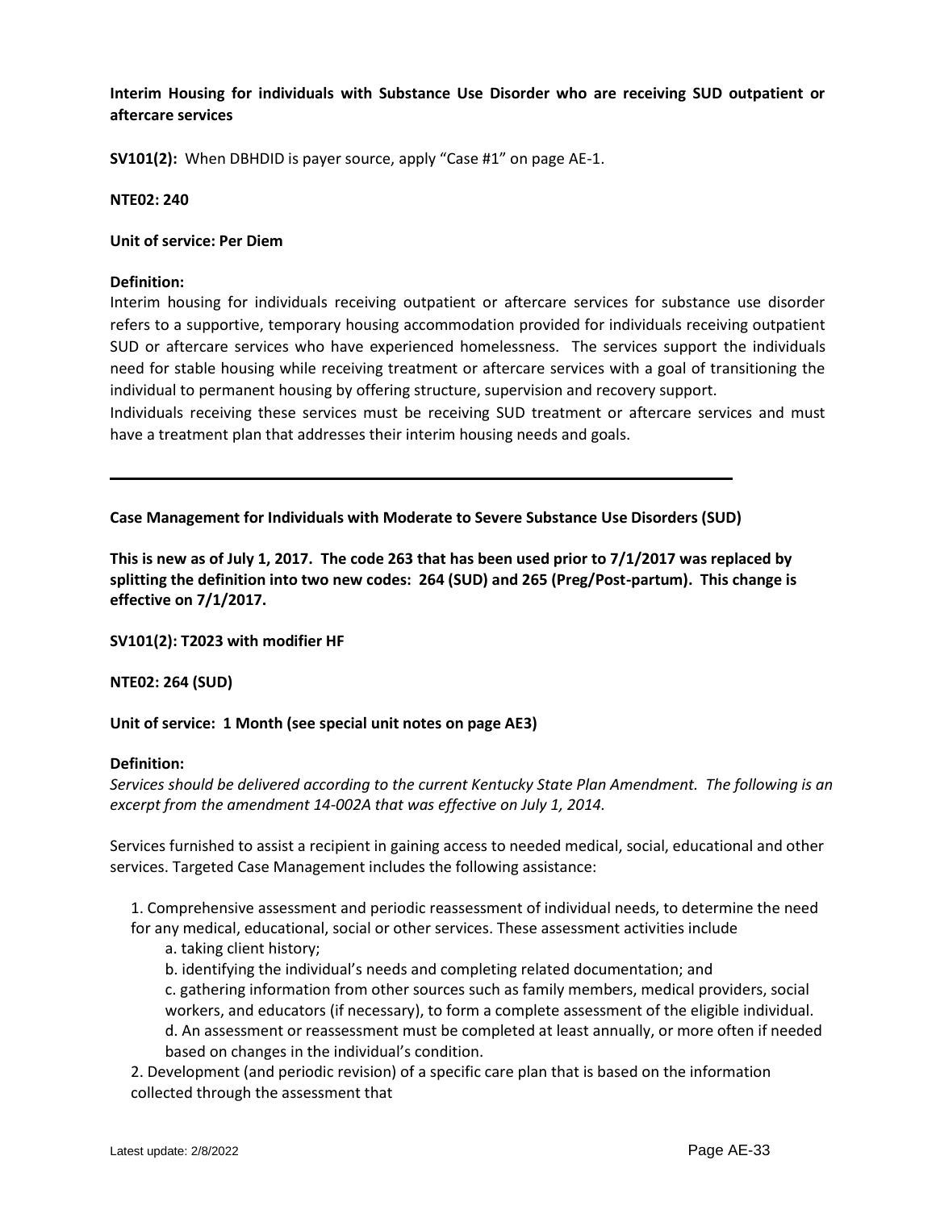**Interim Housing for individuals with Substance Use Disorder who are receiving SUD outpatient or aftercare services**

**SV101(2):** When DBHDID is payer source, apply "Case #1" on page AE-1.

**NTE02: 240**

**Unit of service: Per Diem**

**Definition:**

Interim housing for individuals receiving outpatient or aftercare services for substance use disorder refers to a supportive, temporary housing accommodation provided for individuals receiving outpatient SUD or aftercare services who have experienced homelessness. The services support the individuals need for stable housing while receiving treatment or aftercare services with a goal of transitioning the individual to permanent housing by offering structure, supervision and recovery support.

Individuals receiving these services must be receiving SUD treatment or aftercare services and must have a treatment plan that addresses their interim housing needs and goals.

---

**Case Management for Individuals with Moderate to Severe Substance Use Disorders (SUD)**

**This is new as of July 1, 2017. The code 263 that has been used prior to 7/1/2017 was replaced by splitting the definition into two new codes: 264 (SUD) and 265 (Preg/Post-partum). This change is effective on 7/1/2017.**

**SV101(2): T2023 with modifier HF**

**NTE02: 264 (SUD)**

**Unit of service: 1 Month (see special unit notes on page AE3)**

**Definition:**

*Services should be delivered according to the current Kentucky State Plan Amendment. The following is an excerpt from the amendment 14-002A that was effective on July 1, 2014.*

Services furnished to assist a recipient in gaining access to needed medical, social, educational and other services. Targeted Case Management includes the following assistance:

1. Comprehensive assessment and periodic reassessment of individual needs, to determine the need for any medical, educational, social or other services. These assessment activities include
   a. taking client history;
   b. identifying the individual's needs and completing related documentation; and
   c. gathering information from other sources such as family members, medical providers, social workers, and educators (if necessary), to form a complete assessment of the eligible individual.
   d. An assessment or reassessment must be completed at least annually, or more often if needed based on changes in the individual's condition.
2. Development (and periodic revision) of a specific care plan that is based on the information collected through the assessment that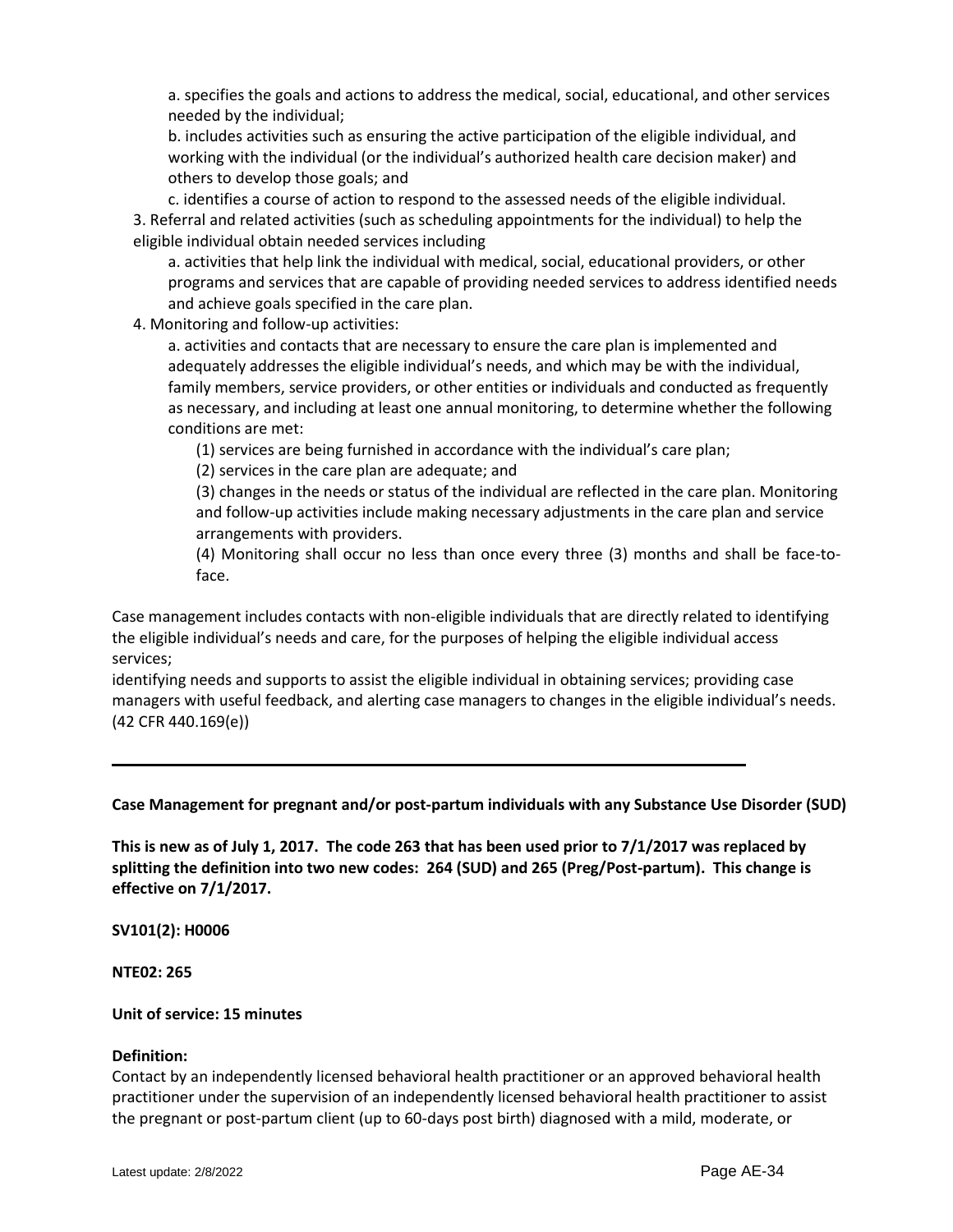a. specifies the goals and actions to address the medical, social, educational, and other services needed by the individual;

b. includes activities such as ensuring the active participation of the eligible individual, and working with the individual (or the individual's authorized health care decision maker) and others to develop those goals; and

c. identifies a course of action to respond to the assessed needs of the eligible individual.

3. Referral and related activities (such as scheduling appointments for the individual) to help the eligible individual obtain needed services including

   a. activities that help link the individual with medical, social, educational providers, or other programs and services that are capable of providing needed services to address identified needs and achieve goals specified in the care plan.

4. Monitoring and follow-up activities:

   a. activities and contacts that are necessary to ensure the care plan is implemented and adequately addresses the eligible individual's needs, and which may be with the individual, family members, service providers, or other entities or individuals and conducted as frequently as necessary, and including at least one annual monitoring, to determine whether the following conditions are met:

   (1) services are being furnished in accordance with the individual's care plan;

   (2) services in the care plan are adequate; and

   (3) changes in the needs or status of the individual are reflected in the care plan. Monitoring and follow-up activities include making necessary adjustments in the care plan and service arrangements with providers.

   (4) Monitoring shall occur no less than once every three (3) months and shall be face-to-face.

Case management includes contacts with non-eligible individuals that are directly related to identifying the eligible individual's needs and care, for the purposes of helping the eligible individual access services;
identifying needs and supports to assist the eligible individual in obtaining services; providing case managers with useful feedback, and alerting case managers to changes in the eligible individual's needs. (42 CFR 440.169(e))

---

**Case Management for pregnant and/or post-partum individuals with any Substance Use Disorder (SUD)**

**This is new as of July 1, 2017. The code 263 that has been used prior to 7/1/2017 was replaced by splitting the definition into two new codes: 264 (SUD) and 265 (Preg/Post-partum). This change is effective on 7/1/2017.**

**SV101(2): H0006**

**NTE02: 265**

**Unit of service: 15 minutes**

**Definition:**
Contact by an independently licensed behavioral health practitioner or an approved behavioral health practitioner under the supervision of an independently licensed behavioral health practitioner to assist the pregnant or post-partum client (up to 60-days post birth) diagnosed with a mild, moderate, or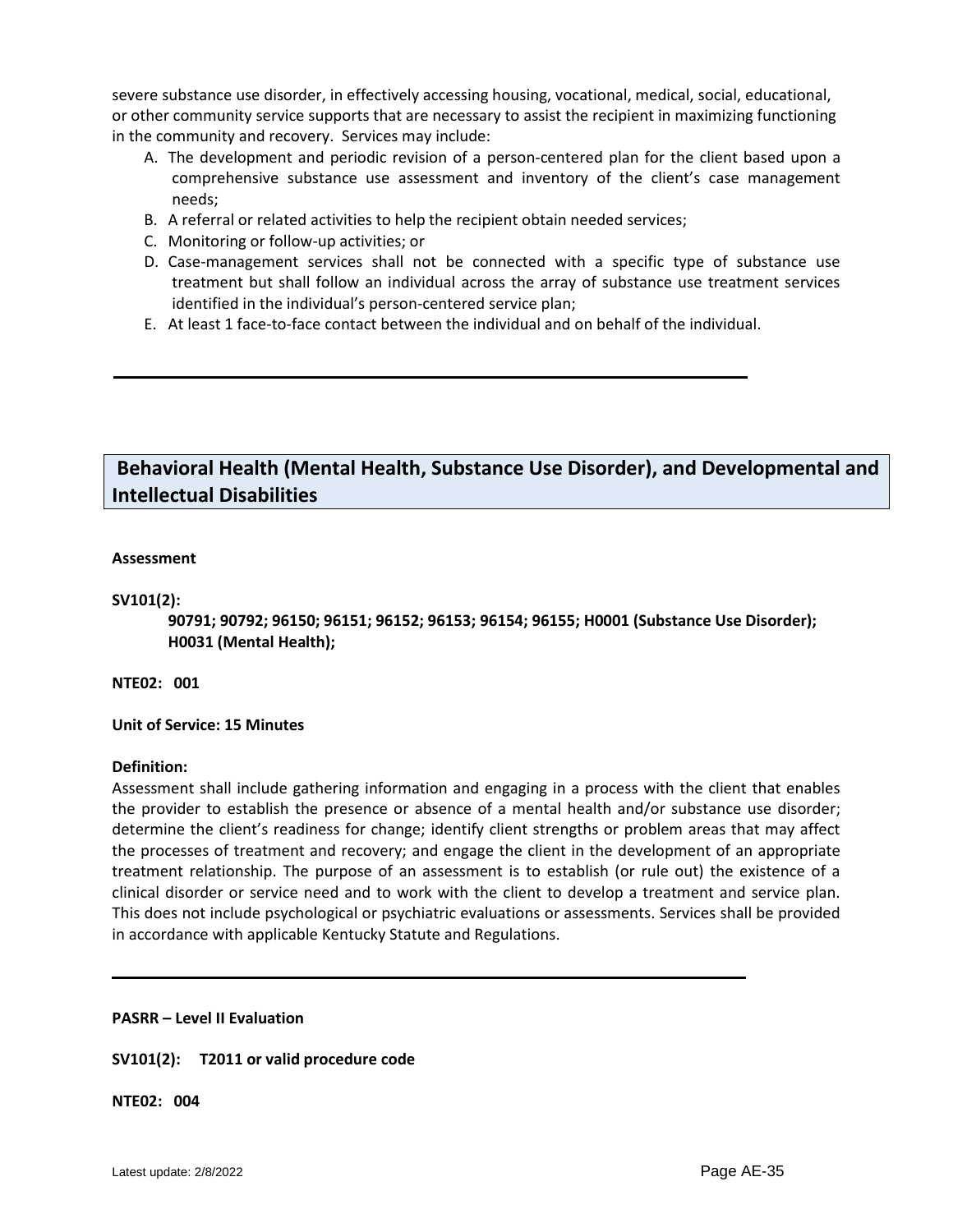severe substance use disorder, in effectively accessing housing, vocational, medical, social, educational, or other community service supports that are necessary to assist the recipient in maximizing functioning in the community and recovery. Services may include:

A. The development and periodic revision of a person-centered plan for the client based upon a comprehensive substance use assessment and inventory of the client's case management needs;
B. A referral or related activities to help the recipient obtain needed services;
C. Monitoring or follow-up activities; or
D. Case-management services shall not be connected with a specific type of substance use treatment but shall follow an individual across the array of substance use treatment services identified in the individual's person-centered service plan;
E. At least 1 face-to-face contact between the individual and on behalf of the individual.

---

## Behavioral Health (Mental Health, Substance Use Disorder), and Developmental and Intellectual Disabilities

**Assessment**

**SV101(2):**

**90791; 90792; 96150; 96151; 96152; 96153; 96154; 96155; H0001 (Substance Use Disorder); H0031 (Mental Health);**

**NTE02: 001**

**Unit of Service: 15 Minutes**

**Definition:**

Assessment shall include gathering information and engaging in a process with the client that enables the provider to establish the presence or absence of a mental health and/or substance use disorder; determine the client's readiness for change; identify client strengths or problem areas that may affect the processes of treatment and recovery; and engage the client in the development of an appropriate treatment relationship. The purpose of an assessment is to establish (or rule out) the existence of a clinical disorder or service need and to work with the client to develop a treatment and service plan. This does not include psychological or psychiatric evaluations or assessments. Services shall be provided in accordance with applicable Kentucky Statute and Regulations.

---

**PASRR – Level II Evaluation**

**SV101(2): T2011 or valid procedure code**

**NTE02: 004**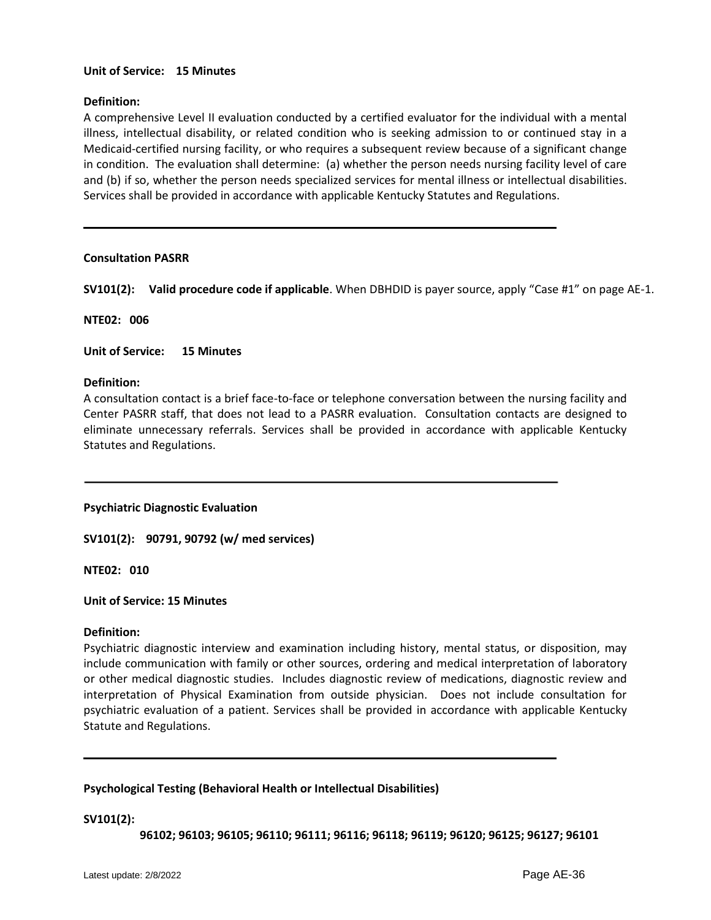**Unit of Service: 15 Minutes**

**Definition:**

A comprehensive Level II evaluation conducted by a certified evaluator for the individual with a mental illness, intellectual disability, or related condition who is seeking admission to or continued stay in a Medicaid-certified nursing facility, or who requires a subsequent review because of a significant change in condition. The evaluation shall determine: (a) whether the person needs nursing facility level of care and (b) if so, whether the person needs specialized services for mental illness or intellectual disabilities. Services shall be provided in accordance with applicable Kentucky Statutes and Regulations.

---

**Consultation PASRR**

**SV101(2): Valid procedure code if applicable**. When DBHDID is payer source, apply "Case #1" on page AE-1.

**NTE02: 006**

**Unit of Service: 15 Minutes**

**Definition:**

A consultation contact is a brief face-to-face or telephone conversation between the nursing facility and Center PASRR staff, that does not lead to a PASRR evaluation. Consultation contacts are designed to eliminate unnecessary referrals. Services shall be provided in accordance with applicable Kentucky Statutes and Regulations.

---

**Psychiatric Diagnostic Evaluation**

**SV101(2): 90791, 90792 (w/ med services)**

**NTE02: 010**

**Unit of Service: 15 Minutes**

**Definition:**

Psychiatric diagnostic interview and examination including history, mental status, or disposition, may include communication with family or other sources, ordering and medical interpretation of laboratory or other medical diagnostic studies. Includes diagnostic review of medications, diagnostic review and interpretation of Physical Examination from outside physician. Does not include consultation for psychiatric evaluation of a patient. Services shall be provided in accordance with applicable Kentucky Statute and Regulations.

---

**Psychological Testing (Behavioral Health or Intellectual Disabilities)**

**SV101(2):**

**96102; 96103; 96105; 96110; 96111; 96116; 96118; 96119; 96120; 96125; 96127; 96101**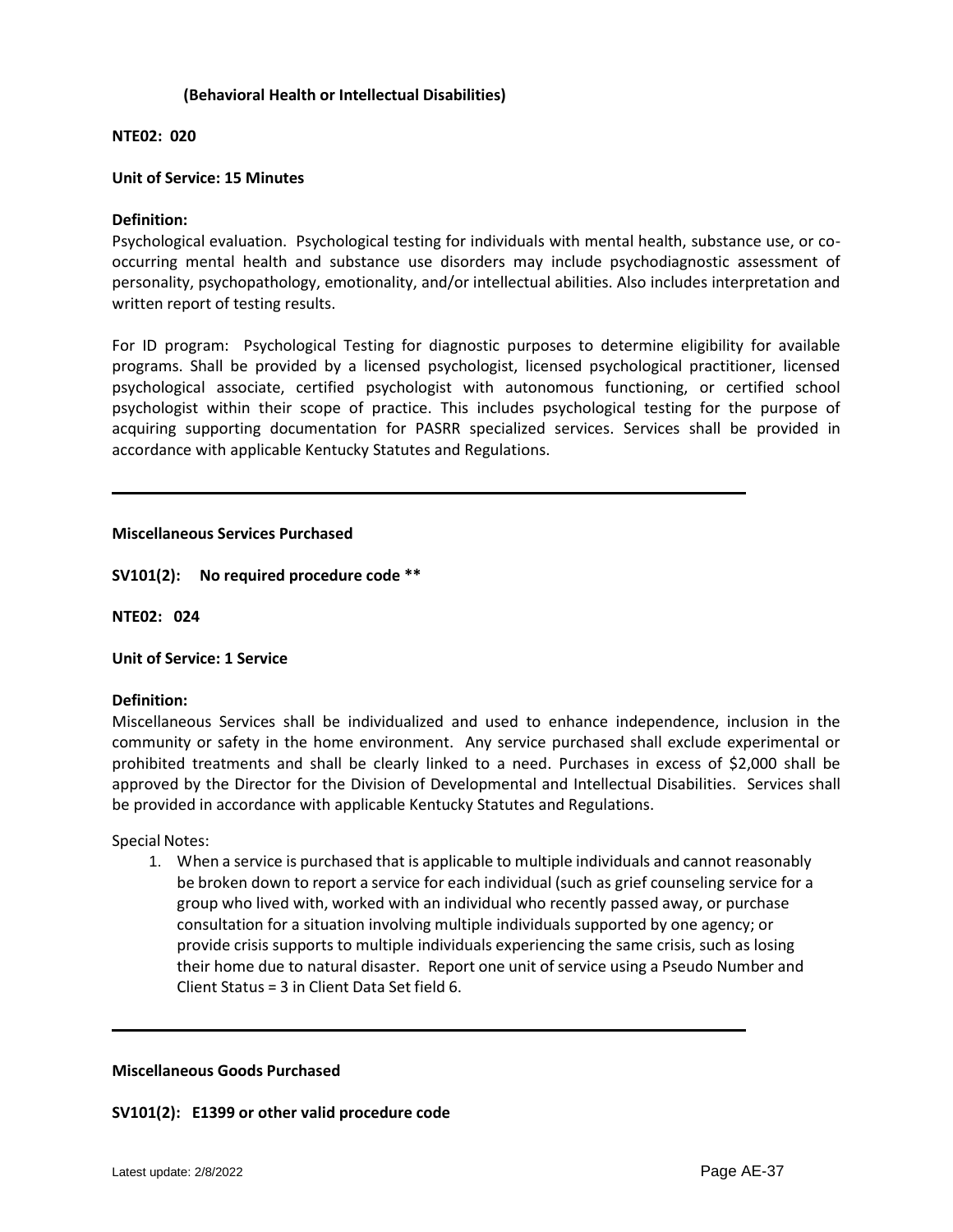**(Behavioral Health or Intellectual Disabilities)**

**NTE02: 020**

**Unit of Service: 15 Minutes**

**Definition:**
Psychological evaluation. Psychological testing for individuals with mental health, substance use, or co-occurring mental health and substance use disorders may include psychodiagnostic assessment of personality, psychopathology, emotionality, and/or intellectual abilities. Also includes interpretation and written report of testing results.

For ID program: Psychological Testing for diagnostic purposes to determine eligibility for available programs. Shall be provided by a licensed psychologist, licensed psychological practitioner, licensed psychological associate, certified psychologist with autonomous functioning, or certified school psychologist within their scope of practice. This includes psychological testing for the purpose of acquiring supporting documentation for PASRR specialized services. Services shall be provided in accordance with applicable Kentucky Statutes and Regulations.

---

**Miscellaneous Services Purchased**

**SV101(2): No required procedure code \*\***

**NTE02: 024**

**Unit of Service: 1 Service**

**Definition:**
Miscellaneous Services shall be individualized and used to enhance independence, inclusion in the community or safety in the home environment. Any service purchased shall exclude experimental or prohibited treatments and shall be clearly linked to a need. Purchases in excess of $2,000 shall be approved by the Director for the Division of Developmental and Intellectual Disabilities. Services shall be provided in accordance with applicable Kentucky Statutes and Regulations.

Special Notes:

1. When a service is purchased that is applicable to multiple individuals and cannot reasonably be broken down to report a service for each individual (such as grief counseling service for a group who lived with, worked with an individual who recently passed away, or purchase consultation for a situation involving multiple individuals supported by one agency; or provide crisis supports to multiple individuals experiencing the same crisis, such as losing their home due to natural disaster. Report one unit of service using a Pseudo Number and Client Status = 3 in Client Data Set field 6.

---

**Miscellaneous Goods Purchased**

**SV101(2): E1399 or other valid procedure code**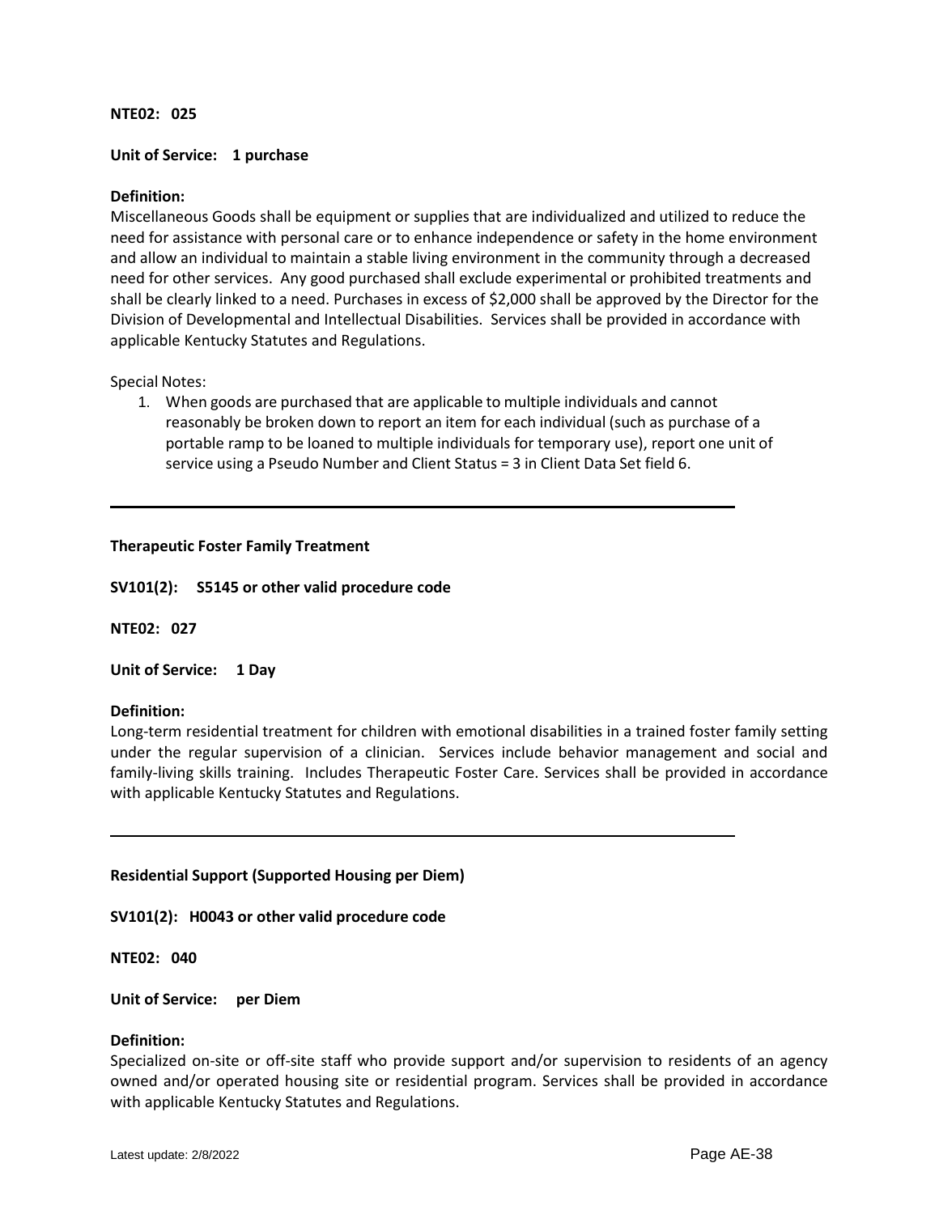**NTE02: 025**

**Unit of Service: 1 purchase**

**Definition:**
Miscellaneous Goods shall be equipment or supplies that are individualized and utilized to reduce the need for assistance with personal care or to enhance independence or safety in the home environment and allow an individual to maintain a stable living environment in the community through a decreased need for other services. Any good purchased shall exclude experimental or prohibited treatments and shall be clearly linked to a need. Purchases in excess of $2,000 shall be approved by the Director for the Division of Developmental and Intellectual Disabilities. Services shall be provided in accordance with applicable Kentucky Statutes and Regulations.

Special Notes:

1. When goods are purchased that are applicable to multiple individuals and cannot reasonably be broken down to report an item for each individual (such as purchase of a portable ramp to be loaned to multiple individuals for temporary use), report one unit of service using a Pseudo Number and Client Status = 3 in Client Data Set field 6.

---

**Therapeutic Foster Family Treatment**

**SV101(2): S5145 or other valid procedure code**

**NTE02: 027**

**Unit of Service: 1 Day**

**Definition:**
Long-term residential treatment for children with emotional disabilities in a trained foster family setting under the regular supervision of a clinician. Services include behavior management and social and family-living skills training. Includes Therapeutic Foster Care. Services shall be provided in accordance with applicable Kentucky Statutes and Regulations.

---

**Residential Support (Supported Housing per Diem)**

**SV101(2): H0043 or other valid procedure code**

**NTE02: 040**

**Unit of Service: per Diem**

**Definition:**
Specialized on-site or off-site staff who provide support and/or supervision to residents of an agency owned and/or operated housing site or residential program. Services shall be provided in accordance with applicable Kentucky Statutes and Regulations.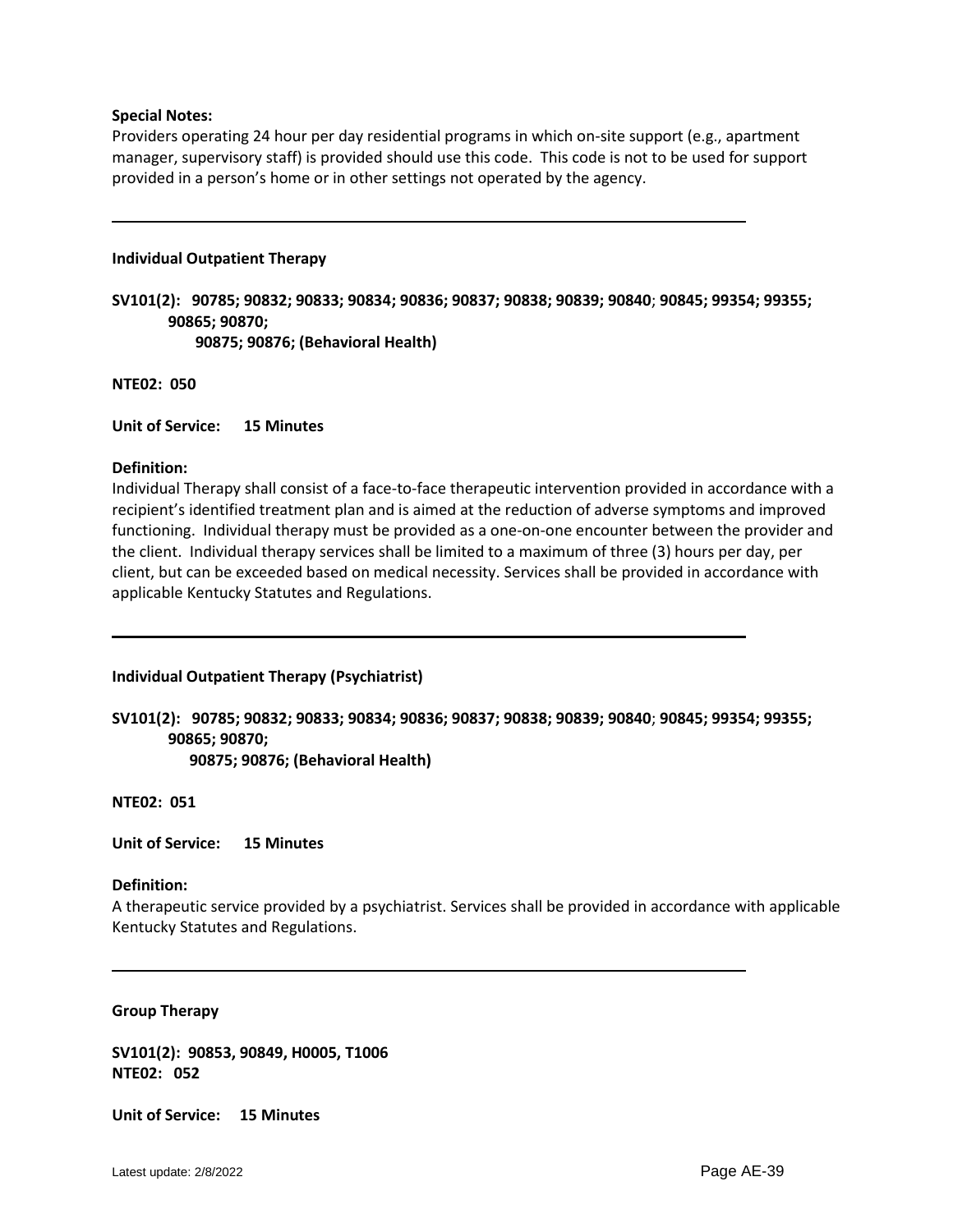**Special Notes:**
Providers operating 24 hour per day residential programs in which on-site support (e.g., apartment manager, supervisory staff) is provided should use this code. This code is not to be used for support provided in a person's home or in other settings not operated by the agency.

---

**Individual Outpatient Therapy**

**SV101(2): 90785; 90832; 90833; 90834; 90836; 90837; 90838; 90839; 90840; 90845; 99354; 99355; 90865; 90870;
90875; 90876; (Behavioral Health)**

**NTE02: 050**

**Unit of Service: 15 Minutes**

**Definition:**
Individual Therapy shall consist of a face-to-face therapeutic intervention provided in accordance with a recipient's identified treatment plan and is aimed at the reduction of adverse symptoms and improved functioning. Individual therapy must be provided as a one-on-one encounter between the provider and the client. Individual therapy services shall be limited to a maximum of three (3) hours per day, per client, but can be exceeded based on medical necessity. Services shall be provided in accordance with applicable Kentucky Statutes and Regulations.

---

**Individual Outpatient Therapy (Psychiatrist)**

**SV101(2): 90785; 90832; 90833; 90834; 90836; 90837; 90838; 90839; 90840; 90845; 99354; 99355; 90865; 90870;
90875; 90876; (Behavioral Health)**

**NTE02: 051**

**Unit of Service: 15 Minutes**

**Definition:**
A therapeutic service provided by a psychiatrist. Services shall be provided in accordance with applicable Kentucky Statutes and Regulations.

---

**Group Therapy**

**SV101(2): 90853, 90849, H0005, T1006**
**NTE02: 052**

**Unit of Service: 15 Minutes**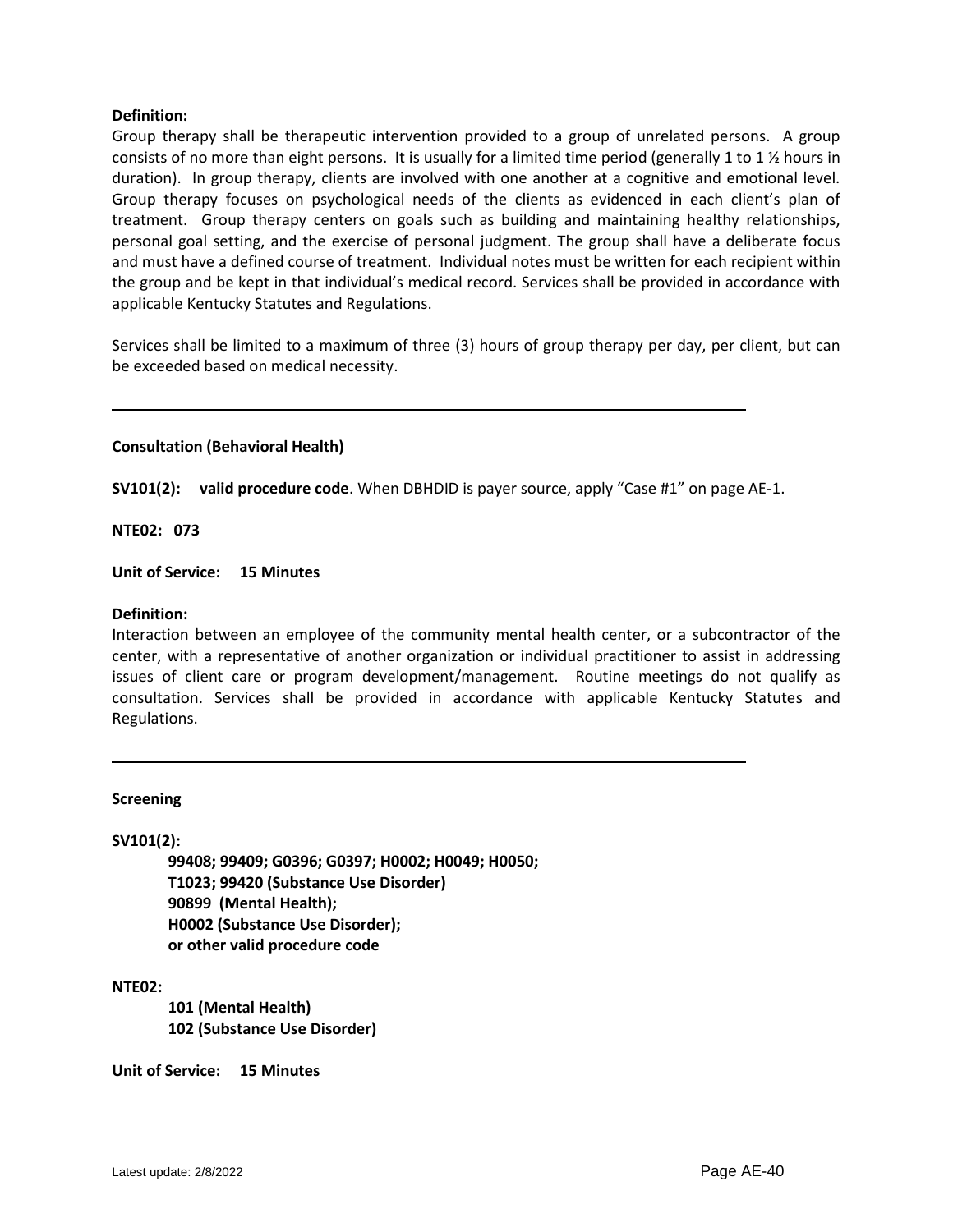**Definition:**
Group therapy shall be therapeutic intervention provided to a group of unrelated persons. A group consists of no more than eight persons. It is usually for a limited time period (generally 1 to 1 ½ hours in duration). In group therapy, clients are involved with one another at a cognitive and emotional level. Group therapy focuses on psychological needs of the clients as evidenced in each client's plan of treatment. Group therapy centers on goals such as building and maintaining healthy relationships, personal goal setting, and the exercise of personal judgment. The group shall have a deliberate focus and must have a defined course of treatment. Individual notes must be written for each recipient within the group and be kept in that individual's medical record. Services shall be provided in accordance with applicable Kentucky Statutes and Regulations.

Services shall be limited to a maximum of three (3) hours of group therapy per day, per client, but can be exceeded based on medical necessity.

---

**Consultation (Behavioral Health)**

**SV101(2): valid procedure code**. When DBHDID is payer source, apply "Case #1" on page AE-1.

**NTE02: 073**

**Unit of Service: 15 Minutes**

**Definition:**
Interaction between an employee of the community mental health center, or a subcontractor of the center, with a representative of another organization or individual practitioner to assist in addressing issues of client care or program development/management. Routine meetings do not qualify as consultation. Services shall be provided in accordance with applicable Kentucky Statutes and Regulations.

---

**Screening**

**SV101(2):**

**99408; 99409; G0396; G0397; H0002; H0049; H0050;**
**T1023; 99420 (Substance Use Disorder)**
**90899 (Mental Health);**
**H0002 (Substance Use Disorder);**
**or other valid procedure code**

**NTE02:**

**101 (Mental Health)**
**102 (Substance Use Disorder)**

**Unit of Service: 15 Minutes**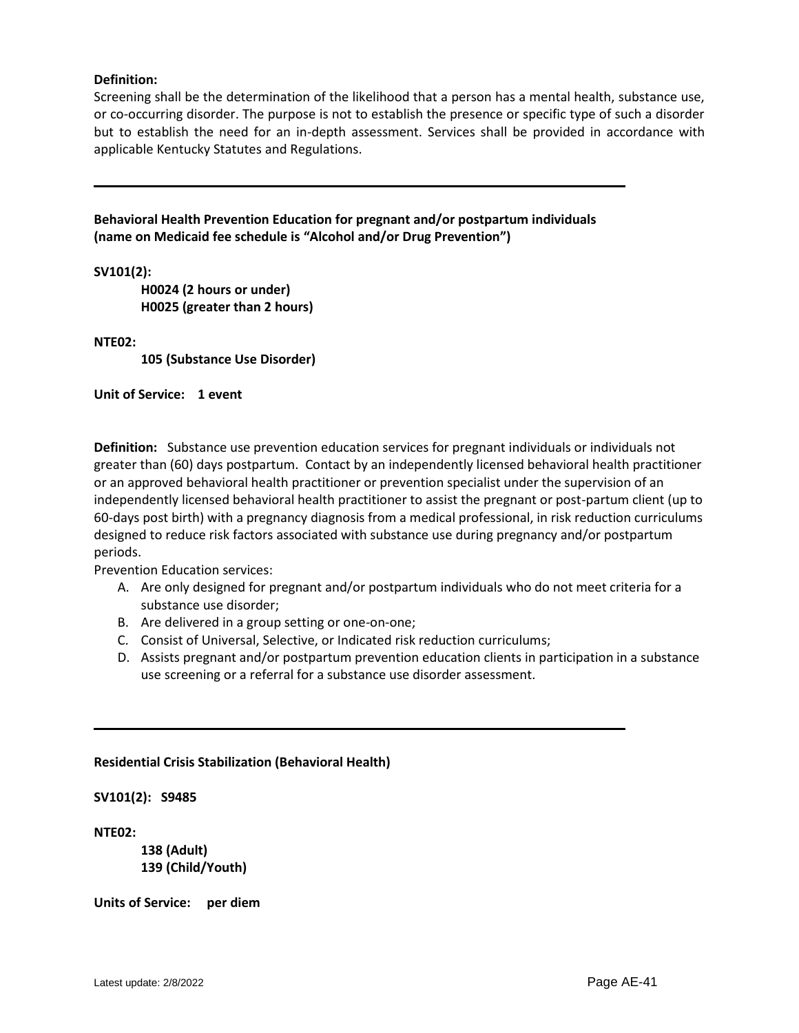**Definition:**
Screening shall be the determination of the likelihood that a person has a mental health, substance use, or co-occurring disorder. The purpose is not to establish the presence or specific type of such a disorder but to establish the need for an in-depth assessment. Services shall be provided in accordance with applicable Kentucky Statutes and Regulations.

---

**Behavioral Health Prevention Education for pregnant and/or postpartum individuals (name on Medicaid fee schedule is "Alcohol and/or Drug Prevention")**

**SV101(2):**

**H0024 (2 hours or under)**
**H0025 (greater than 2 hours)**

**NTE02:**

**105 (Substance Use Disorder)**

**Unit of Service: 1 event**

**Definition:** Substance use prevention education services for pregnant individuals or individuals not greater than (60) days postpartum. Contact by an independently licensed behavioral health practitioner or an approved behavioral health practitioner or prevention specialist under the supervision of an independently licensed behavioral health practitioner to assist the pregnant or post-partum client (up to 60-days post birth) with a pregnancy diagnosis from a medical professional, in risk reduction curriculums designed to reduce risk factors associated with substance use during pregnancy and/or postpartum periods.

Prevention Education services:

A. Are only designed for pregnant and/or postpartum individuals who do not meet criteria for a substance use disorder;
B. Are delivered in a group setting or one-on-one;
C. Consist of Universal, Selective, or Indicated risk reduction curriculums;
D. Assists pregnant and/or postpartum prevention education clients in participation in a substance use screening or a referral for a substance use disorder assessment.

---

**Residential Crisis Stabilization (Behavioral Health)**

**SV101(2): S9485**

**NTE02:**

**138 (Adult)**
**139 (Child/Youth)**

**Units of Service: per diem**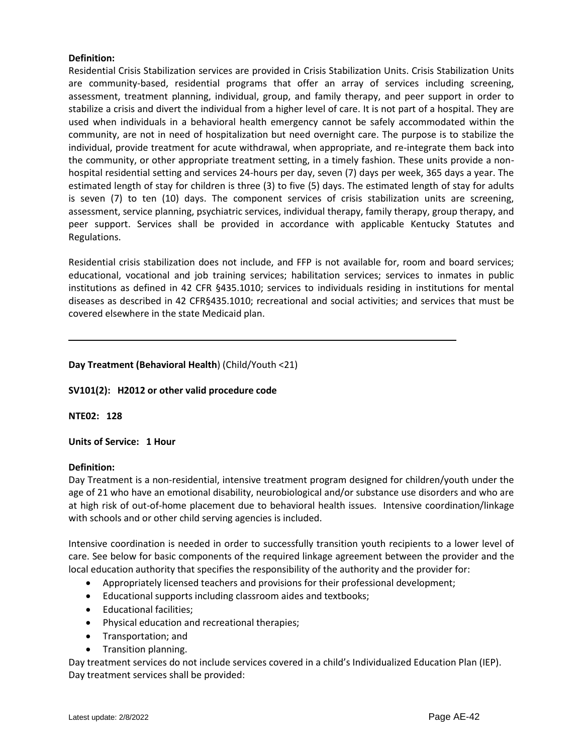**Definition:**
Residential Crisis Stabilization services are provided in Crisis Stabilization Units. Crisis Stabilization Units are community-based, residential programs that offer an array of services including screening, assessment, treatment planning, individual, group, and family therapy, and peer support in order to stabilize a crisis and divert the individual from a higher level of care. It is not part of a hospital. They are used when individuals in a behavioral health emergency cannot be safely accommodated within the community, are not in need of hospitalization but need overnight care. The purpose is to stabilize the individual, provide treatment for acute withdrawal, when appropriate, and re-integrate them back into the community, or other appropriate treatment setting, in a timely fashion. These units provide a non-hospital residential setting and services 24-hours per day, seven (7) days per week, 365 days a year. The estimated length of stay for children is three (3) to five (5) days. The estimated length of stay for adults is seven (7) to ten (10) days. The component services of crisis stabilization units are screening, assessment, service planning, psychiatric services, individual therapy, family therapy, group therapy, and peer support. Services shall be provided in accordance with applicable Kentucky Statutes and Regulations.

Residential crisis stabilization does not include, and FFP is not available for, room and board services; educational, vocational and job training services; habilitation services; services to inmates in public institutions as defined in 42 CFR §435.1010; services to individuals residing in institutions for mental diseases as described in 42 CFR§435.1010; recreational and social activities; and services that must be covered elsewhere in the state Medicaid plan.

---

**Day Treatment (Behavioral Health**) (Child/Youth <21)

**SV101(2): H2012 or other valid procedure code**

**NTE02: 128**

**Units of Service: 1 Hour**

**Definition:**
Day Treatment is a non-residential, intensive treatment program designed for children/youth under the age of 21 who have an emotional disability, neurobiological and/or substance use disorders and who are at high risk of out-of-home placement due to behavioral health issues. Intensive coordination/linkage with schools and or other child serving agencies is included.

Intensive coordination is needed in order to successfully transition youth recipients to a lower level of care. See below for basic components of the required linkage agreement between the provider and the local education authority that specifies the responsibility of the authority and the provider for:

- Appropriately licensed teachers and provisions for their professional development;
- Educational supports including classroom aides and textbooks;
- Educational facilities;
- Physical education and recreational therapies;
- Transportation; and
- Transition planning.

Day treatment services do not include services covered in a child's Individualized Education Plan (IEP).
Day treatment services shall be provided: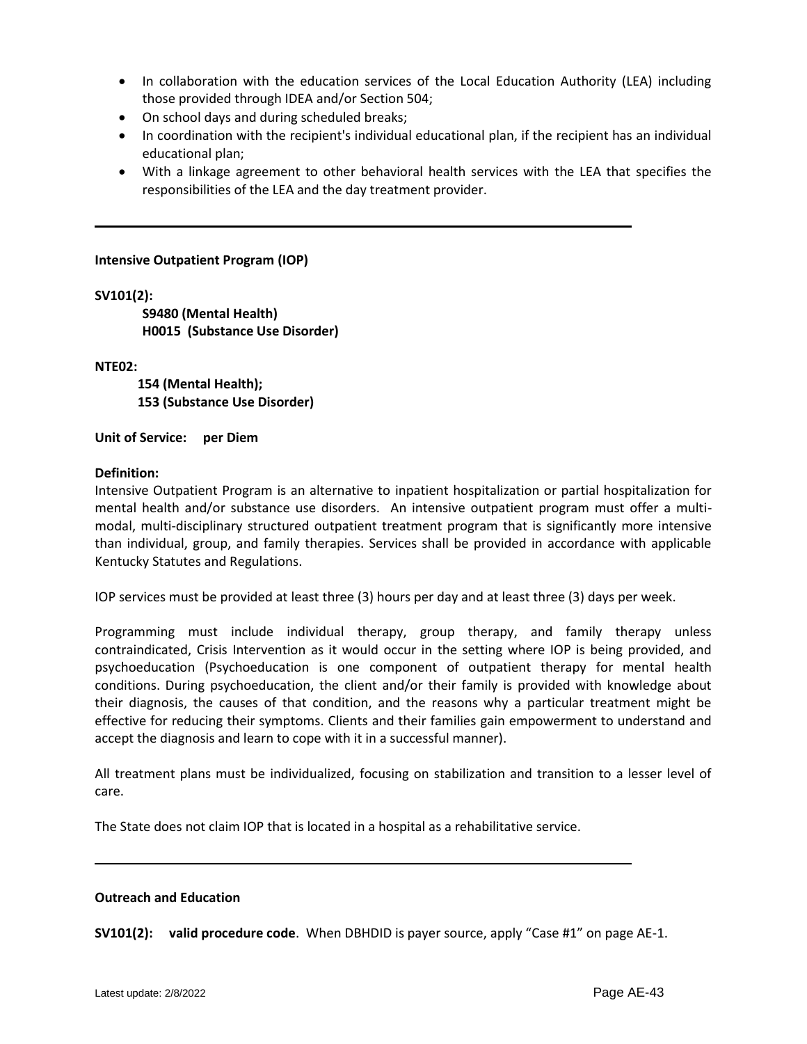- In collaboration with the education services of the Local Education Authority (LEA) including those provided through IDEA and/or Section 504;
- On school days and during scheduled breaks;
- In coordination with the recipient's individual educational plan, if the recipient has an individual educational plan;
- With a linkage agreement to other behavioral health services with the LEA that specifies the responsibilities of the LEA and the day treatment provider.

---

**Intensive Outpatient Program (IOP)**

**SV101(2):**

**S9480 (Mental Health)**
**H0015 (Substance Use Disorder)**

**NTE02:**

**154 (Mental Health);**
**153 (Substance Use Disorder)**

**Unit of Service: per Diem**

**Definition:**
Intensive Outpatient Program is an alternative to inpatient hospitalization or partial hospitalization for mental health and/or substance use disorders. An intensive outpatient program must offer a multi-modal, multi-disciplinary structured outpatient treatment program that is significantly more intensive than individual, group, and family therapies. Services shall be provided in accordance with applicable Kentucky Statutes and Regulations.

IOP services must be provided at least three (3) hours per day and at least three (3) days per week.

Programming must include individual therapy, group therapy, and family therapy unless contraindicated, Crisis Intervention as it would occur in the setting where IOP is being provided, and psychoeducation (Psychoeducation is one component of outpatient therapy for mental health conditions. During psychoeducation, the client and/or their family is provided with knowledge about their diagnosis, the causes of that condition, and the reasons why a particular treatment might be effective for reducing their symptoms. Clients and their families gain empowerment to understand and accept the diagnosis and learn to cope with it in a successful manner).

All treatment plans must be individualized, focusing on stabilization and transition to a lesser level of care.

The State does not claim IOP that is located in a hospital as a rehabilitative service.

---

**Outreach and Education**

**SV101(2): valid procedure code**. When DBHDID is payer source, apply "Case #1" on page AE-1.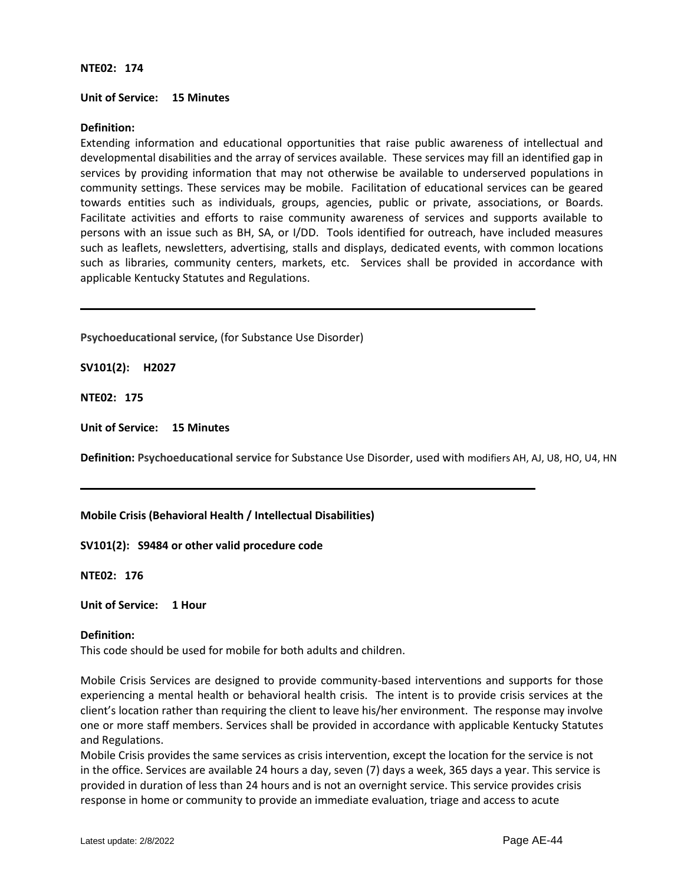**NTE02: 174**

**Unit of Service: 15 Minutes**

**Definition:**
Extending information and educational opportunities that raise public awareness of intellectual and developmental disabilities and the array of services available. These services may fill an identified gap in services by providing information that may not otherwise be available to underserved populations in community settings. These services may be mobile. Facilitation of educational services can be geared towards entities such as individuals, groups, agencies, public or private, associations, or Boards. Facilitate activities and efforts to raise community awareness of services and supports available to persons with an issue such as BH, SA, or I/DD. Tools identified for outreach, have included measures such as leaflets, newsletters, advertising, stalls and displays, dedicated events, with common locations such as libraries, community centers, markets, etc. Services shall be provided in accordance with applicable Kentucky Statutes and Regulations.

---

**Psychoeducational service,** (for Substance Use Disorder)

**SV101(2): H2027**

**NTE02: 175**

**Unit of Service: 15 Minutes**

**Definition:** **Psychoeducational service** for Substance Use Disorder, used with modifiers AH, AJ, U8, HO, U4, HN

---

**Mobile Crisis (Behavioral Health / Intellectual Disabilities)**

**SV101(2): S9484 or other valid procedure code**

**NTE02: 176**

**Unit of Service: 1 Hour**

**Definition:**
This code should be used for mobile for both adults and children.

Mobile Crisis Services are designed to provide community-based interventions and supports for those experiencing a mental health or behavioral health crisis. The intent is to provide crisis services at the client's location rather than requiring the client to leave his/her environment. The response may involve one or more staff members. Services shall be provided in accordance with applicable Kentucky Statutes and Regulations.
Mobile Crisis provides the same services as crisis intervention, except the location for the service is not in the office. Services are available 24 hours a day, seven (7) days a week, 365 days a year. This service is provided in duration of less than 24 hours and is not an overnight service. This service provides crisis response in home or community to provide an immediate evaluation, triage and access to acute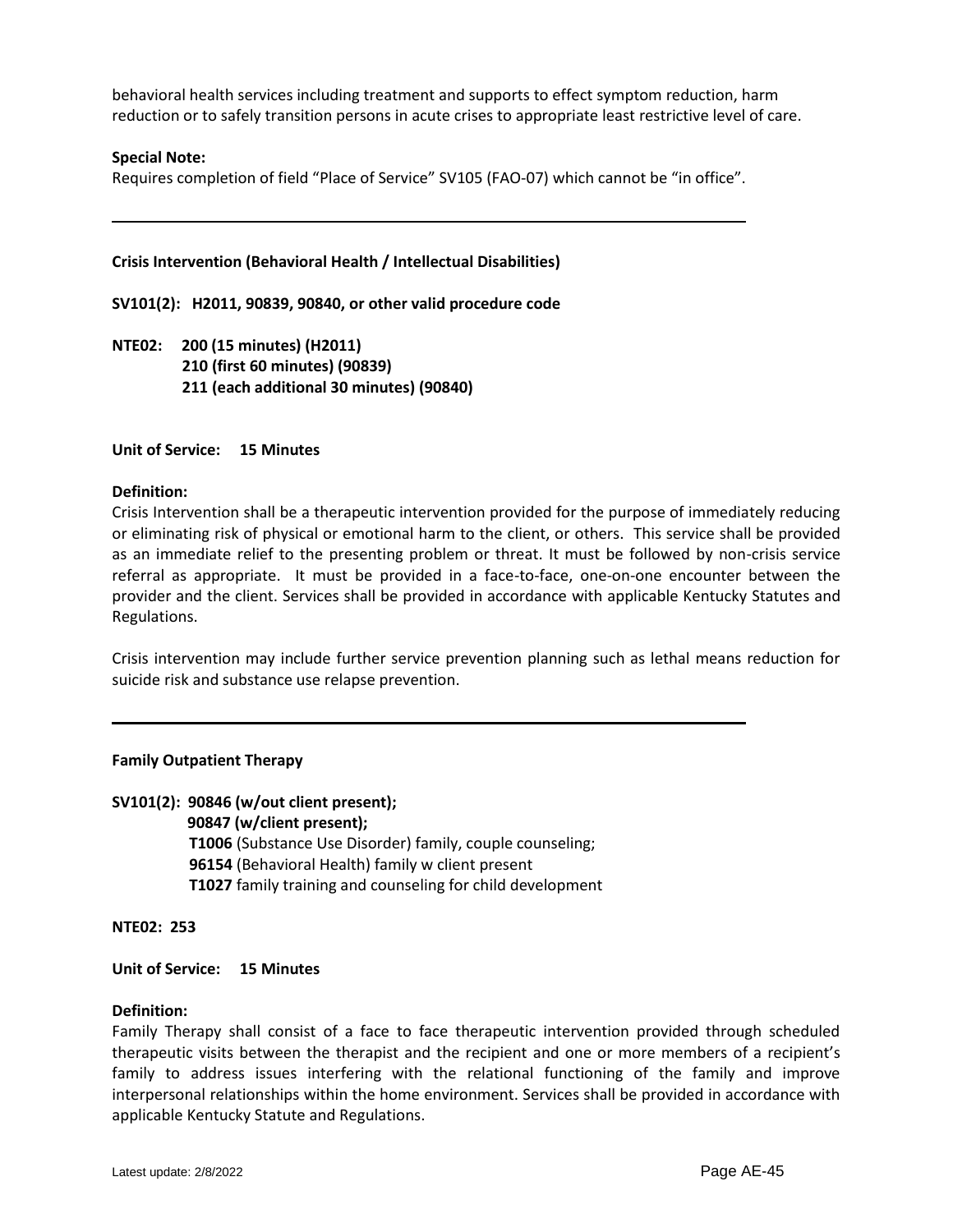behavioral health services including treatment and supports to effect symptom reduction, harm reduction or to safely transition persons in acute crises to appropriate least restrictive level of care.

**Special Note:**
Requires completion of field "Place of Service" SV105 (FAO-07) which cannot be "in office".

---

**Crisis Intervention (Behavioral Health / Intellectual Disabilities)**

**SV101(2): H2011, 90839, 90840, or other valid procedure code**

**NTE02: 200 (15 minutes) (H2011)**
**210 (first 60 minutes) (90839)**
**211 (each additional 30 minutes) (90840)**

**Unit of Service: 15 Minutes**

**Definition:**
Crisis Intervention shall be a therapeutic intervention provided for the purpose of immediately reducing or eliminating risk of physical or emotional harm to the client, or others. This service shall be provided as an immediate relief to the presenting problem or threat. It must be followed by non-crisis service referral as appropriate. It must be provided in a face-to-face, one-on-one encounter between the provider and the client. Services shall be provided in accordance with applicable Kentucky Statutes and Regulations.

Crisis intervention may include further service prevention planning such as lethal means reduction for suicide risk and substance use relapse prevention.

---

**Family Outpatient Therapy**

**SV101(2): 90846 (w/out client present);**
**90847 (w/client present);**
**T1006** (Substance Use Disorder) family, couple counseling;
**96154** (Behavioral Health) family w client present
**T1027** family training and counseling for child development

**NTE02: 253**

**Unit of Service: 15 Minutes**

**Definition:**
Family Therapy shall consist of a face to face therapeutic intervention provided through scheduled therapeutic visits between the therapist and the recipient and one or more members of a recipient's family to address issues interfering with the relational functioning of the family and improve interpersonal relationships within the home environment. Services shall be provided in accordance with applicable Kentucky Statute and Regulations.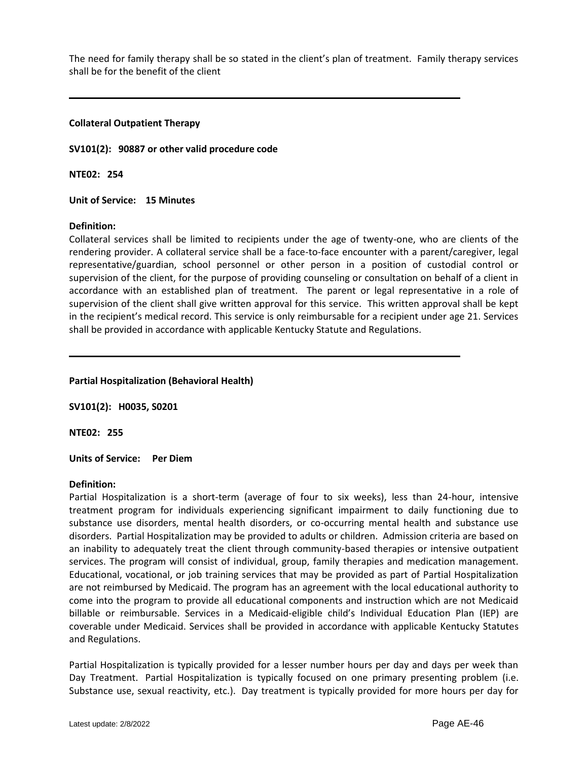The need for family therapy shall be so stated in the client's plan of treatment. Family therapy services shall be for the benefit of the client

---

**Collateral Outpatient Therapy**

**SV101(2): 90887 or other valid procedure code**

**NTE02: 254**

**Unit of Service: 15 Minutes**

**Definition:**
Collateral services shall be limited to recipients under the age of twenty-one, who are clients of the rendering provider. A collateral service shall be a face-to-face encounter with a parent/caregiver, legal representative/guardian, school personnel or other person in a position of custodial control or supervision of the client, for the purpose of providing counseling or consultation on behalf of a client in accordance with an established plan of treatment. The parent or legal representative in a role of supervision of the client shall give written approval for this service. This written approval shall be kept in the recipient's medical record. This service is only reimbursable for a recipient under age 21. Services shall be provided in accordance with applicable Kentucky Statute and Regulations.

---

**Partial Hospitalization (Behavioral Health)**

**SV101(2): H0035, S0201**

**NTE02: 255**

**Units of Service: Per Diem**

**Definition:**
Partial Hospitalization is a short-term (average of four to six weeks), less than 24-hour, intensive treatment program for individuals experiencing significant impairment to daily functioning due to substance use disorders, mental health disorders, or co-occurring mental health and substance use disorders. Partial Hospitalization may be provided to adults or children. Admission criteria are based on an inability to adequately treat the client through community-based therapies or intensive outpatient services. The program will consist of individual, group, family therapies and medication management. Educational, vocational, or job training services that may be provided as part of Partial Hospitalization are not reimbursed by Medicaid. The program has an agreement with the local educational authority to come into the program to provide all educational components and instruction which are not Medicaid billable or reimbursable. Services in a Medicaid-eligible child's Individual Education Plan (IEP) are coverable under Medicaid. Services shall be provided in accordance with applicable Kentucky Statutes and Regulations.

Partial Hospitalization is typically provided for a lesser number hours per day and days per week than Day Treatment. Partial Hospitalization is typically focused on one primary presenting problem (i.e. Substance use, sexual reactivity, etc.). Day treatment is typically provided for more hours per day for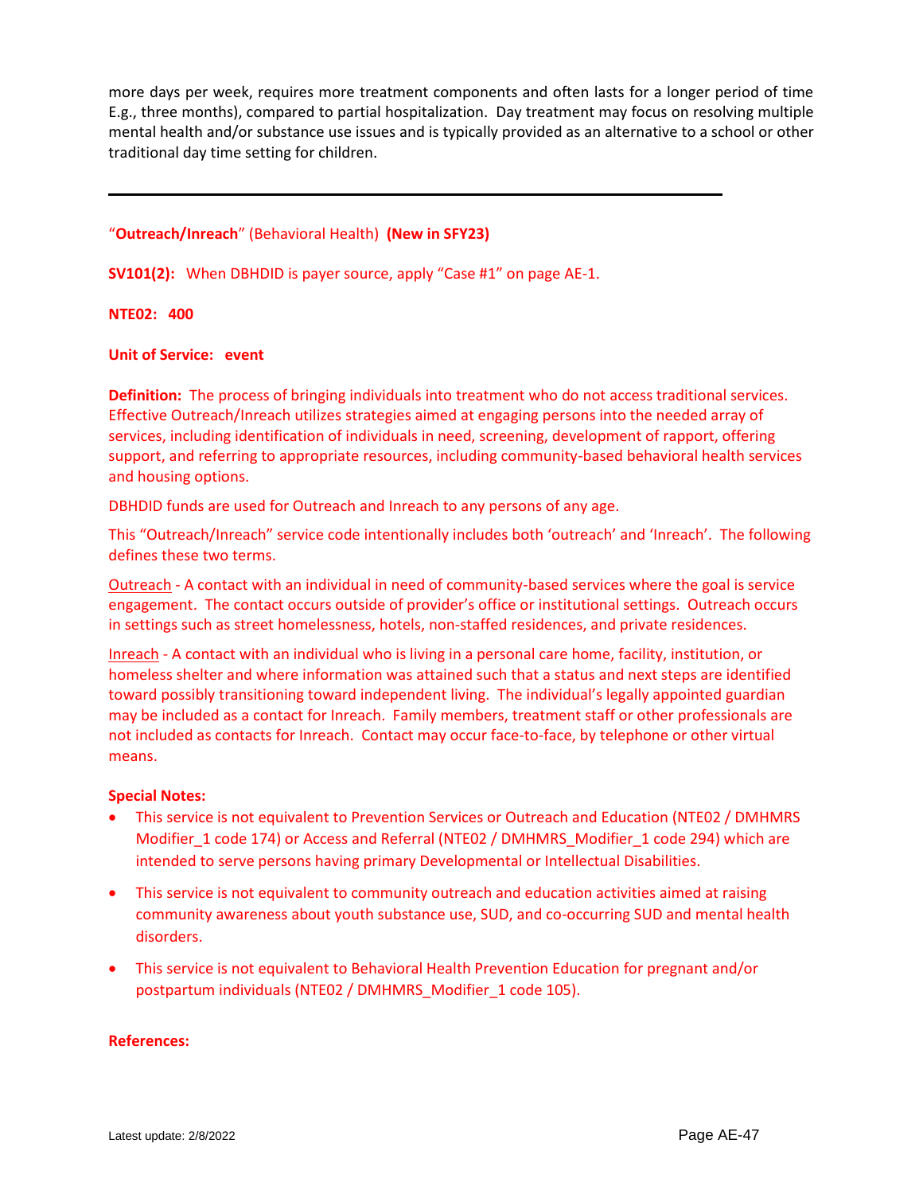more days per week, requires more treatment components and often lasts for a longer period of time E.g., three months), compared to partial hospitalization. Day treatment may focus on resolving multiple mental health and/or substance use issues and is typically provided as an alternative to a school or other traditional day time setting for children.

---

"**Outreach/Inreach**" (Behavioral Health) **(New in SFY23)**

**SV101(2):** When DBHDID is payer source, apply "Case #1" on page AE-1.

**NTE02: 400**

**Unit of Service: event**

**Definition:** The process of bringing individuals into treatment who do not access traditional services. Effective Outreach/Inreach utilizes strategies aimed at engaging persons into the needed array of services, including identification of individuals in need, screening, development of rapport, offering support, and referring to appropriate resources, including community-based behavioral health services and housing options.

DBHDID funds are used for Outreach and Inreach to any persons of any age.

This "Outreach/Inreach" service code intentionally includes both 'outreach' and 'Inreach'. The following defines these two terms.

Outreach - A contact with an individual in need of community-based services where the goal is service engagement. The contact occurs outside of provider's office or institutional settings. Outreach occurs in settings such as street homelessness, hotels, non-staffed residences, and private residences.

Inreach - A contact with an individual who is living in a personal care home, facility, institution, or homeless shelter and where information was attained such that a status and next steps are identified toward possibly transitioning toward independent living. The individual's legally appointed guardian may be included as a contact for Inreach. Family members, treatment staff or other professionals are not included as contacts for Inreach. Contact may occur face-to-face, by telephone or other virtual means.

**Special Notes:**

- This service is not equivalent to Prevention Services or Outreach and Education (NTE02 / DMHMRS Modifier_1 code 174) or Access and Referral (NTE02 / DMHMRS_Modifier_1 code 294) which are intended to serve persons having primary Developmental or Intellectual Disabilities.
- This service is not equivalent to community outreach and education activities aimed at raising community awareness about youth substance use, SUD, and co-occurring SUD and mental health disorders.
- This service is not equivalent to Behavioral Health Prevention Education for pregnant and/or postpartum individuals (NTE02 / DMHMRS_Modifier_1 code 105).

**References:**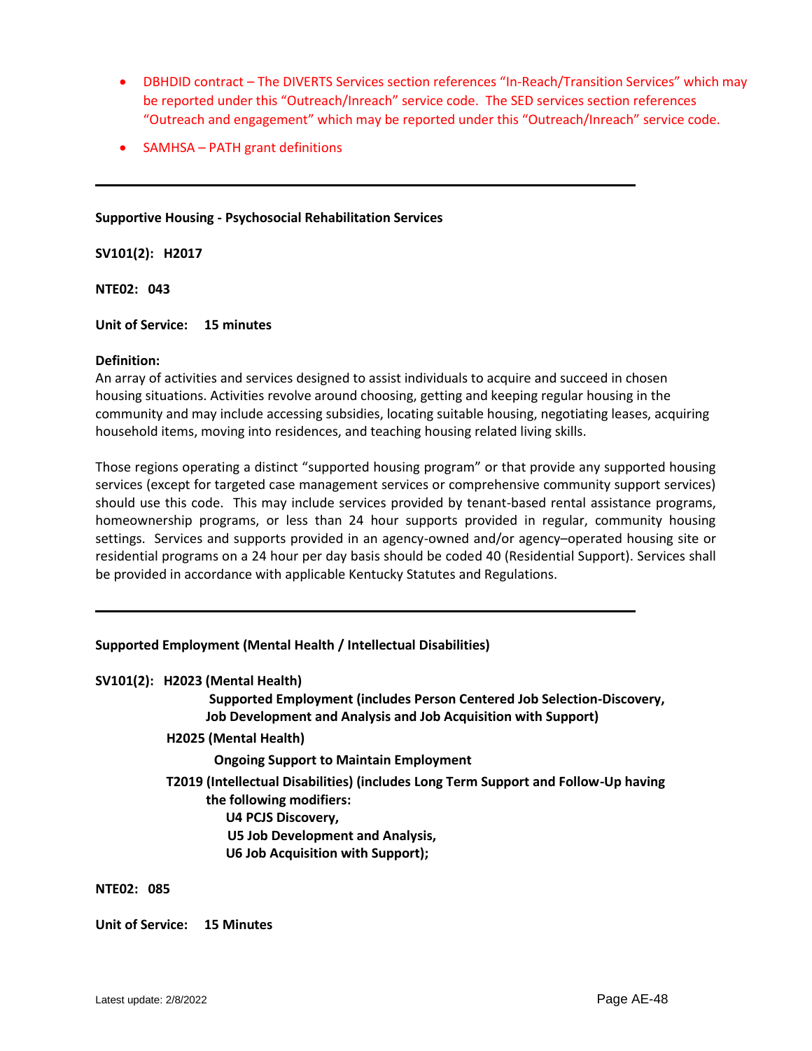- DBHDID contract – The DIVERTS Services section references "In-Reach/Transition Services" which may be reported under this "Outreach/Inreach" service code. The SED services section references "Outreach and engagement" which may be reported under this "Outreach/Inreach" service code.
- SAMHSA – PATH grant definitions

---

**Supportive Housing - Psychosocial Rehabilitation Services**

**SV101(2): H2017**

**NTE02: 043**

**Unit of Service: 15 minutes**

**Definition:**
An array of activities and services designed to assist individuals to acquire and succeed in chosen housing situations. Activities revolve around choosing, getting and keeping regular housing in the community and may include accessing subsidies, locating suitable housing, negotiating leases, acquiring household items, moving into residences, and teaching housing related living skills.

Those regions operating a distinct "supported housing program" or that provide any supported housing services (except for targeted case management services or comprehensive community support services) should use this code. This may include services provided by tenant-based rental assistance programs, homeownership programs, or less than 24 hour supports provided in regular, community housing settings. Services and supports provided in an agency-owned and/or agency–operated housing site or residential programs on a 24 hour per day basis should be coded 40 (Residential Support). Services shall be provided in accordance with applicable Kentucky Statutes and Regulations.

---

**Supported Employment (Mental Health / Intellectual Disabilities)**

**SV101(2): H2023 (Mental Health)**

**Supported Employment (includes Person Centered Job Selection-Discovery, Job Development and Analysis and Job Acquisition with Support)**

**H2025 (Mental Health)**

**Ongoing Support to Maintain Employment**

**T2019 (Intellectual Disabilities) (includes Long Term Support and Follow-Up having the following modifiers:**

**U4 PCJS Discovery,**

**U5 Job Development and Analysis,**

**U6 Job Acquisition with Support);**

**NTE02: 085**

**Unit of Service: 15 Minutes**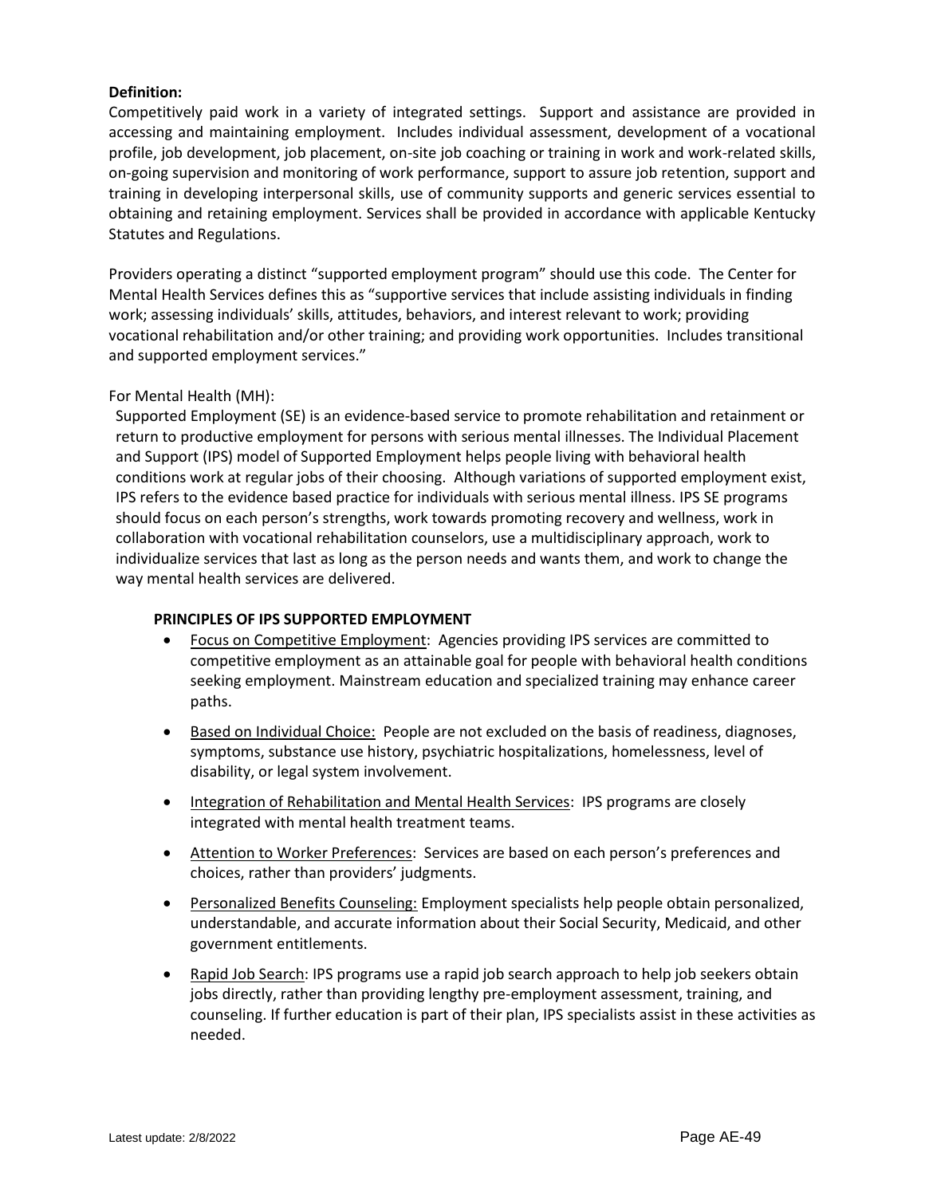**Definition:**
Competitively paid work in a variety of integrated settings. Support and assistance are provided in accessing and maintaining employment. Includes individual assessment, development of a vocational profile, job development, job placement, on-site job coaching or training in work and work-related skills, on-going supervision and monitoring of work performance, support to assure job retention, support and training in developing interpersonal skills, use of community supports and generic services essential to obtaining and retaining employment. Services shall be provided in accordance with applicable Kentucky Statutes and Regulations.

Providers operating a distinct "supported employment program" should use this code. The Center for Mental Health Services defines this as "supportive services that include assisting individuals in finding work; assessing individuals' skills, attitudes, behaviors, and interest relevant to work; providing vocational rehabilitation and/or other training; and providing work opportunities. Includes transitional and supported employment services."

For Mental Health (MH):

Supported Employment (SE) is an evidence-based service to promote rehabilitation and retainment or return to productive employment for persons with serious mental illnesses. The Individual Placement and Support (IPS) model of Supported Employment helps people living with behavioral health conditions work at regular jobs of their choosing. Although variations of supported employment exist, IPS refers to the evidence based practice for individuals with serious mental illness. IPS SE programs should focus on each person's strengths, work towards promoting recovery and wellness, work in collaboration with vocational rehabilitation counselors, use a multidisciplinary approach, work to individualize services that last as long as the person needs and wants them, and work to change the way mental health services are delivered.

**PRINCIPLES OF IPS SUPPORTED EMPLOYMENT**

- Focus on Competitive Employment: Agencies providing IPS services are committed to competitive employment as an attainable goal for people with behavioral health conditions seeking employment. Mainstream education and specialized training may enhance career paths.
- Based on Individual Choice: People are not excluded on the basis of readiness, diagnoses, symptoms, substance use history, psychiatric hospitalizations, homelessness, level of disability, or legal system involvement.
- Integration of Rehabilitation and Mental Health Services: IPS programs are closely integrated with mental health treatment teams.
- Attention to Worker Preferences: Services are based on each person's preferences and choices, rather than providers' judgments.
- Personalized Benefits Counseling: Employment specialists help people obtain personalized, understandable, and accurate information about their Social Security, Medicaid, and other government entitlements.
- Rapid Job Search: IPS programs use a rapid job search approach to help job seekers obtain jobs directly, rather than providing lengthy pre-employment assessment, training, and counseling. If further education is part of their plan, IPS specialists assist in these activities as needed.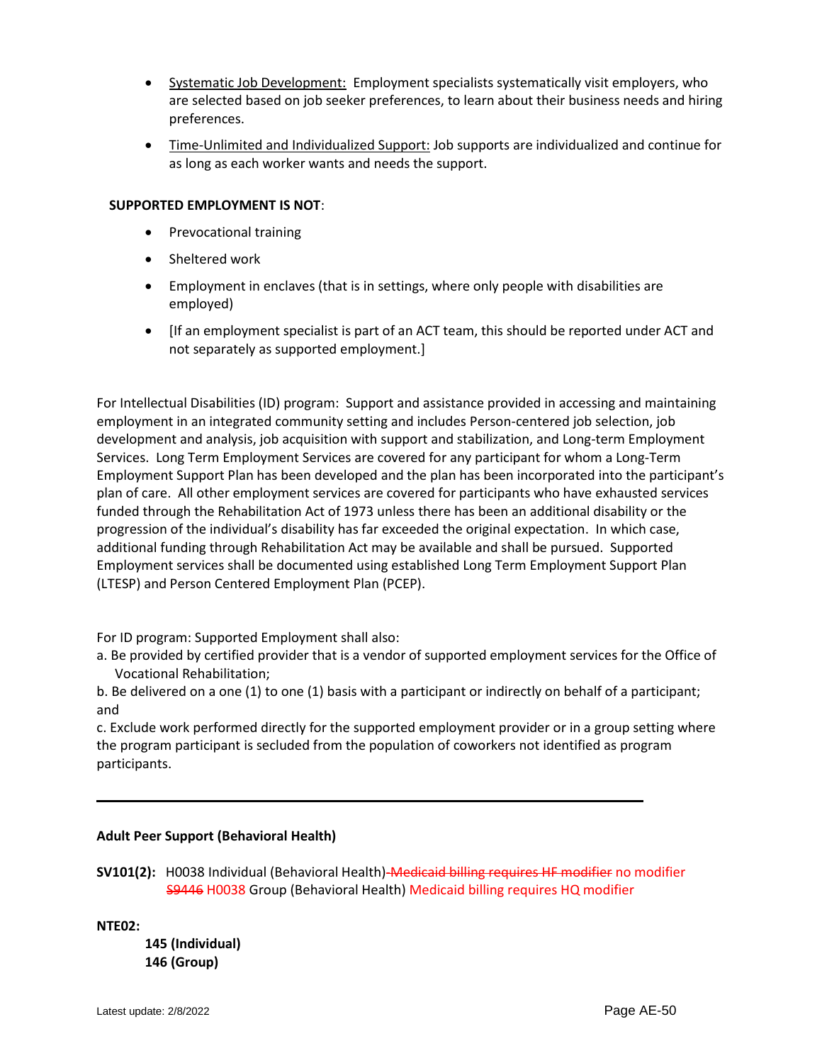- Systematic Job Development: Employment specialists systematically visit employers, who are selected based on job seeker preferences, to learn about their business needs and hiring preferences.
- Time-Unlimited and Individualized Support: Job supports are individualized and continue for as long as each worker wants and needs the support.

**SUPPORTED EMPLOYMENT IS NOT**:

- Prevocational training
- Sheltered work
- Employment in enclaves (that is in settings, where only people with disabilities are employed)
- [If an employment specialist is part of an ACT team, this should be reported under ACT and not separately as supported employment.]

For Intellectual Disabilities (ID) program: Support and assistance provided in accessing and maintaining employment in an integrated community setting and includes Person-centered job selection, job development and analysis, job acquisition with support and stabilization, and Long-term Employment Services. Long Term Employment Services are covered for any participant for whom a Long-Term Employment Support Plan has been developed and the plan has been incorporated into the participant's plan of care. All other employment services are covered for participants who have exhausted services funded through the Rehabilitation Act of 1973 unless there has been an additional disability or the progression of the individual's disability has far exceeded the original expectation. In which case, additional funding through Rehabilitation Act may be available and shall be pursued. Supported Employment services shall be documented using established Long Term Employment Support Plan (LTESP) and Person Centered Employment Plan (PCEP).

For ID program: Supported Employment shall also:

a. Be provided by certified provider that is a vendor of supported employment services for the Office of Vocational Rehabilitation;

b. Be delivered on a one (1) to one (1) basis with a participant or indirectly on behalf of a participant; and

c. Exclude work performed directly for the supported employment provider or in a group setting where the program participant is secluded from the population of coworkers not identified as program participants.

---

**Adult Peer Support (Behavioral Health)**

**SV101(2):** H0038 Individual (Behavioral Health) ~~Medicaid billing requires HF modifier~~ no modifier
~~S9446~~ H0038 Group (Behavioral Health) Medicaid billing requires HQ modifier

**NTE02:**

**145 (Individual)**
**146 (Group)**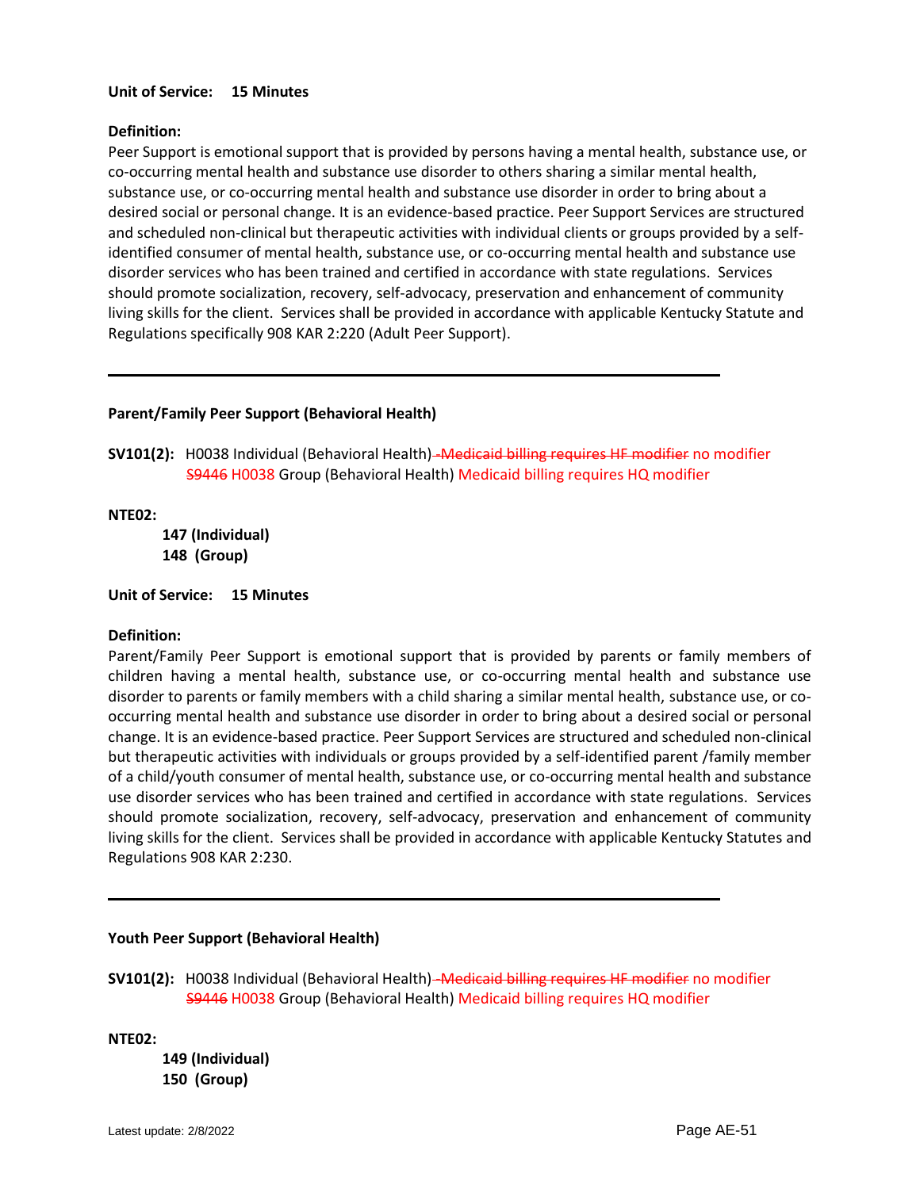**Unit of Service: 15 Minutes**

**Definition:**
Peer Support is emotional support that is provided by persons having a mental health, substance use, or co-occurring mental health and substance use disorder to others sharing a similar mental health, substance use, or co-occurring mental health and substance use disorder in order to bring about a desired social or personal change. It is an evidence-based practice. Peer Support Services are structured and scheduled non-clinical but therapeutic activities with individual clients or groups provided by a self-identified consumer of mental health, substance use, or co-occurring mental health and substance use disorder services who has been trained and certified in accordance with state regulations. Services should promote socialization, recovery, self-advocacy, preservation and enhancement of community living skills for the client. Services shall be provided in accordance with applicable Kentucky Statute and Regulations specifically 908 KAR 2:220 (Adult Peer Support).

---

**Parent/Family Peer Support (Behavioral Health)**

**SV101(2):** H0038 Individual (Behavioral Health) ~~-Medicaid billing requires HF modifier~~ no modifier
~~S9446~~ H0038 Group (Behavioral Health) Medicaid billing requires HQ modifier

**NTE02:**

**147 (Individual)**
**148 (Group)**

**Unit of Service: 15 Minutes**

**Definition:**
Parent/Family Peer Support is emotional support that is provided by parents or family members of children having a mental health, substance use, or co-occurring mental health and substance use disorder to parents or family members with a child sharing a similar mental health, substance use, or co-occurring mental health and substance use disorder in order to bring about a desired social or personal change. It is an evidence-based practice. Peer Support Services are structured and scheduled non-clinical but therapeutic activities with individuals or groups provided by a self-identified parent /family member of a child/youth consumer of mental health, substance use, or co-occurring mental health and substance use disorder services who has been trained and certified in accordance with state regulations. Services should promote socialization, recovery, self-advocacy, preservation and enhancement of community living skills for the client. Services shall be provided in accordance with applicable Kentucky Statutes and Regulations 908 KAR 2:230.

---

**Youth Peer Support (Behavioral Health)**

**SV101(2):** H0038 Individual (Behavioral Health) ~~-Medicaid billing requires HF modifier~~ no modifier
~~S9446~~ H0038 Group (Behavioral Health) Medicaid billing requires HQ modifier

**NTE02:**

**149 (Individual)**
**150 (Group)**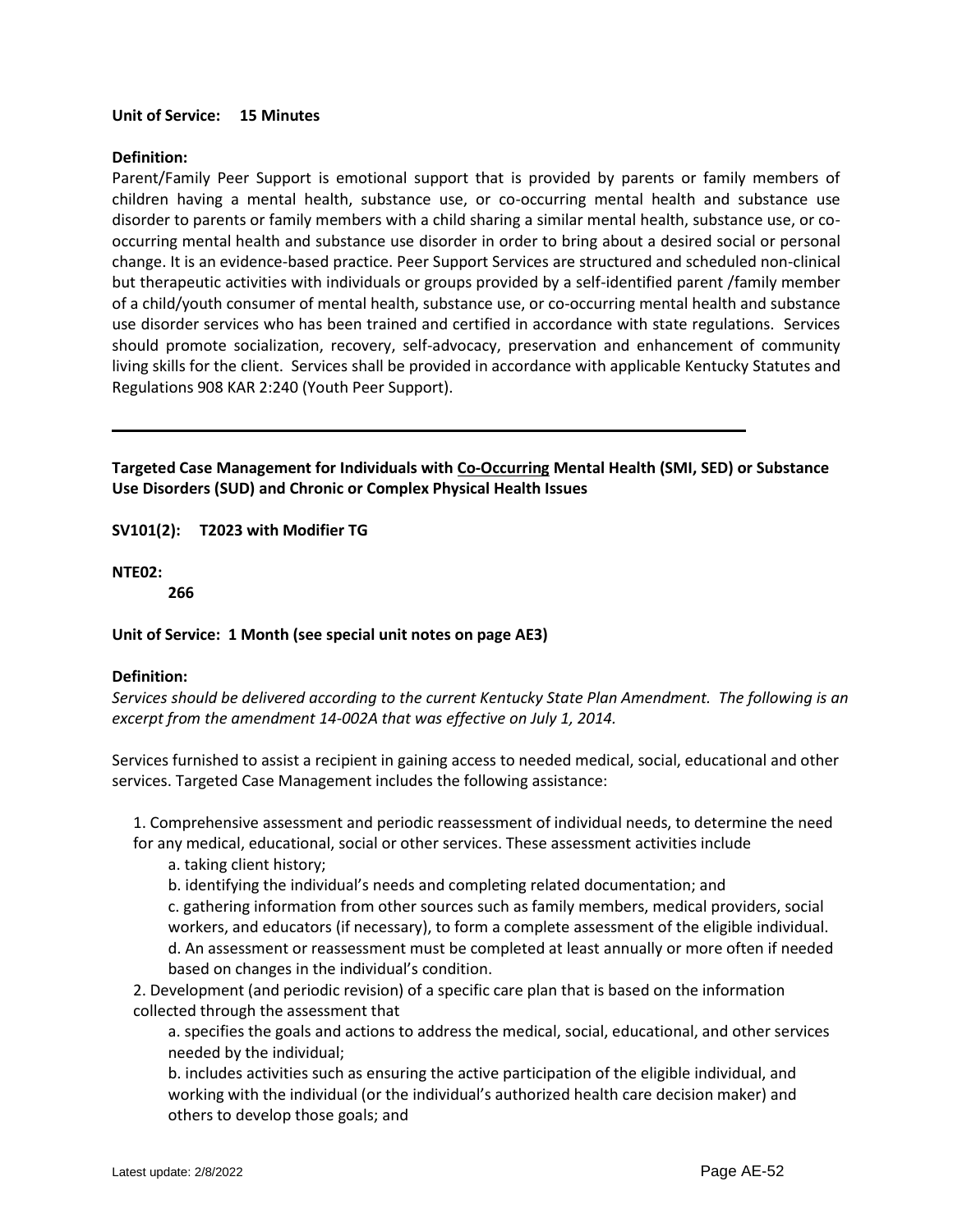**Unit of Service: 15 Minutes**

**Definition:**
Parent/Family Peer Support is emotional support that is provided by parents or family members of children having a mental health, substance use, or co-occurring mental health and substance use disorder to parents or family members with a child sharing a similar mental health, substance use, or co-occurring mental health and substance use disorder in order to bring about a desired social or personal change. It is an evidence-based practice. Peer Support Services are structured and scheduled non-clinical but therapeutic activities with individuals or groups provided by a self-identified parent /family member of a child/youth consumer of mental health, substance use, or co-occurring mental health and substance use disorder services who has been trained and certified in accordance with state regulations. Services should promote socialization, recovery, self-advocacy, preservation and enhancement of community living skills for the client. Services shall be provided in accordance with applicable Kentucky Statutes and Regulations 908 KAR 2:240 (Youth Peer Support).

---

**Targeted Case Management for Individuals with <u>Co-Occurring</u> Mental Health (SMI, SED) or Substance Use Disorders (SUD) and Chronic or Complex Physical Health Issues**

**SV101(2): T2023 with Modifier TG**

**NTE02:**
**266**

**Unit of Service: 1 Month (see special unit notes on page AE3)**

**Definition:**
*Services should be delivered according to the current Kentucky State Plan Amendment. The following is an excerpt from the amendment 14-002A that was effective on July 1, 2014.*

Services furnished to assist a recipient in gaining access to needed medical, social, educational and other services. Targeted Case Management includes the following assistance:

1. Comprehensive assessment and periodic reassessment of individual needs, to determine the need for any medical, educational, social or other services. These assessment activities include
   a. taking client history;
   b. identifying the individual's needs and completing related documentation; and
   c. gathering information from other sources such as family members, medical providers, social workers, and educators (if necessary), to form a complete assessment of the eligible individual.
   d. An assessment or reassessment must be completed at least annually or more often if needed based on changes in the individual's condition.
2. Development (and periodic revision) of a specific care plan that is based on the information collected through the assessment that
   a. specifies the goals and actions to address the medical, social, educational, and other services needed by the individual;
   b. includes activities such as ensuring the active participation of the eligible individual, and working with the individual (or the individual's authorized health care decision maker) and others to develop those goals; and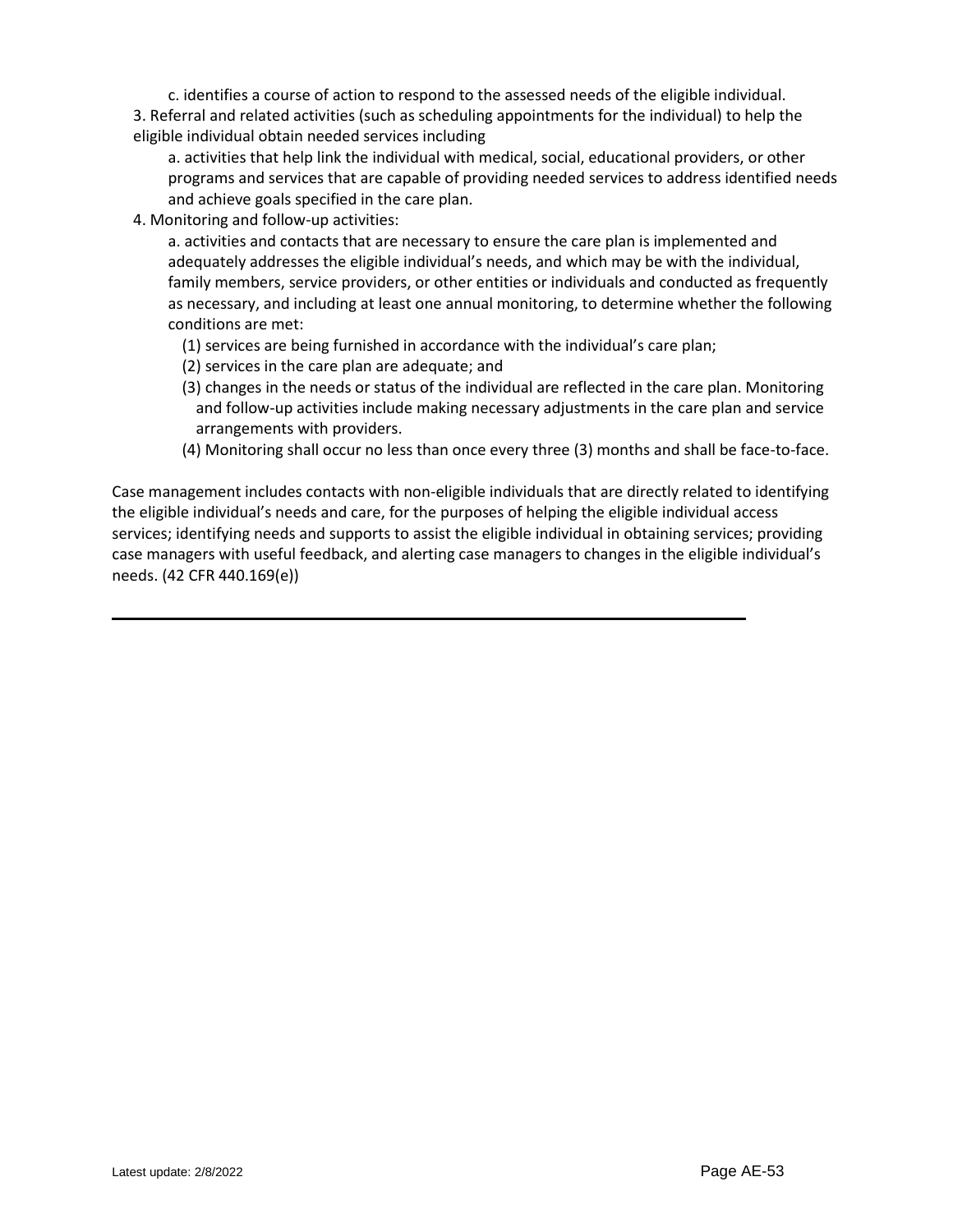c. identifies a course of action to respond to the assessed needs of the eligible individual.

3. Referral and related activities (such as scheduling appointments for the individual) to help the eligible individual obtain needed services including

    a. activities that help link the individual with medical, social, educational providers, or other programs and services that are capable of providing needed services to address identified needs and achieve goals specified in the care plan.

4. Monitoring and follow-up activities:

    a. activities and contacts that are necessary to ensure the care plan is implemented and adequately addresses the eligible individual's needs, and which may be with the individual, family members, service providers, or other entities or individuals and conducted as frequently as necessary, and including at least one annual monitoring, to determine whether the following conditions are met:

    (1) services are being furnished in accordance with the individual's care plan;

    (2) services in the care plan are adequate; and

    (3) changes in the needs or status of the individual are reflected in the care plan. Monitoring and follow-up activities include making necessary adjustments in the care plan and service arrangements with providers.

    (4) Monitoring shall occur no less than once every three (3) months and shall be face-to-face.

Case management includes contacts with non-eligible individuals that are directly related to identifying the eligible individual's needs and care, for the purposes of helping the eligible individual access services; identifying needs and supports to assist the eligible individual in obtaining services; providing case managers with useful feedback, and alerting case managers to changes in the eligible individual's needs. (42 CFR 440.169(e))

---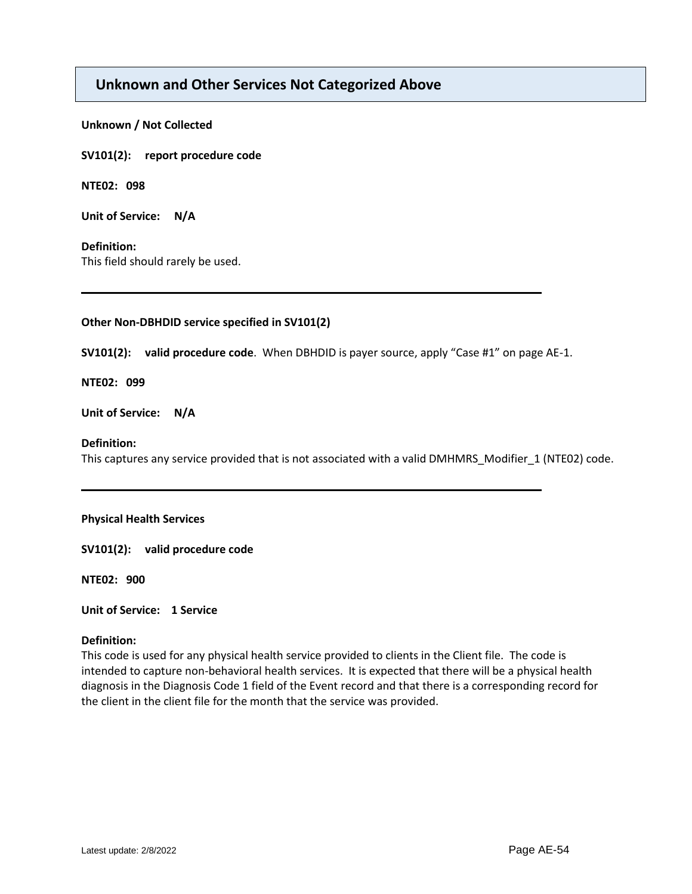## Unknown and Other Services Not Categorized Above

**Unknown / Not Collected**

**SV101(2): report procedure code**

**NTE02: 098**

**Unit of Service: N/A**

**Definition:**
This field should rarely be used.

---

**Other Non-DBHDID service specified in SV101(2)**

**SV101(2): valid procedure code**. When DBHDID is payer source, apply "Case #1" on page AE-1.

**NTE02: 099**

**Unit of Service: N/A**

**Definition:**
This captures any service provided that is not associated with a valid DMHMRS_Modifier_1 (NTE02) code.

---

**Physical Health Services**

**SV101(2): valid procedure code**

**NTE02: 900**

**Unit of Service: 1 Service**

**Definition:**
This code is used for any physical health service provided to clients in the Client file. The code is intended to capture non-behavioral health services. It is expected that there will be a physical health diagnosis in the Diagnosis Code 1 field of the Event record and that there is a corresponding record for the client in the client file for the month that the service was provided.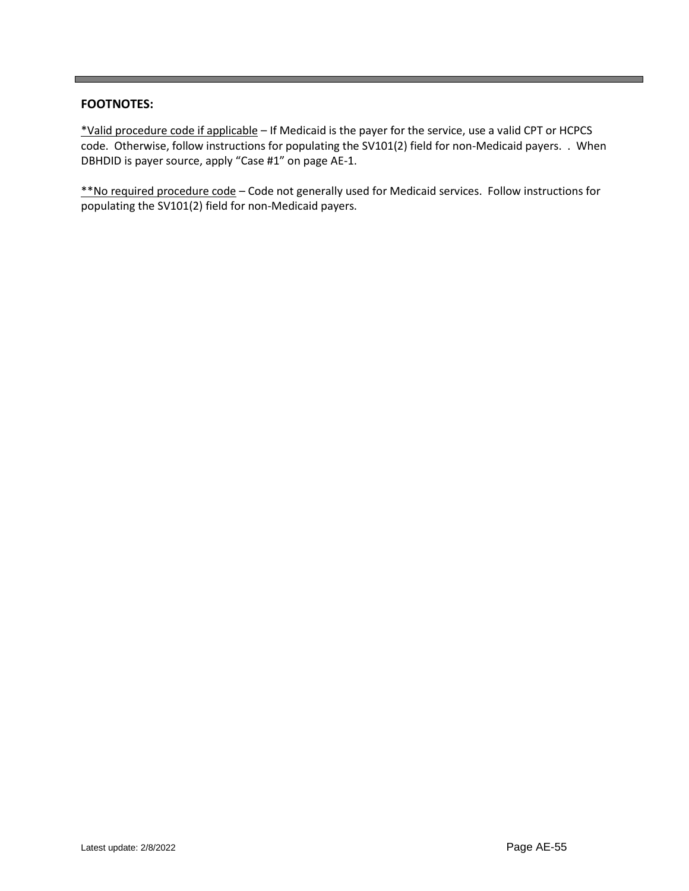**FOOTNOTES:**

*Valid procedure code if applicable – If Medicaid is the payer for the service, use a valid CPT or HCPCS code. Otherwise, follow instructions for populating the SV101(2) field for non-Medicaid payers. . When DBHDID is payer source, apply "Case #1" on page AE-1.

**No required procedure code – Code not generally used for Medicaid services. Follow instructions for populating the SV101(2) field for non-Medicaid payers.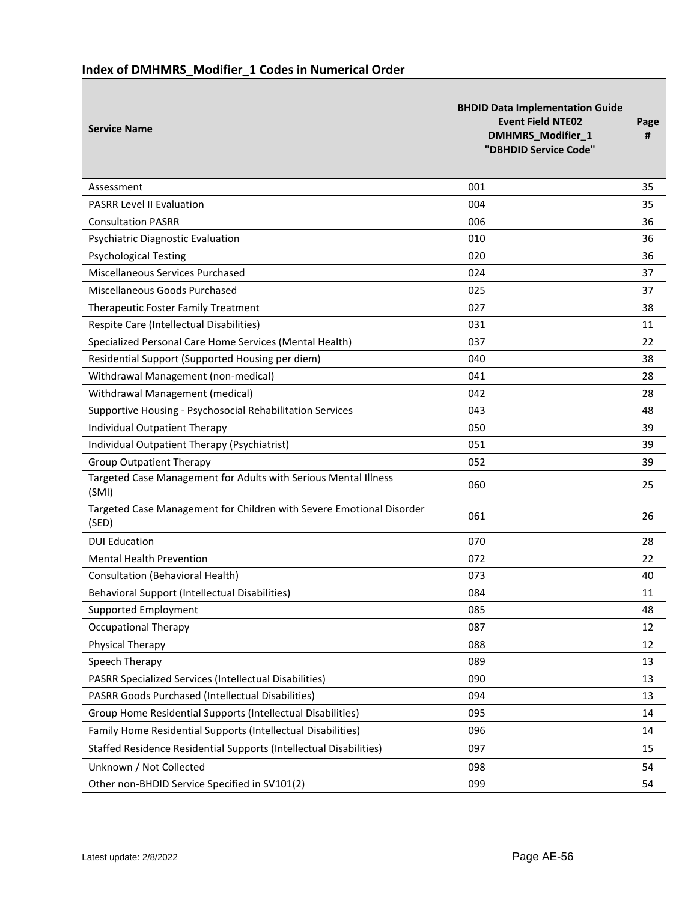## Index of DMHMRS_Modifier_1 Codes in Numerical Order

| Service Name | BHDID Data Implementation Guide Event Field NTE02 DMHMRS_Modifier_1 "DBHDID Service Code" | Page # |
|---|---|---|
| Assessment | 001 | 35 |
| PASRR Level II Evaluation | 004 | 35 |
| Consultation PASRR | 006 | 36 |
| Psychiatric Diagnostic Evaluation | 010 | 36 |
| Psychological Testing | 020 | 36 |
| Miscellaneous Services Purchased | 024 | 37 |
| Miscellaneous Goods Purchased | 025 | 37 |
| Therapeutic Foster Family Treatment | 027 | 38 |
| Respite Care (Intellectual Disabilities) | 031 | 11 |
| Specialized Personal Care Home Services (Mental Health) | 037 | 22 |
| Residential Support (Supported Housing per diem) | 040 | 38 |
| Withdrawal Management (non-medical) | 041 | 28 |
| Withdrawal Management (medical) | 042 | 28 |
| Supportive Housing - Psychosocial Rehabilitation Services | 043 | 48 |
| Individual Outpatient Therapy | 050 | 39 |
| Individual Outpatient Therapy (Psychiatrist) | 051 | 39 |
| Group Outpatient Therapy | 052 | 39 |
| Targeted Case Management for Adults with Serious Mental Illness (SMI) | 060 | 25 |
| Targeted Case Management for Children with Severe Emotional Disorder (SED) | 061 | 26 |
| DUI Education | 070 | 28 |
| Mental Health Prevention | 072 | 22 |
| Consultation (Behavioral Health) | 073 | 40 |
| Behavioral Support (Intellectual Disabilities) | 084 | 11 |
| Supported Employment | 085 | 48 |
| Occupational Therapy | 087 | 12 |
| Physical Therapy | 088 | 12 |
| Speech Therapy | 089 | 13 |
| PASRR Specialized Services (Intellectual Disabilities) | 090 | 13 |
| PASRR Goods Purchased (Intellectual Disabilities) | 094 | 13 |
| Group Home Residential Supports (Intellectual Disabilities) | 095 | 14 |
| Family Home Residential Supports (Intellectual Disabilities) | 096 | 14 |
| Staffed Residence Residential Supports (Intellectual Disabilities) | 097 | 15 |
| Unknown / Not Collected | 098 | 54 |
| Other non-BHDID Service Specified in SV101(2) | 099 | 54 |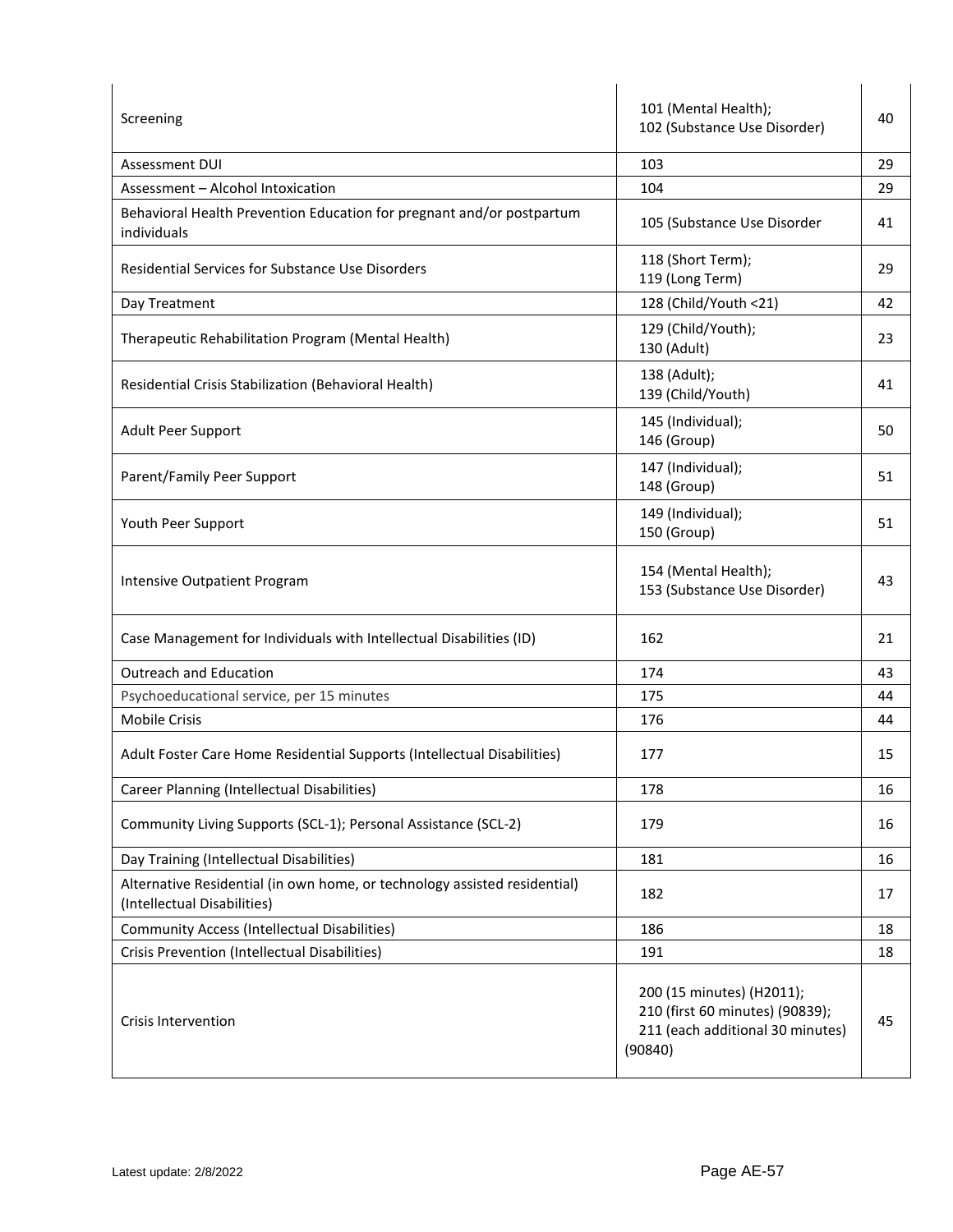| | | |
|---|---|---|
| Screening | 101 (Mental Health);<br>102 (Substance Use Disorder) | 40 |
| Assessment DUI | 103 | 29 |
| Assessment – Alcohol Intoxication | 104 | 29 |
| Behavioral Health Prevention Education for pregnant and/or postpartum individuals | 105 (Substance Use Disorder | 41 |
| Residential Services for Substance Use Disorders | 118 (Short Term);<br>119 (Long Term) | 29 |
| Day Treatment | 128 (Child/Youth <21) | 42 |
| Therapeutic Rehabilitation Program (Mental Health) | 129 (Child/Youth);<br>130 (Adult) | 23 |
| Residential Crisis Stabilization (Behavioral Health) | 138 (Adult);<br>139 (Child/Youth) | 41 |
| Adult Peer Support | 145 (Individual);<br>146 (Group) | 50 |
| Parent/Family Peer Support | 147 (Individual);<br>148 (Group) | 51 |
| Youth Peer Support | 149 (Individual);<br>150 (Group) | 51 |
| Intensive Outpatient Program | 154 (Mental Health);<br>153 (Substance Use Disorder) | 43 |
| Case Management for Individuals with Intellectual Disabilities (ID) | 162 | 21 |
| Outreach and Education | 174 | 43 |
| Psychoeducational service, per 15 minutes | 175 | 44 |
| Mobile Crisis | 176 | 44 |
| Adult Foster Care Home Residential Supports (Intellectual Disabilities) | 177 | 15 |
| Career Planning (Intellectual Disabilities) | 178 | 16 |
| Community Living Supports (SCL-1); Personal Assistance (SCL-2) | 179 | 16 |
| Day Training (Intellectual Disabilities) | 181 | 16 |
| Alternative Residential (in own home, or technology assisted residential) (Intellectual Disabilities) | 182 | 17 |
| Community Access (Intellectual Disabilities) | 186 | 18 |
| Crisis Prevention (Intellectual Disabilities) | 191 | 18 |
| Crisis Intervention | 200 (15 minutes) (H2011);<br>210 (first 60 minutes) (90839);<br>211 (each additional 30 minutes) (90840) | 45 |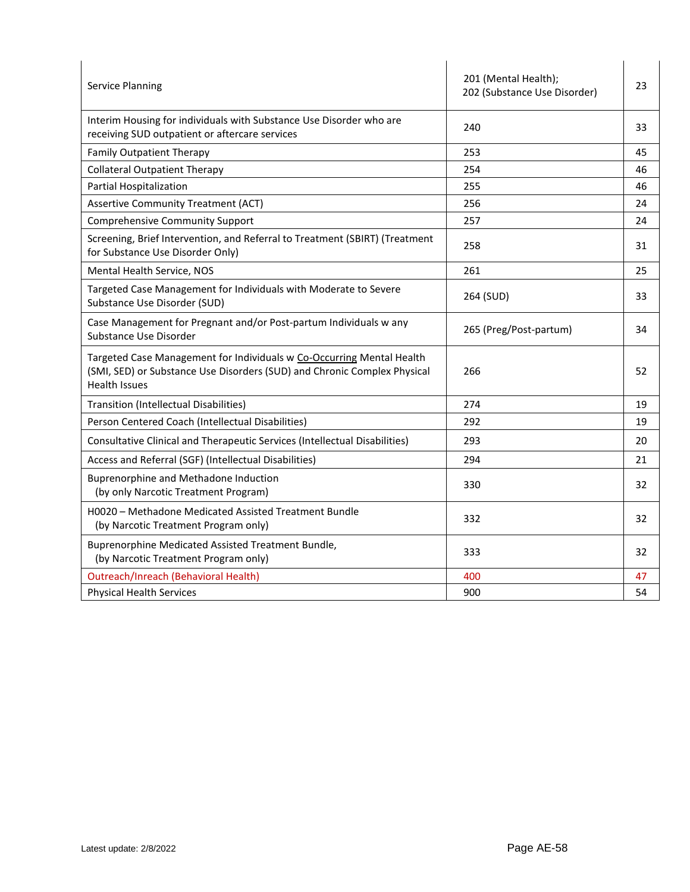| | | |
|---|---|---|
| Service Planning | 201 (Mental Health);<br>202 (Substance Use Disorder) | 23 |
| Interim Housing for individuals with Substance Use Disorder who are receiving SUD outpatient or aftercare services | 240 | 33 |
| Family Outpatient Therapy | 253 | 45 |
| Collateral Outpatient Therapy | 254 | 46 |
| Partial Hospitalization | 255 | 46 |
| Assertive Community Treatment (ACT) | 256 | 24 |
| Comprehensive Community Support | 257 | 24 |
| Screening, Brief Intervention, and Referral to Treatment (SBIRT) (Treatment for Substance Use Disorder Only) | 258 | 31 |
| Mental Health Service, NOS | 261 | 25 |
| Targeted Case Management for Individuals with Moderate to Severe Substance Use Disorder (SUD) | 264 (SUD) | 33 |
| Case Management for Pregnant and/or Post-partum Individuals w any Substance Use Disorder | 265 (Preg/Post-partum) | 34 |
| Targeted Case Management for Individuals w Co-Occurring Mental Health (SMI, SED) or Substance Use Disorders (SUD) and Chronic Complex Physical Health Issues | 266 | 52 |
| Transition (Intellectual Disabilities) | 274 | 19 |
| Person Centered Coach (Intellectual Disabilities) | 292 | 19 |
| Consultative Clinical and Therapeutic Services (Intellectual Disabilities) | 293 | 20 |
| Access and Referral (SGF) (Intellectual Disabilities) | 294 | 21 |
| Buprenorphine and Methadone Induction (by only Narcotic Treatment Program) | 330 | 32 |
| H0020 – Methadone Medicated Assisted Treatment Bundle (by Narcotic Treatment Program only) | 332 | 32 |
| Buprenorphine Medicated Assisted Treatment Bundle, (by Narcotic Treatment Program only) | 333 | 32 |
| Outreach/Inreach (Behavioral Health) | 400 | 47 |
| Physical Health Services | 900 | 54 |

Latest update: 2/8/2022